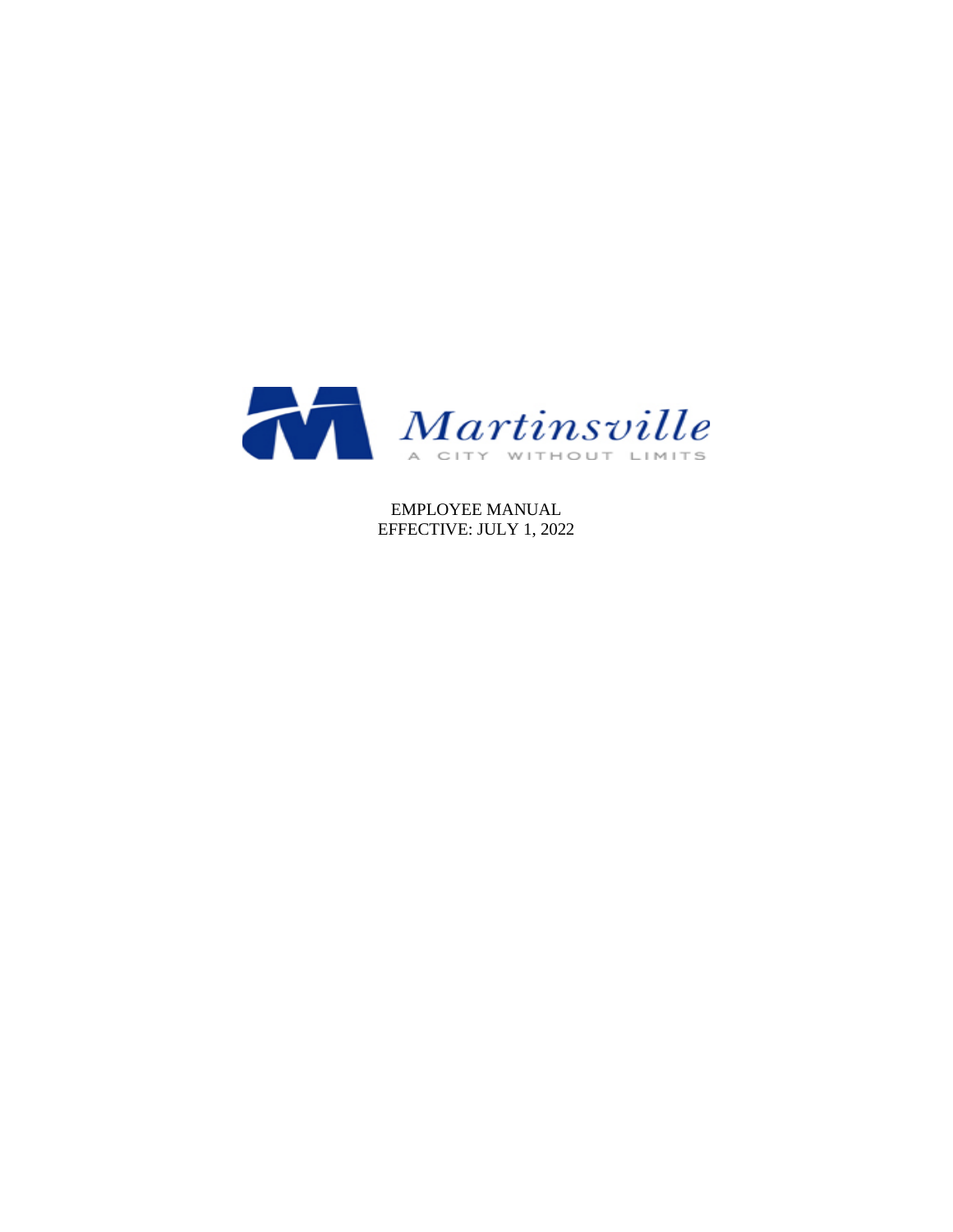Martinsville

A CITY WITHOUT LIMITS

EMPLOYEE MANUAL
EFFECTIVE: JULY 1, 2022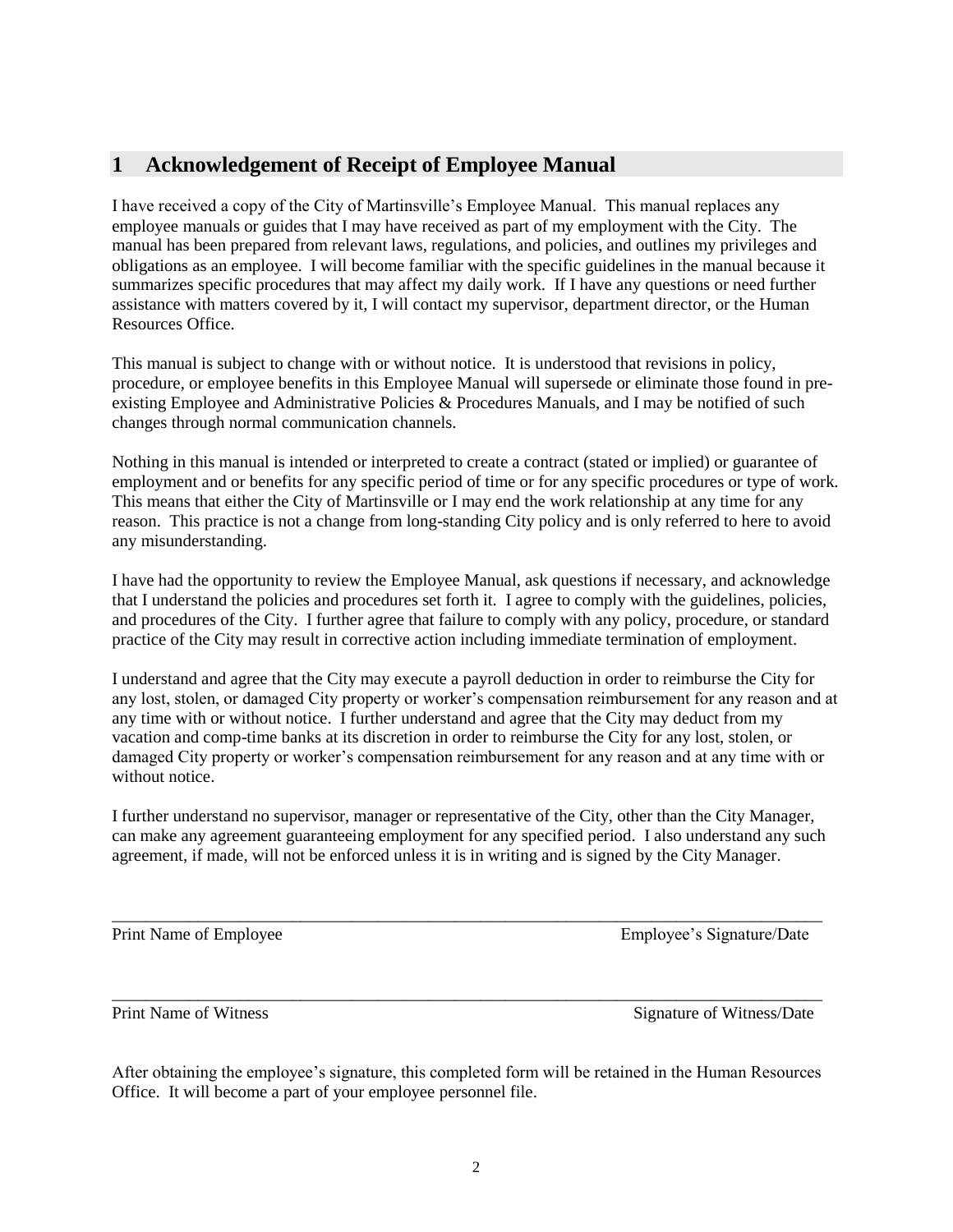# 1 Acknowledgement of Receipt of Employee Manual

I have received a copy of the City of Martinsville's Employee Manual. This manual replaces any employee manuals or guides that I may have received as part of my employment with the City. The manual has been prepared from relevant laws, regulations, and policies, and outlines my privileges and obligations as an employee. I will become familiar with the specific guidelines in the manual because it summarizes specific procedures that may affect my daily work. If I have any questions or need further assistance with matters covered by it, I will contact my supervisor, department director, or the Human Resources Office.

This manual is subject to change with or without notice. It is understood that revisions in policy, procedure, or employee benefits in this Employee Manual will supersede or eliminate those found in pre-existing Employee and Administrative Policies & Procedures Manuals, and I may be notified of such changes through normal communication channels.

Nothing in this manual is intended or interpreted to create a contract (stated or implied) or guarantee of employment and or benefits for any specific period of time or for any specific procedures or type of work. This means that either the City of Martinsville or I may end the work relationship at any time for any reason. This practice is not a change from long-standing City policy and is only referred to here to avoid any misunderstanding.

I have had the opportunity to review the Employee Manual, ask questions if necessary, and acknowledge that I understand the policies and procedures set forth it. I agree to comply with the guidelines, policies, and procedures of the City. I further agree that failure to comply with any policy, procedure, or standard practice of the City may result in corrective action including immediate termination of employment.

I understand and agree that the City may execute a payroll deduction in order to reimburse the City for any lost, stolen, or damaged City property or worker's compensation reimbursement for any reason and at any time with or without notice. I further understand and agree that the City may deduct from my vacation and comp-time banks at its discretion in order to reimburse the City for any lost, stolen, or damaged City property or worker's compensation reimbursement for any reason and at any time with or without notice.

I further understand no supervisor, manager or representative of the City, other than the City Manager, can make any agreement guaranteeing employment for any specified period. I also understand any such agreement, if made, will not be enforced unless it is in writing and is signed by the City Manager.

\_\_\_\_\_\_\_\_\_\_\_\_\_\_\_\_\_\_\_\_\_\_\_\_\_\_\_\_\_\_\_\_\_\_\_\_\_\_\_\_\_\_\_\_\_\_\_\_\_\_\_\_\_\_\_\_\_\_\_\_\_\_\_\_\_\_\_\_\_\_\_\_\_\_

Print Name of Employee                                                                 Employee's Signature/Date

\_\_\_\_\_\_\_\_\_\_\_\_\_\_\_\_\_\_\_\_\_\_\_\_\_\_\_\_\_\_\_\_\_\_\_\_\_\_\_\_\_\_\_\_\_\_\_\_\_\_\_\_\_\_\_\_\_\_\_\_\_\_\_\_\_\_\_\_\_\_\_\_\_\_

Print Name of Witness                                                                   Signature of Witness/Date

After obtaining the employee's signature, this completed form will be retained in the Human Resources Office. It will become a part of your employee personnel file.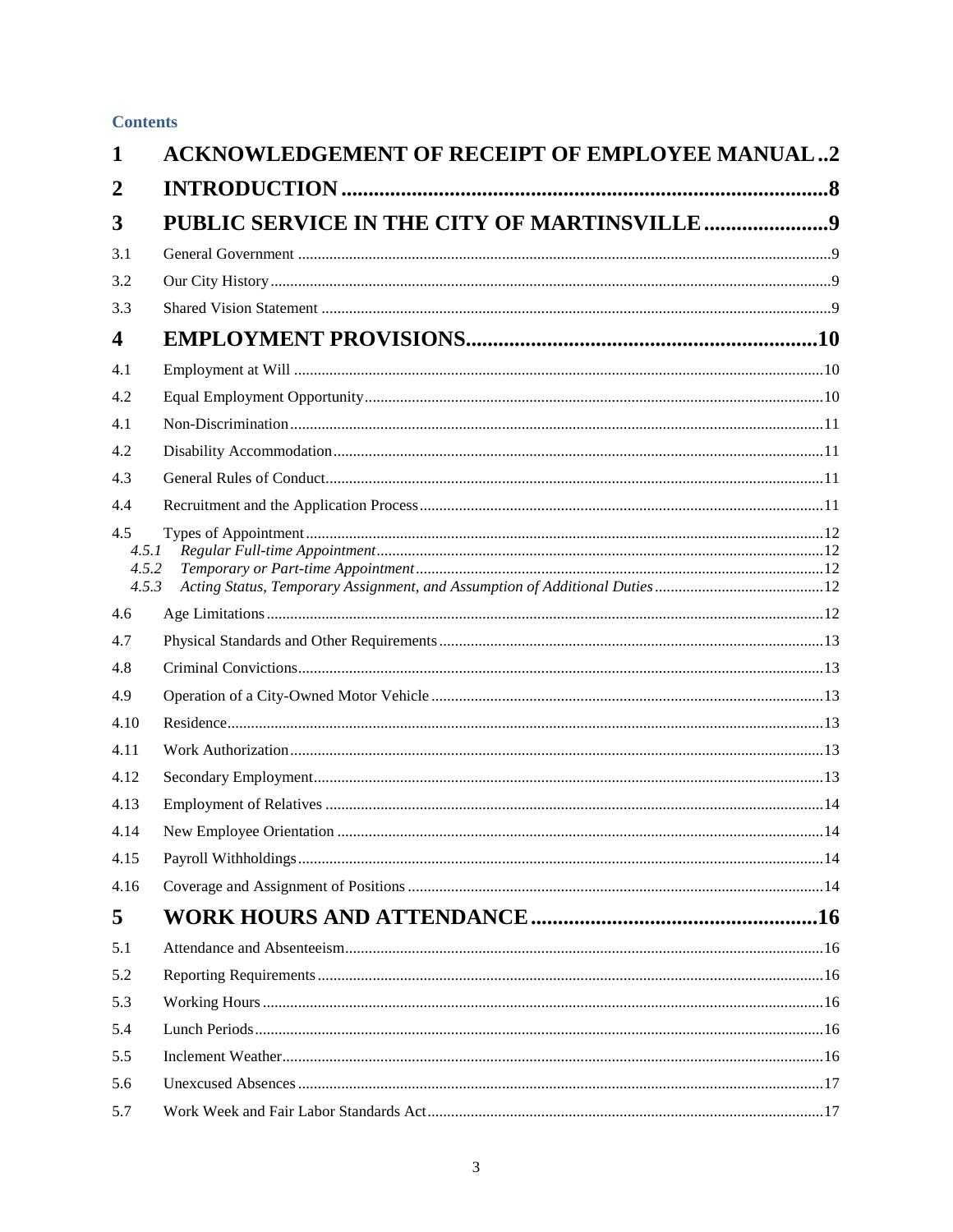**Contents**

| | | |
|---|---|---|
| **1** | **ACKNOWLEDGEMENT OF RECEIPT OF EMPLOYEE MANUAL** | **2** |
| **2** | **INTRODUCTION** | **8** |
| **3** | **PUBLIC SERVICE IN THE CITY OF MARTINSVILLE** | **9** |
| 3.1 | General Government | 9 |
| 3.2 | Our City History | 9 |
| 3.3 | Shared Vision Statement | 9 |
| **4** | **EMPLOYMENT PROVISIONS** | **10** |
| 4.1 | Employment at Will | 10 |
| 4.2 | Equal Employment Opportunity | 10 |
| 4.1 | Non-Discrimination | 11 |
| 4.2 | Disability Accommodation | 11 |
| 4.3 | General Rules of Conduct | 11 |
| 4.4 | Recruitment and the Application Process | 11 |
| 4.5 | Types of Appointment | 12 |
| *4.5.1* | *Regular Full-time Appointment* | 12 |
| *4.5.2* | *Temporary or Part-time Appointment* | 12 |
| *4.5.3* | *Acting Status, Temporary Assignment, and Assumption of Additional Duties* | 12 |
| 4.6 | Age Limitations | 12 |
| 4.7 | Physical Standards and Other Requirements | 13 |
| 4.8 | Criminal Convictions | 13 |
| 4.9 | Operation of a City-Owned Motor Vehicle | 13 |
| 4.10 | Residence | 13 |
| 4.11 | Work Authorization | 13 |
| 4.12 | Secondary Employment | 13 |
| 4.13 | Employment of Relatives | 14 |
| 4.14 | New Employee Orientation | 14 |
| 4.15 | Payroll Withholdings | 14 |
| 4.16 | Coverage and Assignment of Positions | 14 |
| **5** | **WORK HOURS AND ATTENDANCE** | **16** |
| 5.1 | Attendance and Absenteeism | 16 |
| 5.2 | Reporting Requirements | 16 |
| 5.3 | Working Hours | 16 |
| 5.4 | Lunch Periods | 16 |
| 5.5 | Inclement Weather | 16 |
| 5.6 | Unexcused Absences | 17 |
| 5.7 | Work Week and Fair Labor Standards Act | 17 |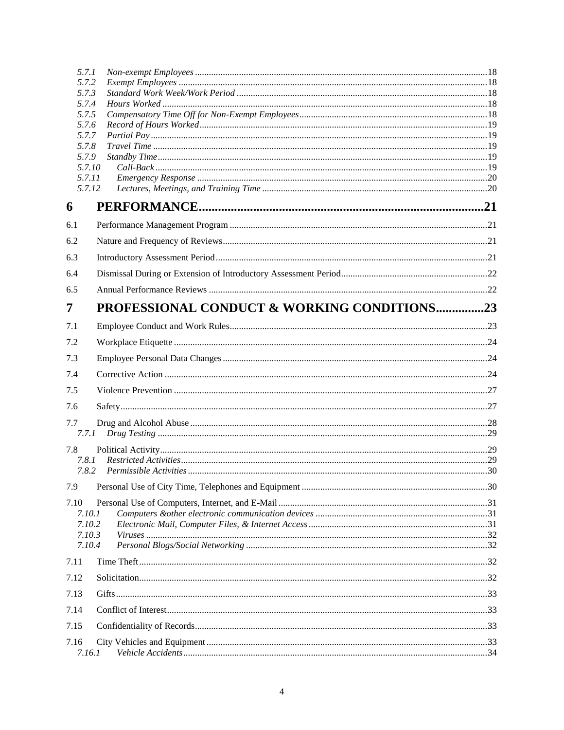5.7.1 *Non-exempt Employees* ....................................................................................................18
5.7.2 *Exempt Employees* ...........................................................................................................18
5.7.3 *Standard Work Week/Work Period* ...................................................................................18
5.7.4 *Hours Worked* ..................................................................................................................18
5.7.5 *Compensatory Time Off for Non-Exempt Employees*.........................................................18
5.7.6 *Record of Hours Worked*...................................................................................................19
5.7.7 *Partial Pay*.......................................................................................................................19
5.7.8 *Travel Time* .....................................................................................................................19
5.7.9 *Standby Time*...................................................................................................................19
5.7.10 *Call-Back*......................................................................................................................19
5.7.11 *Emergency Response* ....................................................................................................20
5.7.12 *Lectures, Meetings, and Training Time* .........................................................................20

# 6 PERFORMANCE..........................................................................................21

6.1 Performance Management Program ......................................................................................21

6.2 Nature and Frequency of Reviews.........................................................................................21

6.3 Introductory Assessment Period............................................................................................21

6.4 Dismissal During or Extension of Introductory Assessment Period......................................22

6.5 Annual Performance Reviews ...............................................................................................22

# 7 PROFESSIONAL CONDUCT & WORKING CONDITIONS..............23

7.1 Employee Conduct and Work Rules......................................................................................23

7.2 Workplace Etiquette ..............................................................................................................24

7.3 Employee Personal Data Changes .........................................................................................24

7.4 Corrective Action ..................................................................................................................24

7.5 Violence Prevention ..............................................................................................................27

7.6 Safety.....................................................................................................................................27

7.7 Drug and Alcohol Abuse .......................................................................................................28
7.7.1 *Drug Testing* .....................................................................................................................29

7.8 Political Activity....................................................................................................................29
7.8.1 *Restricted Activities*...........................................................................................................29
7.8.2 *Permissible Activities* ........................................................................................................30

7.9 Personal Use of City Time, Telephones and Equipment ........................................................30

7.10 Personal Use of Computers, Internet, and E-Mail.................................................................31
7.10.1 *Computers &other electronic communication devices* ..................................................31
7.10.2 *Electronic Mail, Computer Files, & Internet Access*.....................................................31
7.10.3 *Viruses* ..........................................................................................................................32
7.10.4 *Personal Blogs/Social Networking* ...............................................................................32

7.11 Time Theft.............................................................................................................................32

7.12 Solicitation.............................................................................................................................32

7.13 Gifts.......................................................................................................................................33

7.14 Conflict of Interest.................................................................................................................33

7.15 Confidentiality of Records.....................................................................................................33

7.16 City Vehicles and Equipment ................................................................................................33
7.16.1 *Vehicle Accidents*..........................................................................................................34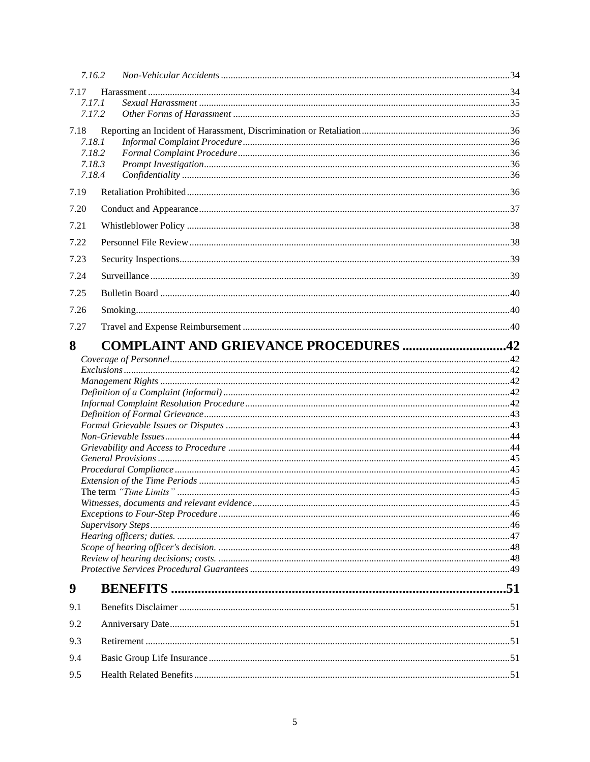*7.16.2 Non-Vehicular Accidents* ....................................................................................................34

7.17 Harassment ....................................................................................................34

*7.17.1 Sexual Harassment* ....................................................................................................35

*7.17.2 Other Forms of Harassment* ....................................................................................................35

7.18 Reporting an Incident of Harassment, Discrimination or Retaliation ....................................................................................................36

*7.18.1 Informal Complaint Procedure* ....................................................................................................36

*7.18.2 Formal Complaint Procedure* ....................................................................................................36

*7.18.3 Prompt Investigation* ....................................................................................................36

*7.18.4 Confidentiality* ....................................................................................................36

7.19 Retaliation Prohibited ....................................................................................................36

7.20 Conduct and Appearance ....................................................................................................37

7.21 Whistleblower Policy ....................................................................................................38

7.22 Personnel File Review ....................................................................................................38

7.23 Security Inspections ....................................................................................................39

7.24 Surveillance ....................................................................................................39

7.25 Bulletin Board ....................................................................................................40

7.26 Smoking ....................................................................................................40

7.27 Travel and Expense Reimbursement ....................................................................................................40

**8 COMPLAINT AND GRIEVANCE PROCEDURES ....................................................................................................42**

*Coverage of Personnel* ....................................................................................................42

*Exclusions* ....................................................................................................42

*Management Rights* ....................................................................................................42

*Definition of a Complaint (informal)* ....................................................................................................42

*Informal Complaint Resolution Procedure* ....................................................................................................42

*Definition of Formal Grievance* ....................................................................................................43

*Formal Grievable Issues or Disputes* ....................................................................................................43

*Non-Grievable Issues* ....................................................................................................44

*Grievability and Access to Procedure* ....................................................................................................44

*General Provisions* ....................................................................................................45

*Procedural Compliance* ....................................................................................................45

*Extension of the Time Periods* ....................................................................................................45

The term *"Time Limits"* ....................................................................................................45

*Witnesses, documents and relevant evidence* ....................................................................................................45

*Exceptions to Four-Step Procedure* ....................................................................................................46

*Supervisory Steps* ....................................................................................................46

*Hearing officers; duties.* ....................................................................................................47

*Scope of hearing officer's decision.* ....................................................................................................48

*Review of hearing decisions; costs.* ....................................................................................................48

*Protective Services Procedural Guarantees* ....................................................................................................49

**9 BENEFITS ....................................................................................................51**

9.1 Benefits Disclaimer ....................................................................................................51

9.2 Anniversary Date ....................................................................................................51

9.3 Retirement ....................................................................................................51

9.4 Basic Group Life Insurance ....................................................................................................51

9.5 Health Related Benefits ....................................................................................................51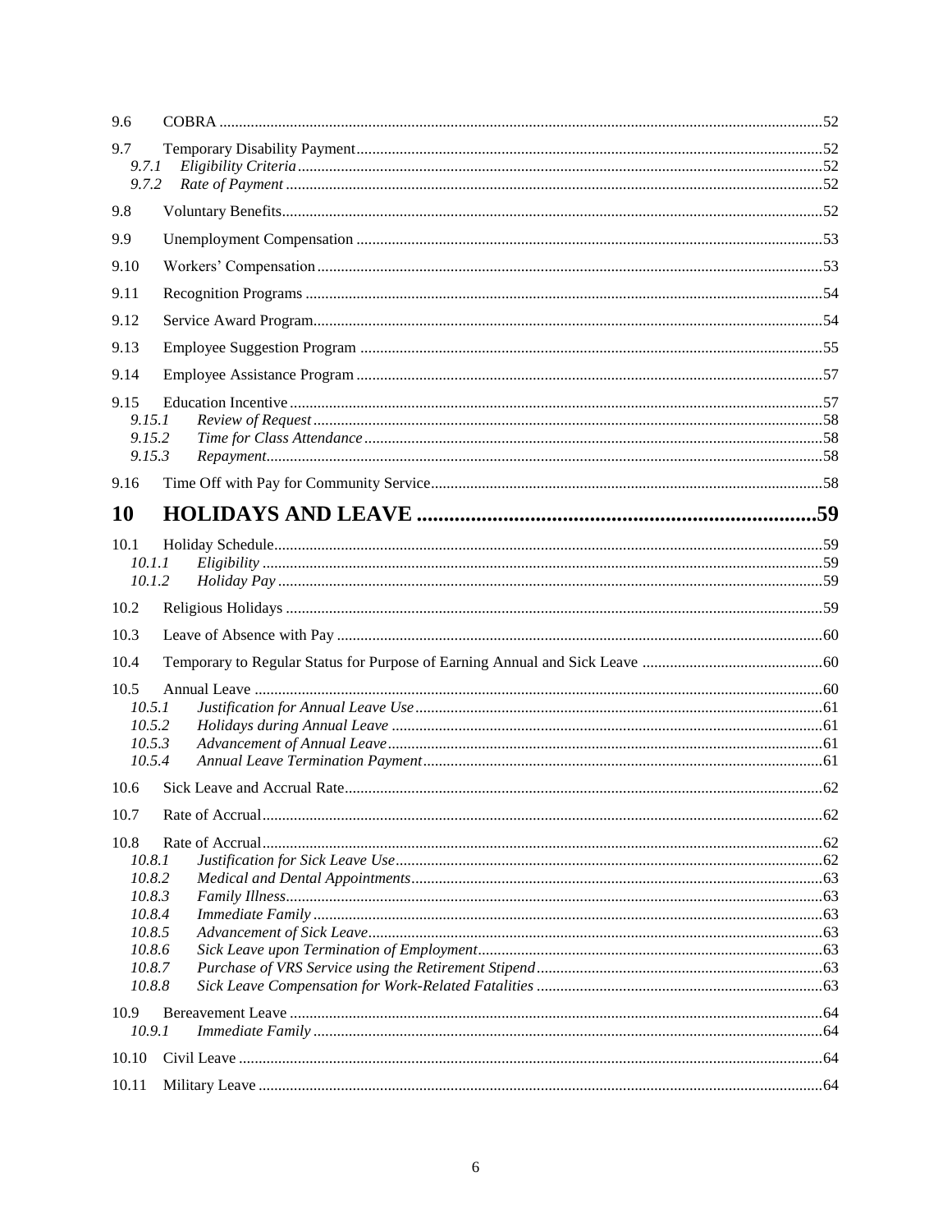9.6 COBRA ....52

9.7 Temporary Disability Payment ....52
- 9.7.1 *Eligibility Criteria* ....52
- 9.7.2 *Rate of Payment* ....52

9.8 Voluntary Benefits ....52

9.9 Unemployment Compensation ....53

9.10 Workers' Compensation ....53

9.11 Recognition Programs ....54

9.12 Service Award Program ....54

9.13 Employee Suggestion Program ....55

9.14 Employee Assistance Program ....57

9.15 Education Incentive ....57
- 9.15.1 *Review of Request* ....58
- 9.15.2 *Time for Class Attendance* ....58
- 9.15.3 *Repayment* ....58

9.16 Time Off with Pay for Community Service ....58

**10 HOLIDAYS AND LEAVE ....59**

10.1 Holiday Schedule ....59
- 10.1.1 *Eligibility* ....59
- 10.1.2 *Holiday Pay* ....59

10.2 Religious Holidays ....59

10.3 Leave of Absence with Pay ....60

10.4 Temporary to Regular Status for Purpose of Earning Annual and Sick Leave ....60

10.5 Annual Leave ....60
- 10.5.1 *Justification for Annual Leave Use* ....61
- 10.5.2 *Holidays during Annual Leave* ....61
- 10.5.3 *Advancement of Annual Leave* ....61
- 10.5.4 *Annual Leave Termination Payment* ....61

10.6 Sick Leave and Accrual Rate ....62

10.7 Rate of Accrual ....62

10.8 Rate of Accrual ....62
- 10.8.1 *Justification for Sick Leave Use* ....62
- 10.8.2 *Medical and Dental Appointments* ....63
- 10.8.3 *Family Illness* ....63
- 10.8.4 *Immediate Family* ....63
- 10.8.5 *Advancement of Sick Leave* ....63
- 10.8.6 *Sick Leave upon Termination of Employment* ....63
- 10.8.7 *Purchase of VRS Service using the Retirement Stipend* ....63
- 10.8.8 *Sick Leave Compensation for Work-Related Fatalities* ....63

10.9 Bereavement Leave ....64
- 10.9.1 *Immediate Family* ....64

10.10 Civil Leave ....64

10.11 Military Leave ....64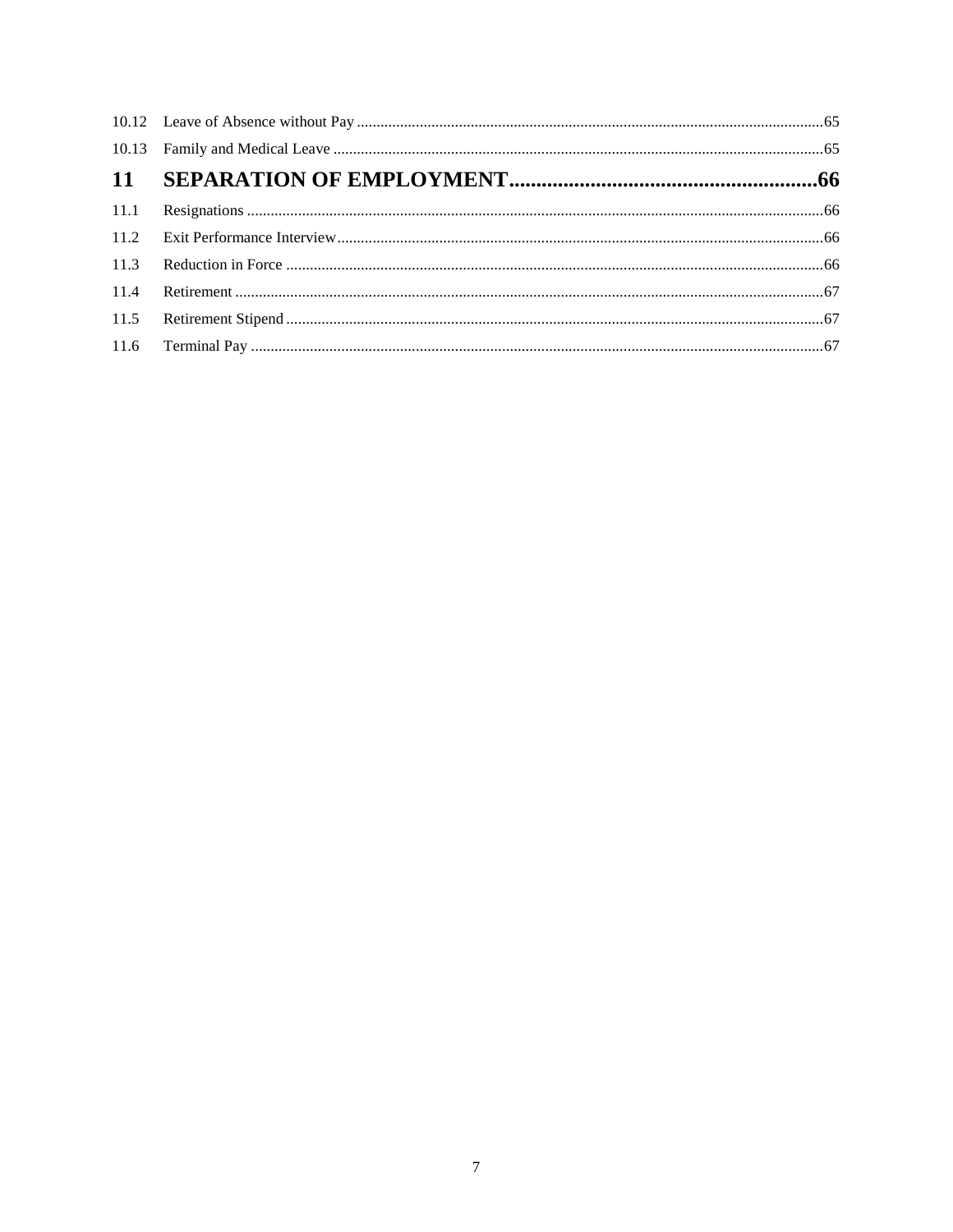10.12 Leave of Absence without Pay ....................................................................................................................65
10.13 Family and Medical Leave ..........................................................................................................................65

**11 SEPARATION OF EMPLOYMENT.......................................................66**

11.1 Resignations ..................................................................................................................................................66
11.2 Exit Performance Interview..........................................................................................................................66
11.3 Reduction in Force ........................................................................................................................................66
11.4 Retirement .....................................................................................................................................................67
11.5 Retirement Stipend ........................................................................................................................................67
11.6 Terminal Pay .................................................................................................................................................67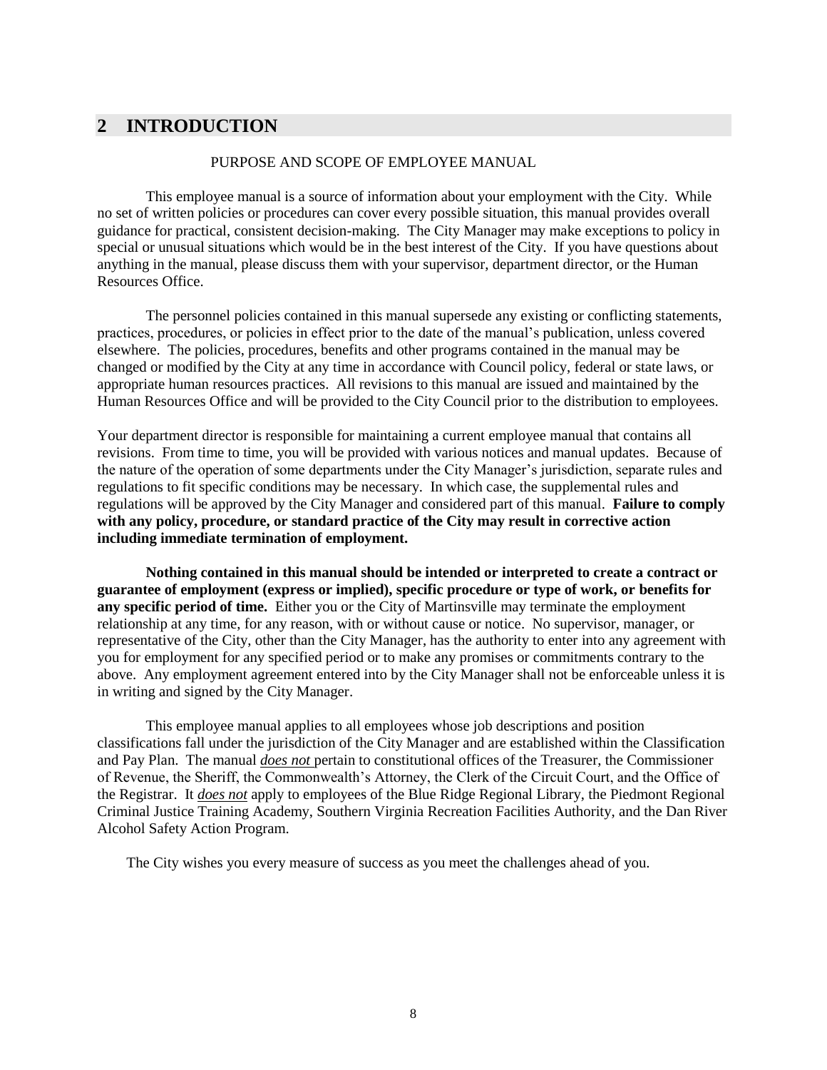# 2 INTRODUCTION

PURPOSE AND SCOPE OF EMPLOYEE MANUAL

This employee manual is a source of information about your employment with the City. While no set of written policies or procedures can cover every possible situation, this manual provides overall guidance for practical, consistent decision-making. The City Manager may make exceptions to policy in special or unusual situations which would be in the best interest of the City. If you have questions about anything in the manual, please discuss them with your supervisor, department director, or the Human Resources Office.

The personnel policies contained in this manual supersede any existing or conflicting statements, practices, procedures, or policies in effect prior to the date of the manual's publication, unless covered elsewhere. The policies, procedures, benefits and other programs contained in the manual may be changed or modified by the City at any time in accordance with Council policy, federal or state laws, or appropriate human resources practices. All revisions to this manual are issued and maintained by the Human Resources Office and will be provided to the City Council prior to the distribution to employees.

Your department director is responsible for maintaining a current employee manual that contains all revisions. From time to time, you will be provided with various notices and manual updates. Because of the nature of the operation of some departments under the City Manager's jurisdiction, separate rules and regulations to fit specific conditions may be necessary. In which case, the supplemental rules and regulations will be approved by the City Manager and considered part of this manual. **Failure to comply with any policy, procedure, or standard practice of the City may result in corrective action including immediate termination of employment.**

**Nothing contained in this manual should be intended or interpreted to create a contract or guarantee of employment (express or implied), specific procedure or type of work, or benefits for any specific period of time.** Either you or the City of Martinsville may terminate the employment relationship at any time, for any reason, with or without cause or notice. No supervisor, manager, or representative of the City, other than the City Manager, has the authority to enter into any agreement with you for employment for any specified period or to make any promises or commitments contrary to the above. Any employment agreement entered into by the City Manager shall not be enforceable unless it is in writing and signed by the City Manager.

This employee manual applies to all employees whose job descriptions and position classifications fall under the jurisdiction of the City Manager and are established within the Classification and Pay Plan. The manual ***does not*** pertain to constitutional offices of the Treasurer, the Commissioner of Revenue, the Sheriff, the Commonwealth's Attorney, the Clerk of the Circuit Court, and the Office of the Registrar. It ***does not*** apply to employees of the Blue Ridge Regional Library, the Piedmont Regional Criminal Justice Training Academy, Southern Virginia Recreation Facilities Authority, and the Dan River Alcohol Safety Action Program.

The City wishes you every measure of success as you meet the challenges ahead of you.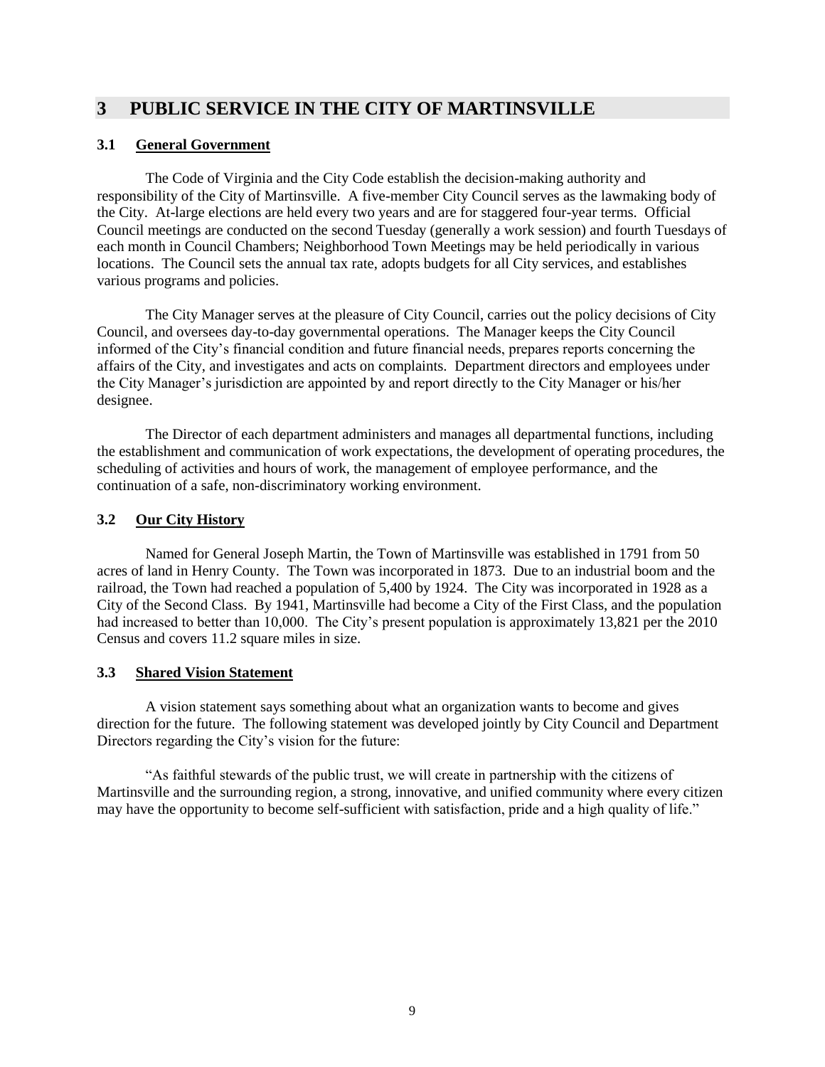# 3 PUBLIC SERVICE IN THE CITY OF MARTINSVILLE

## 3.1 General Government

The Code of Virginia and the City Code establish the decision-making authority and responsibility of the City of Martinsville. A five-member City Council serves as the lawmaking body of the City. At-large elections are held every two years and are for staggered four-year terms. Official Council meetings are conducted on the second Tuesday (generally a work session) and fourth Tuesdays of each month in Council Chambers; Neighborhood Town Meetings may be held periodically in various locations. The Council sets the annual tax rate, adopts budgets for all City services, and establishes various programs and policies.

The City Manager serves at the pleasure of City Council, carries out the policy decisions of City Council, and oversees day-to-day governmental operations. The Manager keeps the City Council informed of the City's financial condition and future financial needs, prepares reports concerning the affairs of the City, and investigates and acts on complaints. Department directors and employees under the City Manager's jurisdiction are appointed by and report directly to the City Manager or his/her designee.

The Director of each department administers and manages all departmental functions, including the establishment and communication of work expectations, the development of operating procedures, the scheduling of activities and hours of work, the management of employee performance, and the continuation of a safe, non-discriminatory working environment.

## 3.2 Our City History

Named for General Joseph Martin, the Town of Martinsville was established in 1791 from 50 acres of land in Henry County. The Town was incorporated in 1873. Due to an industrial boom and the railroad, the Town had reached a population of 5,400 by 1924. The City was incorporated in 1928 as a City of the Second Class. By 1941, Martinsville had become a City of the First Class, and the population had increased to better than 10,000. The City's present population is approximately 13,821 per the 2010 Census and covers 11.2 square miles in size.

## 3.3 Shared Vision Statement

A vision statement says something about what an organization wants to become and gives direction for the future. The following statement was developed jointly by City Council and Department Directors regarding the City's vision for the future:

"As faithful stewards of the public trust, we will create in partnership with the citizens of Martinsville and the surrounding region, a strong, innovative, and unified community where every citizen may have the opportunity to become self-sufficient with satisfaction, pride and a high quality of life."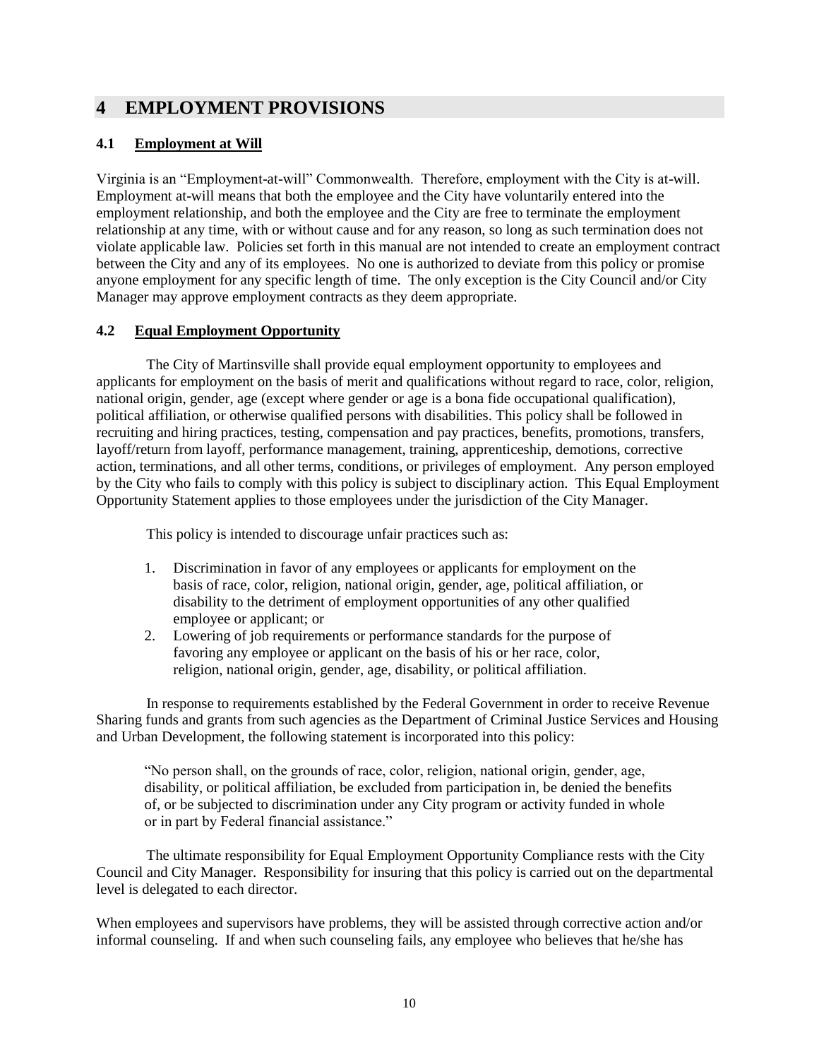# 4 EMPLOYMENT PROVISIONS

## 4.1 Employment at Will

Virginia is an "Employment-at-will" Commonwealth. Therefore, employment with the City is at-will. Employment at-will means that both the employee and the City have voluntarily entered into the employment relationship, and both the employee and the City are free to terminate the employment relationship at any time, with or without cause and for any reason, so long as such termination does not violate applicable law. Policies set forth in this manual are not intended to create an employment contract between the City and any of its employees. No one is authorized to deviate from this policy or promise anyone employment for any specific length of time. The only exception is the City Council and/or City Manager may approve employment contracts as they deem appropriate.

## 4.2 Equal Employment Opportunity

The City of Martinsville shall provide equal employment opportunity to employees and applicants for employment on the basis of merit and qualifications without regard to race, color, religion, national origin, gender, age (except where gender or age is a bona fide occupational qualification), political affiliation, or otherwise qualified persons with disabilities. This policy shall be followed in recruiting and hiring practices, testing, compensation and pay practices, benefits, promotions, transfers, layoff/return from layoff, performance management, training, apprenticeship, demotions, corrective action, terminations, and all other terms, conditions, or privileges of employment. Any person employed by the City who fails to comply with this policy is subject to disciplinary action. This Equal Employment Opportunity Statement applies to those employees under the jurisdiction of the City Manager.

This policy is intended to discourage unfair practices such as:

1. Discrimination in favor of any employees or applicants for employment on the basis of race, color, religion, national origin, gender, age, political affiliation, or disability to the detriment of employment opportunities of any other qualified employee or applicant; or
2. Lowering of job requirements or performance standards for the purpose of favoring any employee or applicant on the basis of his or her race, color, religion, national origin, gender, age, disability, or political affiliation.

In response to requirements established by the Federal Government in order to receive Revenue Sharing funds and grants from such agencies as the Department of Criminal Justice Services and Housing and Urban Development, the following statement is incorporated into this policy:

> "No person shall, on the grounds of race, color, religion, national origin, gender, age, disability, or political affiliation, be excluded from participation in, be denied the benefits of, or be subjected to discrimination under any City program or activity funded in whole or in part by Federal financial assistance."

The ultimate responsibility for Equal Employment Opportunity Compliance rests with the City Council and City Manager. Responsibility for insuring that this policy is carried out on the departmental level is delegated to each director.

When employees and supervisors have problems, they will be assisted through corrective action and/or informal counseling. If and when such counseling fails, any employee who believes that he/she has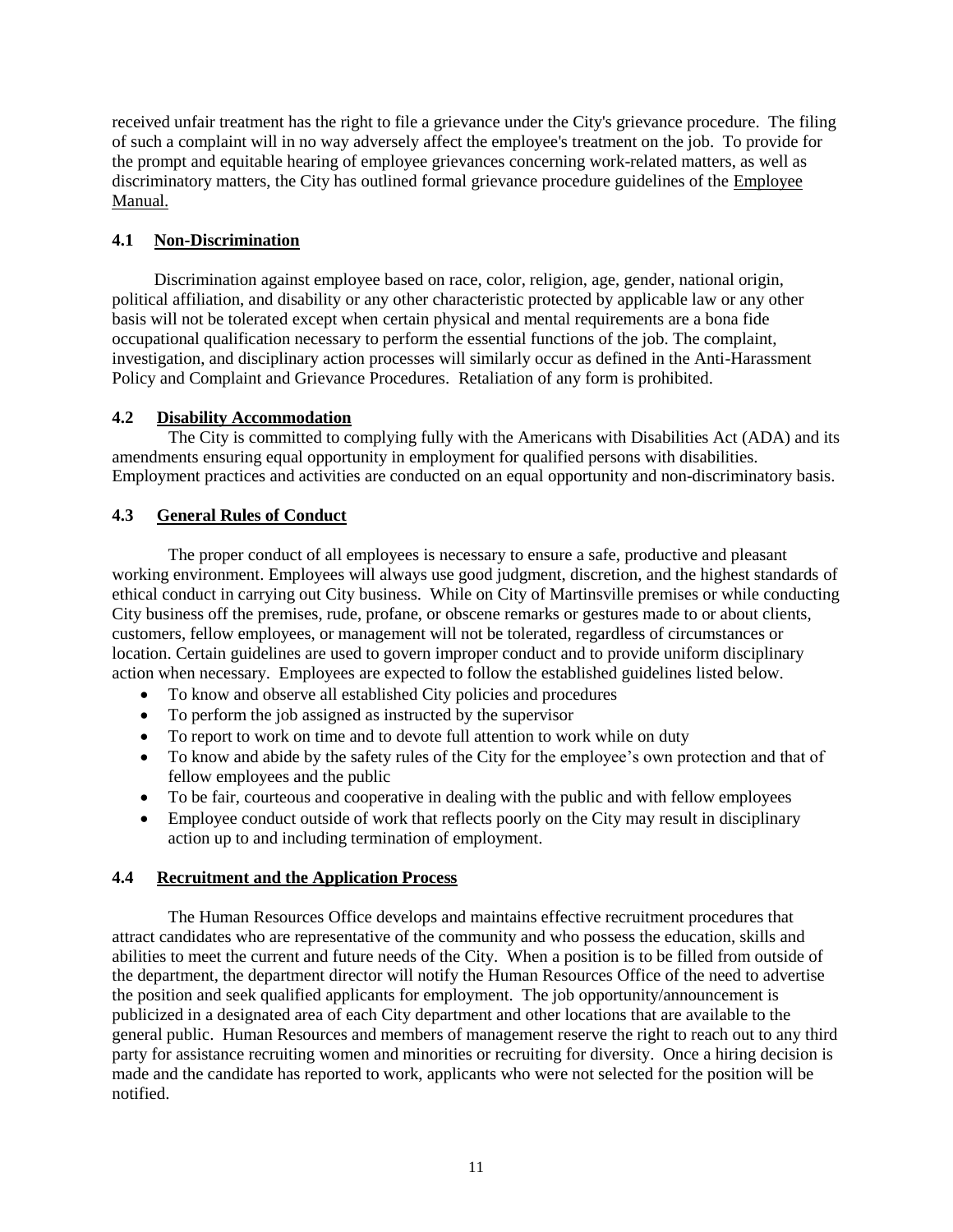received unfair treatment has the right to file a grievance under the City's grievance procedure. The filing of such a complaint will in no way adversely affect the employee's treatment on the job. To provide for the prompt and equitable hearing of employee grievances concerning work-related matters, as well as discriminatory matters, the City has outlined formal grievance procedure guidelines of the Employee Manual.

### 4.1 Non-Discrimination

Discrimination against employee based on race, color, religion, age, gender, national origin, political affiliation, and disability or any other characteristic protected by applicable law or any other basis will not be tolerated except when certain physical and mental requirements are a bona fide occupational qualification necessary to perform the essential functions of the job. The complaint, investigation, and disciplinary action processes will similarly occur as defined in the Anti-Harassment Policy and Complaint and Grievance Procedures. Retaliation of any form is prohibited.

### 4.2 Disability Accommodation

The City is committed to complying fully with the Americans with Disabilities Act (ADA) and its amendments ensuring equal opportunity in employment for qualified persons with disabilities. Employment practices and activities are conducted on an equal opportunity and non-discriminatory basis.

### 4.3 General Rules of Conduct

The proper conduct of all employees is necessary to ensure a safe, productive and pleasant working environment. Employees will always use good judgment, discretion, and the highest standards of ethical conduct in carrying out City business. While on City of Martinsville premises or while conducting City business off the premises, rude, profane, or obscene remarks or gestures made to or about clients, customers, fellow employees, or management will not be tolerated, regardless of circumstances or location. Certain guidelines are used to govern improper conduct and to provide uniform disciplinary action when necessary. Employees are expected to follow the established guidelines listed below.

- To know and observe all established City policies and procedures
- To perform the job assigned as instructed by the supervisor
- To report to work on time and to devote full attention to work while on duty
- To know and abide by the safety rules of the City for the employee's own protection and that of fellow employees and the public
- To be fair, courteous and cooperative in dealing with the public and with fellow employees
- Employee conduct outside of work that reflects poorly on the City may result in disciplinary action up to and including termination of employment.

### 4.4 Recruitment and the Application Process

The Human Resources Office develops and maintains effective recruitment procedures that attract candidates who are representative of the community and who possess the education, skills and abilities to meet the current and future needs of the City. When a position is to be filled from outside of the department, the department director will notify the Human Resources Office of the need to advertise the position and seek qualified applicants for employment. The job opportunity/announcement is publicized in a designated area of each City department and other locations that are available to the general public. Human Resources and members of management reserve the right to reach out to any third party for assistance recruiting women and minorities or recruiting for diversity. Once a hiring decision is made and the candidate has reported to work, applicants who were not selected for the position will be notified.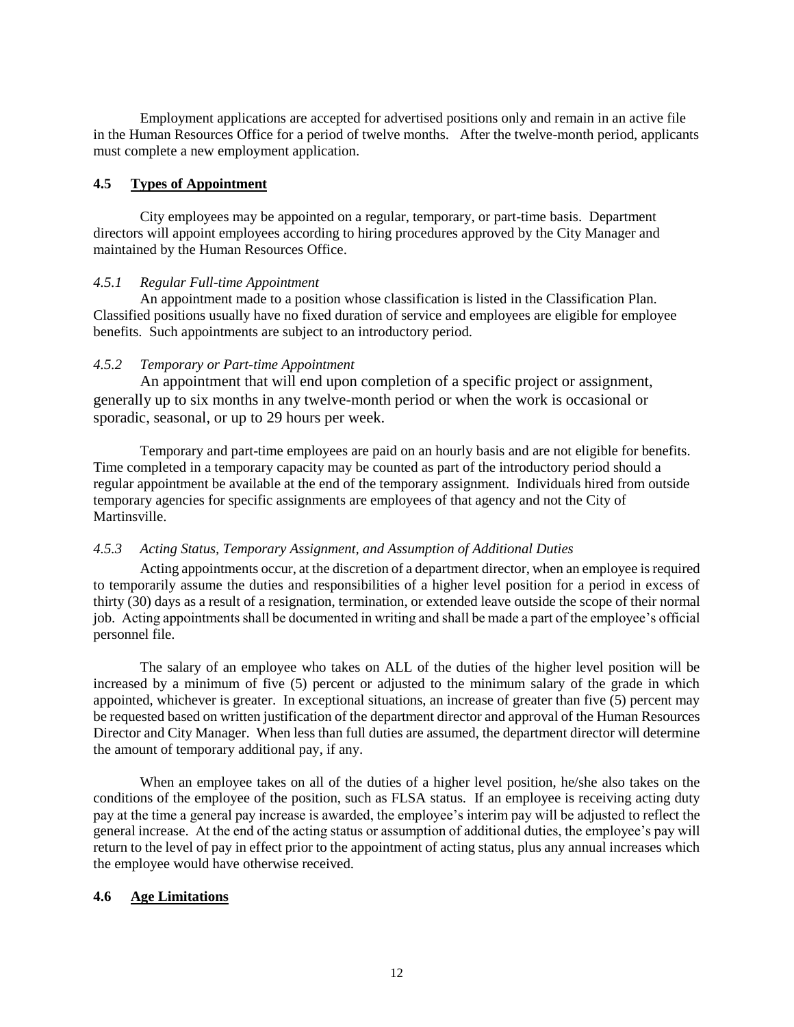Employment applications are accepted for advertised positions only and remain in an active file in the Human Resources Office for a period of twelve months. After the twelve-month period, applicants must complete a new employment application.

## 4.5 Types of Appointment

City employees may be appointed on a regular, temporary, or part-time basis. Department directors will appoint employees according to hiring procedures approved by the City Manager and maintained by the Human Resources Office.

### *4.5.1 Regular Full-time Appointment*

An appointment made to a position whose classification is listed in the Classification Plan. Classified positions usually have no fixed duration of service and employees are eligible for employee benefits. Such appointments are subject to an introductory period.

### *4.5.2 Temporary or Part-time Appointment*

An appointment that will end upon completion of a specific project or assignment, generally up to six months in any twelve-month period or when the work is occasional or sporadic, seasonal, or up to 29 hours per week.

Temporary and part-time employees are paid on an hourly basis and are not eligible for benefits. Time completed in a temporary capacity may be counted as part of the introductory period should a regular appointment be available at the end of the temporary assignment. Individuals hired from outside temporary agencies for specific assignments are employees of that agency and not the City of Martinsville.

### *4.5.3 Acting Status, Temporary Assignment, and Assumption of Additional Duties*

Acting appointments occur, at the discretion of a department director, when an employee is required to temporarily assume the duties and responsibilities of a higher level position for a period in excess of thirty (30) days as a result of a resignation, termination, or extended leave outside the scope of their normal job. Acting appointments shall be documented in writing and shall be made a part of the employee's official personnel file.

The salary of an employee who takes on ALL of the duties of the higher level position will be increased by a minimum of five (5) percent or adjusted to the minimum salary of the grade in which appointed, whichever is greater. In exceptional situations, an increase of greater than five (5) percent may be requested based on written justification of the department director and approval of the Human Resources Director and City Manager. When less than full duties are assumed, the department director will determine the amount of temporary additional pay, if any.

When an employee takes on all of the duties of a higher level position, he/she also takes on the conditions of the employee of the position, such as FLSA status. If an employee is receiving acting duty pay at the time a general pay increase is awarded, the employee's interim pay will be adjusted to reflect the general increase. At the end of the acting status or assumption of additional duties, the employee's pay will return to the level of pay in effect prior to the appointment of acting status, plus any annual increases which the employee would have otherwise received.

## 4.6 Age Limitations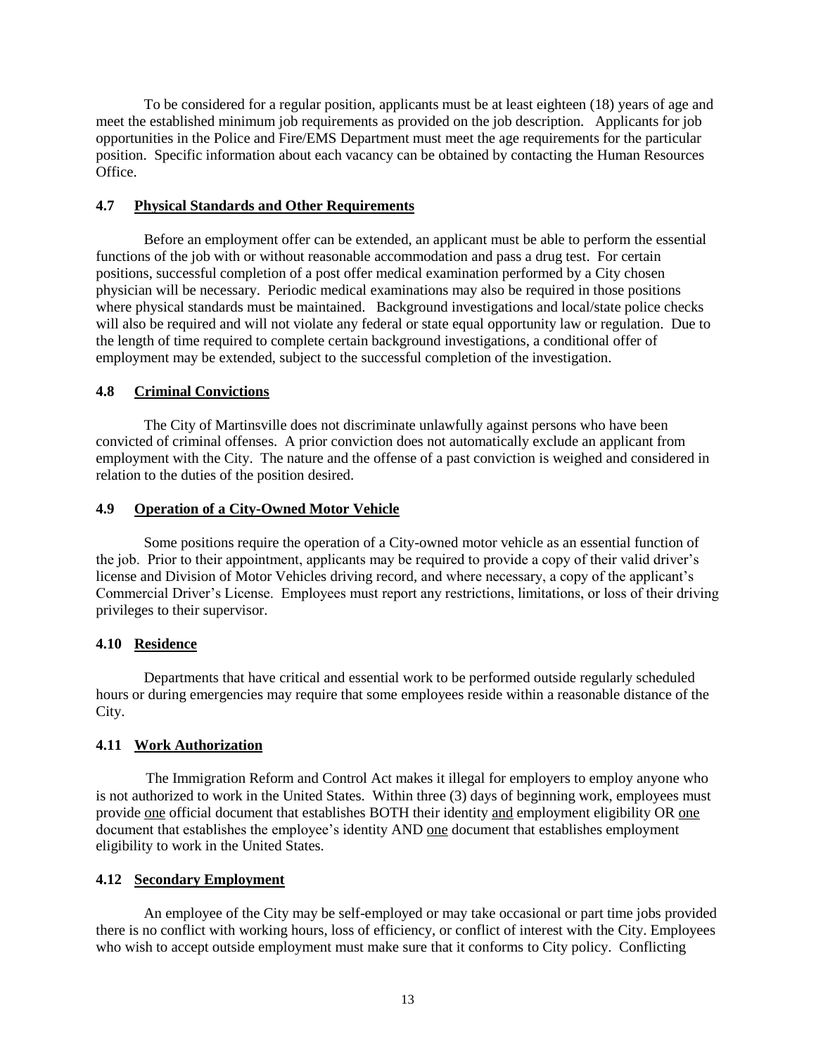To be considered for a regular position, applicants must be at least eighteen (18) years of age and meet the established minimum job requirements as provided on the job description. Applicants for job opportunities in the Police and Fire/EMS Department must meet the age requirements for the particular position. Specific information about each vacancy can be obtained by contacting the Human Resources Office.

### 4.7 Physical Standards and Other Requirements

Before an employment offer can be extended, an applicant must be able to perform the essential functions of the job with or without reasonable accommodation and pass a drug test. For certain positions, successful completion of a post offer medical examination performed by a City chosen physician will be necessary. Periodic medical examinations may also be required in those positions where physical standards must be maintained. Background investigations and local/state police checks will also be required and will not violate any federal or state equal opportunity law or regulation. Due to the length of time required to complete certain background investigations, a conditional offer of employment may be extended, subject to the successful completion of the investigation.

### 4.8 Criminal Convictions

The City of Martinsville does not discriminate unlawfully against persons who have been convicted of criminal offenses. A prior conviction does not automatically exclude an applicant from employment with the City. The nature and the offense of a past conviction is weighed and considered in relation to the duties of the position desired.

### 4.9 Operation of a City-Owned Motor Vehicle

Some positions require the operation of a City-owned motor vehicle as an essential function of the job. Prior to their appointment, applicants may be required to provide a copy of their valid driver's license and Division of Motor Vehicles driving record, and where necessary, a copy of the applicant's Commercial Driver's License. Employees must report any restrictions, limitations, or loss of their driving privileges to their supervisor.

### 4.10 Residence

Departments that have critical and essential work to be performed outside regularly scheduled hours or during emergencies may require that some employees reside within a reasonable distance of the City.

### 4.11 Work Authorization

The Immigration Reform and Control Act makes it illegal for employers to employ anyone who is not authorized to work in the United States. Within three (3) days of beginning work, employees must provide one official document that establishes BOTH their identity and employment eligibility OR one document that establishes the employee's identity AND one document that establishes employment eligibility to work in the United States.

### 4.12 Secondary Employment

An employee of the City may be self-employed or may take occasional or part time jobs provided there is no conflict with working hours, loss of efficiency, or conflict of interest with the City. Employees who wish to accept outside employment must make sure that it conforms to City policy. Conflicting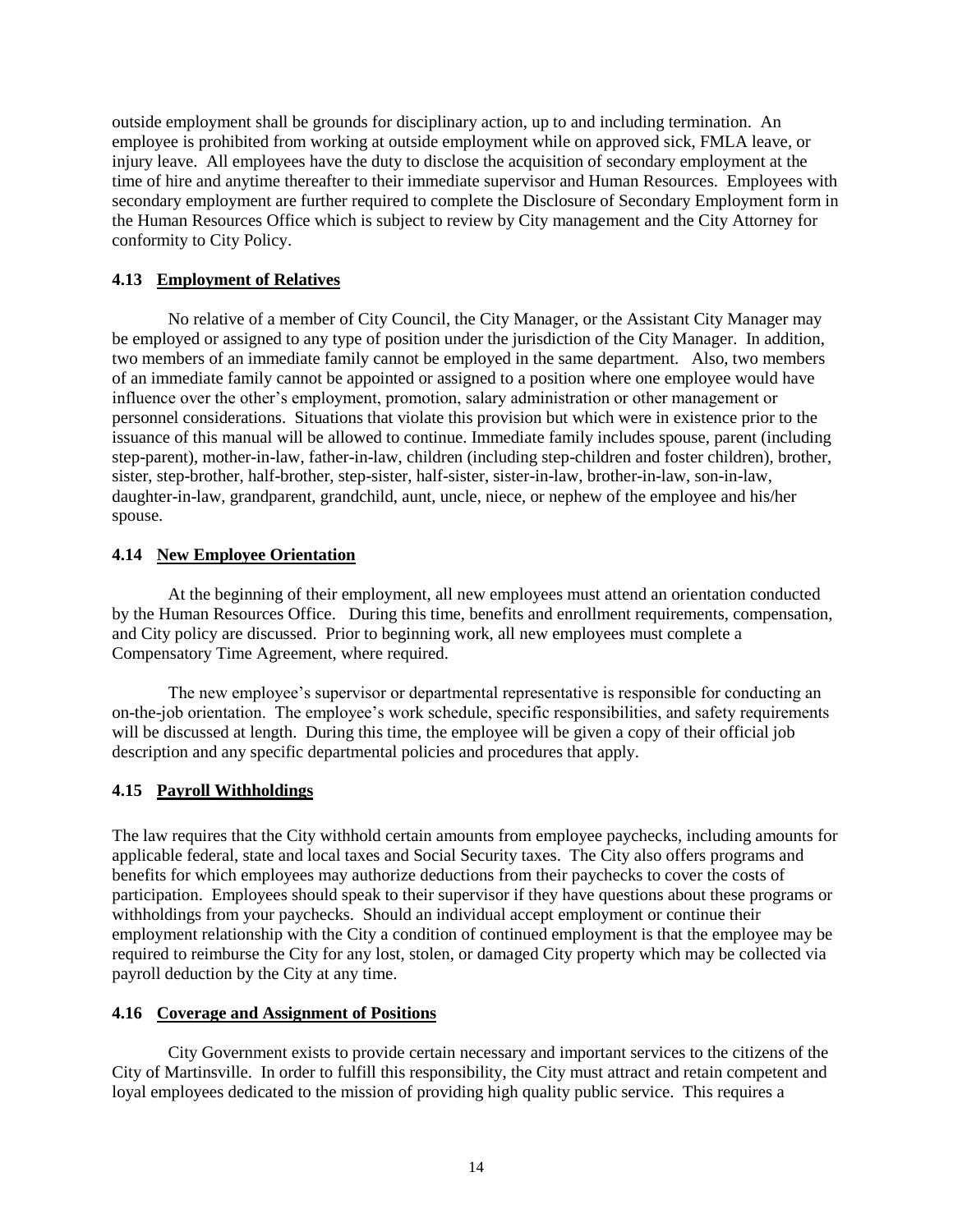outside employment shall be grounds for disciplinary action, up to and including termination. An employee is prohibited from working at outside employment while on approved sick, FMLA leave, or injury leave. All employees have the duty to disclose the acquisition of secondary employment at the time of hire and anytime thereafter to their immediate supervisor and Human Resources. Employees with secondary employment are further required to complete the Disclosure of Secondary Employment form in the Human Resources Office which is subject to review by City management and the City Attorney for conformity to City Policy.

### 4.13 Employment of Relatives

No relative of a member of City Council, the City Manager, or the Assistant City Manager may be employed or assigned to any type of position under the jurisdiction of the City Manager. In addition, two members of an immediate family cannot be employed in the same department. Also, two members of an immediate family cannot be appointed or assigned to a position where one employee would have influence over the other's employment, promotion, salary administration or other management or personnel considerations. Situations that violate this provision but which were in existence prior to the issuance of this manual will be allowed to continue. Immediate family includes spouse, parent (including step-parent), mother-in-law, father-in-law, children (including step-children and foster children), brother, sister, step-brother, half-brother, step-sister, half-sister, sister-in-law, brother-in-law, son-in-law, daughter-in-law, grandparent, grandchild, aunt, uncle, niece, or nephew of the employee and his/her spouse.

### 4.14 New Employee Orientation

At the beginning of their employment, all new employees must attend an orientation conducted by the Human Resources Office. During this time, benefits and enrollment requirements, compensation, and City policy are discussed. Prior to beginning work, all new employees must complete a Compensatory Time Agreement, where required.

The new employee's supervisor or departmental representative is responsible for conducting an on-the-job orientation. The employee's work schedule, specific responsibilities, and safety requirements will be discussed at length. During this time, the employee will be given a copy of their official job description and any specific departmental policies and procedures that apply.

### 4.15 Payroll Withholdings

The law requires that the City withhold certain amounts from employee paychecks, including amounts for applicable federal, state and local taxes and Social Security taxes. The City also offers programs and benefits for which employees may authorize deductions from their paychecks to cover the costs of participation. Employees should speak to their supervisor if they have questions about these programs or withholdings from your paychecks. Should an individual accept employment or continue their employment relationship with the City a condition of continued employment is that the employee may be required to reimburse the City for any lost, stolen, or damaged City property which may be collected via payroll deduction by the City at any time.

### 4.16 Coverage and Assignment of Positions

City Government exists to provide certain necessary and important services to the citizens of the City of Martinsville. In order to fulfill this responsibility, the City must attract and retain competent and loyal employees dedicated to the mission of providing high quality public service. This requires a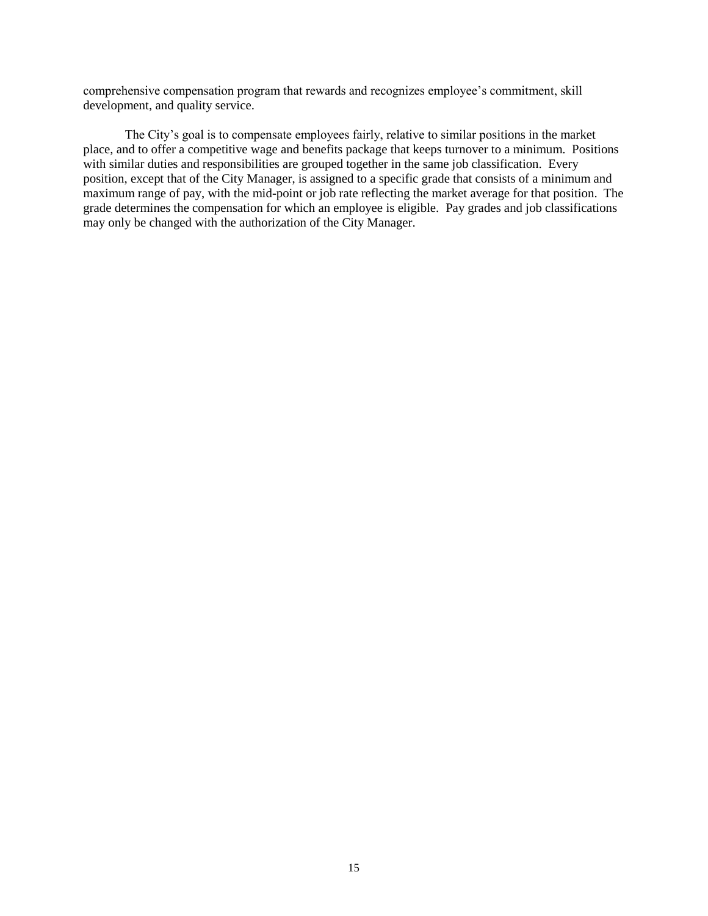comprehensive compensation program that rewards and recognizes employee's commitment, skill development, and quality service.

The City's goal is to compensate employees fairly, relative to similar positions in the market place, and to offer a competitive wage and benefits package that keeps turnover to a minimum. Positions with similar duties and responsibilities are grouped together in the same job classification. Every position, except that of the City Manager, is assigned to a specific grade that consists of a minimum and maximum range of pay, with the mid-point or job rate reflecting the market average for that position. The grade determines the compensation for which an employee is eligible. Pay grades and job classifications may only be changed with the authorization of the City Manager.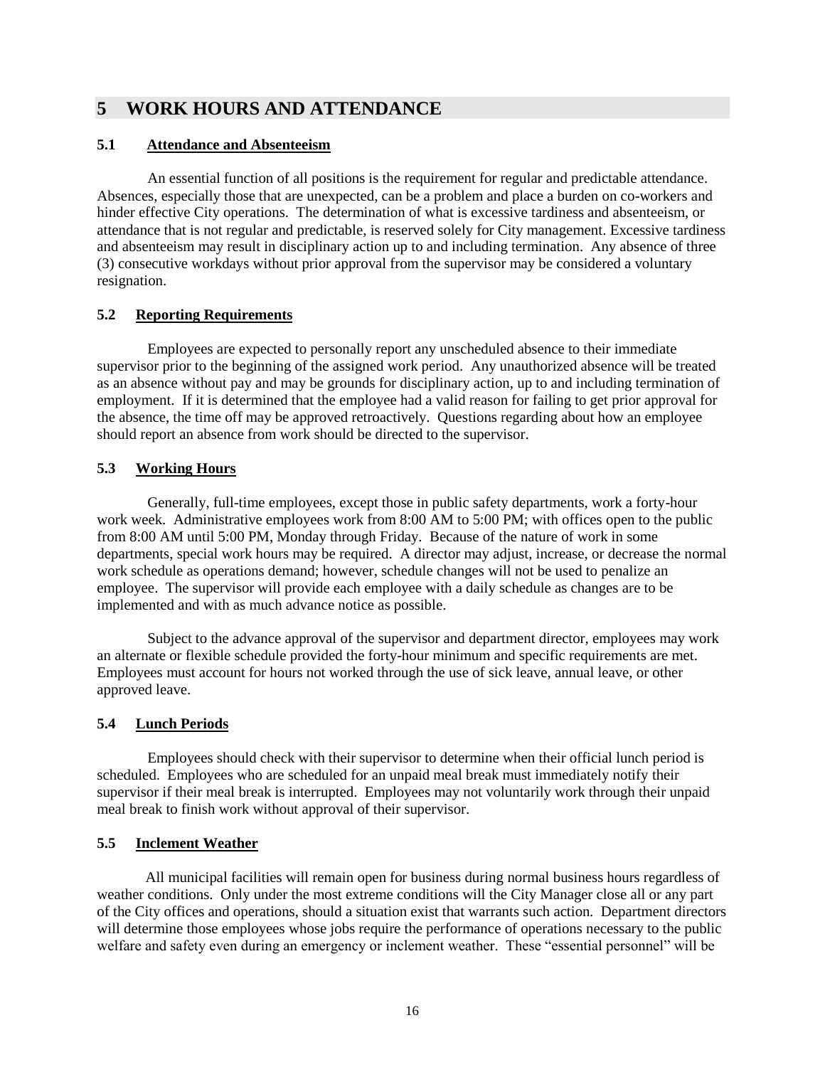# 5 WORK HOURS AND ATTENDANCE

## 5.1 Attendance and Absenteeism

An essential function of all positions is the requirement for regular and predictable attendance. Absences, especially those that are unexpected, can be a problem and place a burden on co-workers and hinder effective City operations. The determination of what is excessive tardiness and absenteeism, or attendance that is not regular and predictable, is reserved solely for City management. Excessive tardiness and absenteeism may result in disciplinary action up to and including termination. Any absence of three (3) consecutive workdays without prior approval from the supervisor may be considered a voluntary resignation.

## 5.2 Reporting Requirements

Employees are expected to personally report any unscheduled absence to their immediate supervisor prior to the beginning of the assigned work period. Any unauthorized absence will be treated as an absence without pay and may be grounds for disciplinary action, up to and including termination of employment. If it is determined that the employee had a valid reason for failing to get prior approval for the absence, the time off may be approved retroactively. Questions regarding about how an employee should report an absence from work should be directed to the supervisor.

## 5.3 Working Hours

Generally, full-time employees, except those in public safety departments, work a forty-hour work week. Administrative employees work from 8:00 AM to 5:00 PM; with offices open to the public from 8:00 AM until 5:00 PM, Monday through Friday. Because of the nature of work in some departments, special work hours may be required. A director may adjust, increase, or decrease the normal work schedule as operations demand; however, schedule changes will not be used to penalize an employee. The supervisor will provide each employee with a daily schedule as changes are to be implemented and with as much advance notice as possible.

Subject to the advance approval of the supervisor and department director, employees may work an alternate or flexible schedule provided the forty-hour minimum and specific requirements are met. Employees must account for hours not worked through the use of sick leave, annual leave, or other approved leave.

## 5.4 Lunch Periods

Employees should check with their supervisor to determine when their official lunch period is scheduled. Employees who are scheduled for an unpaid meal break must immediately notify their supervisor if their meal break is interrupted. Employees may not voluntarily work through their unpaid meal break to finish work without approval of their supervisor.

## 5.5 Inclement Weather

All municipal facilities will remain open for business during normal business hours regardless of weather conditions. Only under the most extreme conditions will the City Manager close all or any part of the City offices and operations, should a situation exist that warrants such action. Department directors will determine those employees whose jobs require the performance of operations necessary to the public welfare and safety even during an emergency or inclement weather. These "essential personnel" will be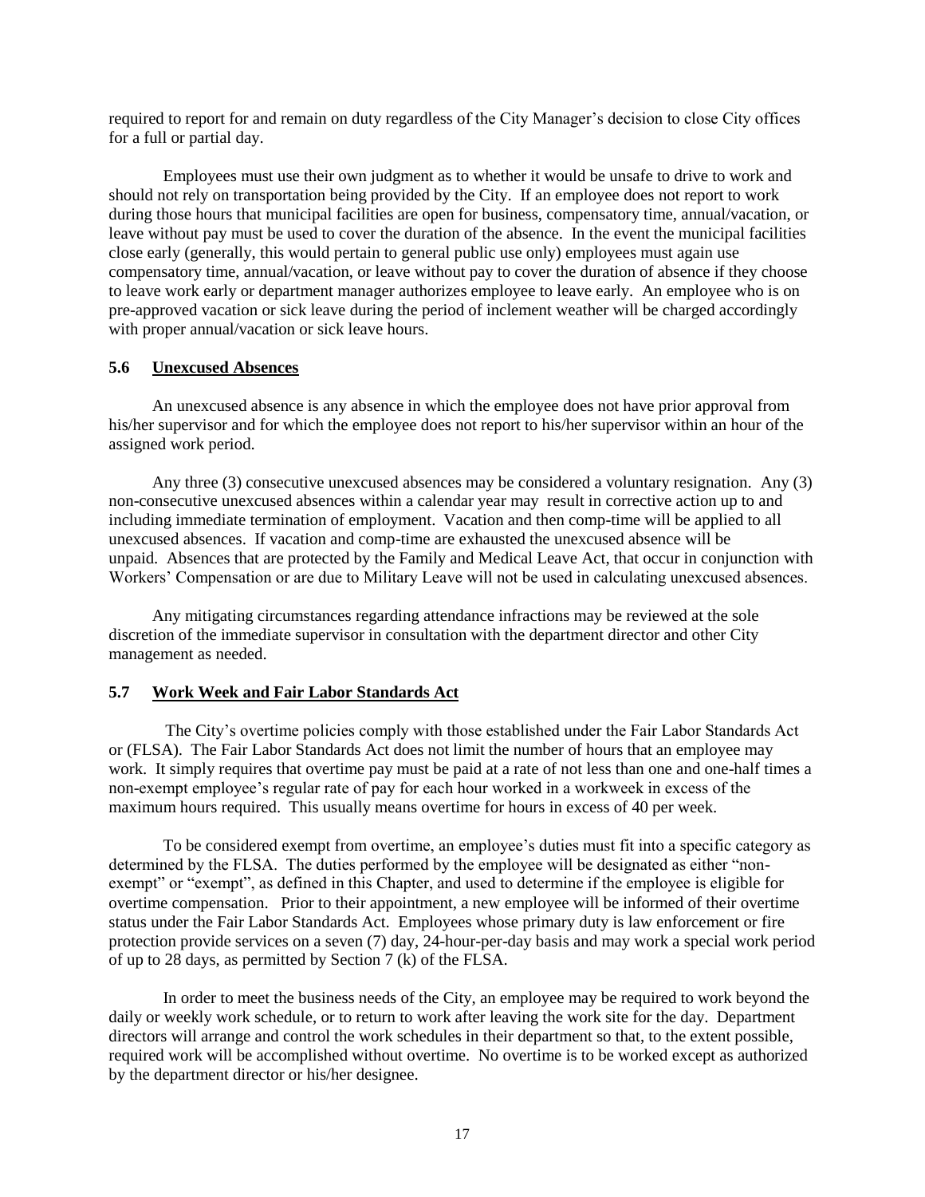required to report for and remain on duty regardless of the City Manager's decision to close City offices for a full or partial day.

Employees must use their own judgment as to whether it would be unsafe to drive to work and should not rely on transportation being provided by the City. If an employee does not report to work during those hours that municipal facilities are open for business, compensatory time, annual/vacation, or leave without pay must be used to cover the duration of the absence. In the event the municipal facilities close early (generally, this would pertain to general public use only) employees must again use compensatory time, annual/vacation, or leave without pay to cover the duration of absence if they choose to leave work early or department manager authorizes employee to leave early. An employee who is on pre-approved vacation or sick leave during the period of inclement weather will be charged accordingly with proper annual/vacation or sick leave hours.

### 5.6 Unexcused Absences

An unexcused absence is any absence in which the employee does not have prior approval from his/her supervisor and for which the employee does not report to his/her supervisor within an hour of the assigned work period.

Any three (3) consecutive unexcused absences may be considered a voluntary resignation. Any (3) non-consecutive unexcused absences within a calendar year may result in corrective action up to and including immediate termination of employment. Vacation and then comp-time will be applied to all unexcused absences. If vacation and comp-time are exhausted the unexcused absence will be unpaid. Absences that are protected by the Family and Medical Leave Act, that occur in conjunction with Workers' Compensation or are due to Military Leave will not be used in calculating unexcused absences.

Any mitigating circumstances regarding attendance infractions may be reviewed at the sole discretion of the immediate supervisor in consultation with the department director and other City management as needed.

### 5.7 Work Week and Fair Labor Standards Act

The City's overtime policies comply with those established under the Fair Labor Standards Act or (FLSA). The Fair Labor Standards Act does not limit the number of hours that an employee may work. It simply requires that overtime pay must be paid at a rate of not less than one and one-half times a non-exempt employee's regular rate of pay for each hour worked in a workweek in excess of the maximum hours required. This usually means overtime for hours in excess of 40 per week.

To be considered exempt from overtime, an employee's duties must fit into a specific category as determined by the FLSA. The duties performed by the employee will be designated as either "non-exempt" or "exempt", as defined in this Chapter, and used to determine if the employee is eligible for overtime compensation. Prior to their appointment, a new employee will be informed of their overtime status under the Fair Labor Standards Act. Employees whose primary duty is law enforcement or fire protection provide services on a seven (7) day, 24-hour-per-day basis and may work a special work period of up to 28 days, as permitted by Section 7 (k) of the FLSA.

In order to meet the business needs of the City, an employee may be required to work beyond the daily or weekly work schedule, or to return to work after leaving the work site for the day. Department directors will arrange and control the work schedules in their department so that, to the extent possible, required work will be accomplished without overtime. No overtime is to be worked except as authorized by the department director or his/her designee.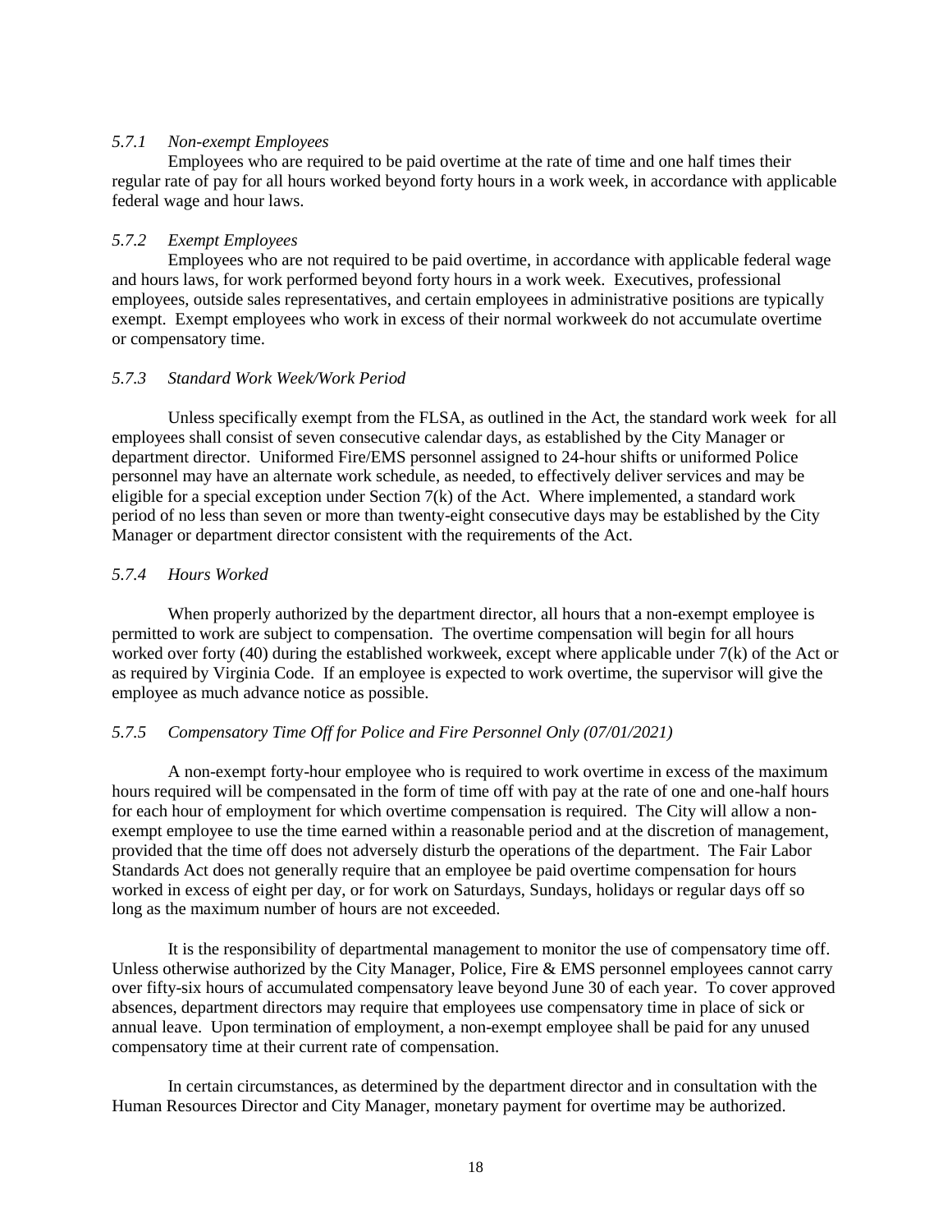#### *5.7.1 Non-exempt Employees*

Employees who are required to be paid overtime at the rate of time and one half times their regular rate of pay for all hours worked beyond forty hours in a work week, in accordance with applicable federal wage and hour laws.

#### *5.7.2 Exempt Employees*

Employees who are not required to be paid overtime, in accordance with applicable federal wage and hours laws, for work performed beyond forty hours in a work week. Executives, professional employees, outside sales representatives, and certain employees in administrative positions are typically exempt. Exempt employees who work in excess of their normal workweek do not accumulate overtime or compensatory time.

#### *5.7.3 Standard Work Week/Work Period*

Unless specifically exempt from the FLSA, as outlined in the Act, the standard work week for all employees shall consist of seven consecutive calendar days, as established by the City Manager or department director. Uniformed Fire/EMS personnel assigned to 24-hour shifts or uniformed Police personnel may have an alternate work schedule, as needed, to effectively deliver services and may be eligible for a special exception under Section 7(k) of the Act. Where implemented, a standard work period of no less than seven or more than twenty-eight consecutive days may be established by the City Manager or department director consistent with the requirements of the Act.

#### *5.7.4 Hours Worked*

When properly authorized by the department director, all hours that a non-exempt employee is permitted to work are subject to compensation. The overtime compensation will begin for all hours worked over forty (40) during the established workweek, except where applicable under 7(k) of the Act or as required by Virginia Code. If an employee is expected to work overtime, the supervisor will give the employee as much advance notice as possible.

#### *5.7.5 Compensatory Time Off for Police and Fire Personnel Only (07/01/2021)*

A non-exempt forty-hour employee who is required to work overtime in excess of the maximum hours required will be compensated in the form of time off with pay at the rate of one and one-half hours for each hour of employment for which overtime compensation is required. The City will allow a non-exempt employee to use the time earned within a reasonable period and at the discretion of management, provided that the time off does not adversely disturb the operations of the department. The Fair Labor Standards Act does not generally require that an employee be paid overtime compensation for hours worked in excess of eight per day, or for work on Saturdays, Sundays, holidays or regular days off so long as the maximum number of hours are not exceeded.

It is the responsibility of departmental management to monitor the use of compensatory time off. Unless otherwise authorized by the City Manager, Police, Fire & EMS personnel employees cannot carry over fifty-six hours of accumulated compensatory leave beyond June 30 of each year. To cover approved absences, department directors may require that employees use compensatory time in place of sick or annual leave. Upon termination of employment, a non-exempt employee shall be paid for any unused compensatory time at their current rate of compensation.

In certain circumstances, as determined by the department director and in consultation with the Human Resources Director and City Manager, monetary payment for overtime may be authorized.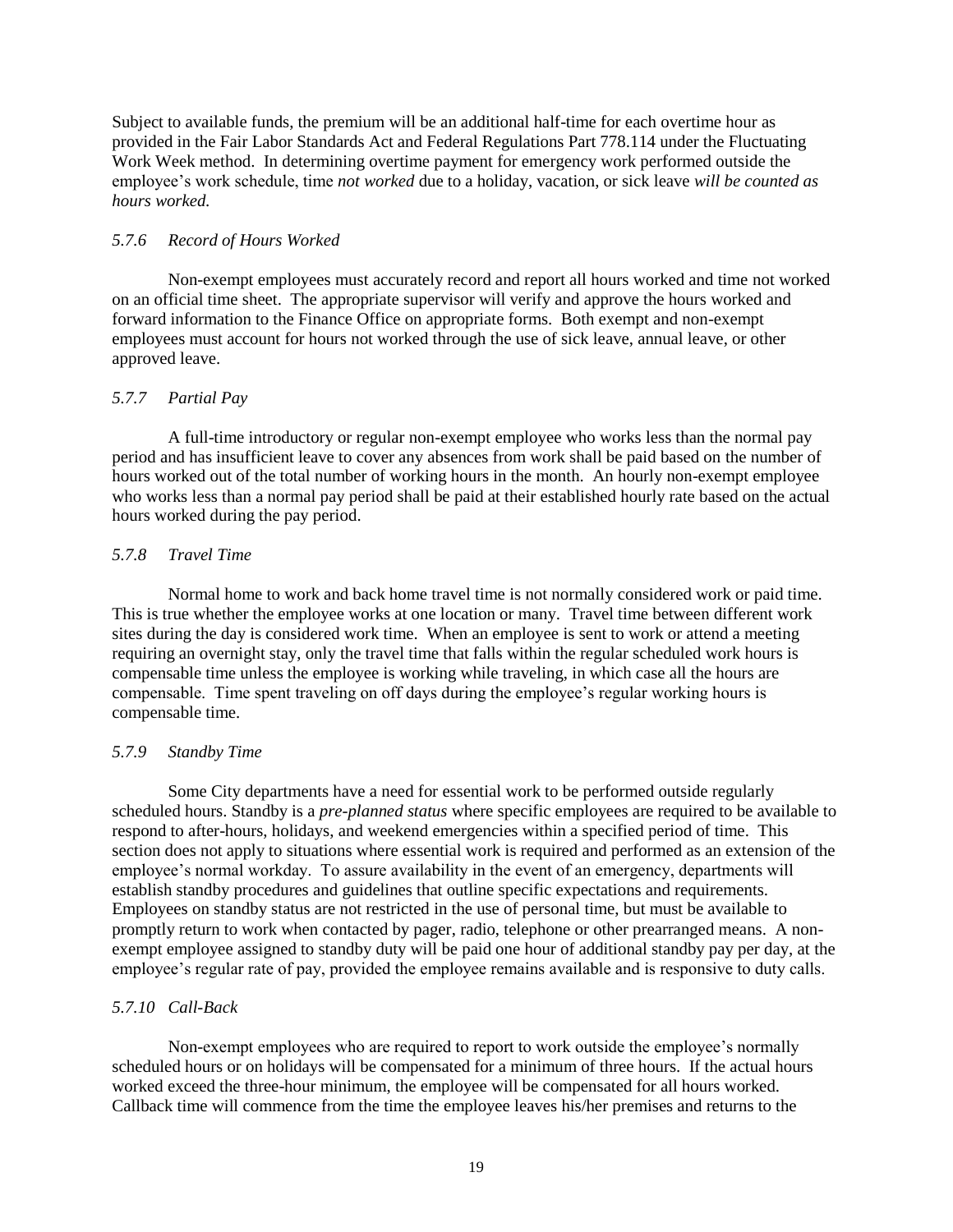Subject to available funds, the premium will be an additional half-time for each overtime hour as provided in the Fair Labor Standards Act and Federal Regulations Part 778.114 under the Fluctuating Work Week method. In determining overtime payment for emergency work performed outside the employee's work schedule, time *not worked* due to a holiday, vacation, or sick leave *will be counted as hours worked.*

### *5.7.6 Record of Hours Worked*

Non-exempt employees must accurately record and report all hours worked and time not worked on an official time sheet. The appropriate supervisor will verify and approve the hours worked and forward information to the Finance Office on appropriate forms. Both exempt and non-exempt employees must account for hours not worked through the use of sick leave, annual leave, or other approved leave.

### *5.7.7 Partial Pay*

A full-time introductory or regular non-exempt employee who works less than the normal pay period and has insufficient leave to cover any absences from work shall be paid based on the number of hours worked out of the total number of working hours in the month. An hourly non-exempt employee who works less than a normal pay period shall be paid at their established hourly rate based on the actual hours worked during the pay period.

### *5.7.8 Travel Time*

Normal home to work and back home travel time is not normally considered work or paid time. This is true whether the employee works at one location or many. Travel time between different work sites during the day is considered work time. When an employee is sent to work or attend a meeting requiring an overnight stay, only the travel time that falls within the regular scheduled work hours is compensable time unless the employee is working while traveling, in which case all the hours are compensable. Time spent traveling on off days during the employee's regular working hours is compensable time.

### *5.7.9 Standby Time*

Some City departments have a need for essential work to be performed outside regularly scheduled hours. Standby is a *pre-planned status* where specific employees are required to be available to respond to after-hours, holidays, and weekend emergencies within a specified period of time. This section does not apply to situations where essential work is required and performed as an extension of the employee's normal workday. To assure availability in the event of an emergency, departments will establish standby procedures and guidelines that outline specific expectations and requirements. Employees on standby status are not restricted in the use of personal time, but must be available to promptly return to work when contacted by pager, radio, telephone or other prearranged means. A non-exempt employee assigned to standby duty will be paid one hour of additional standby pay per day, at the employee's regular rate of pay, provided the employee remains available and is responsive to duty calls.

### *5.7.10 Call-Back*

Non-exempt employees who are required to report to work outside the employee's normally scheduled hours or on holidays will be compensated for a minimum of three hours. If the actual hours worked exceed the three-hour minimum, the employee will be compensated for all hours worked. Callback time will commence from the time the employee leaves his/her premises and returns to the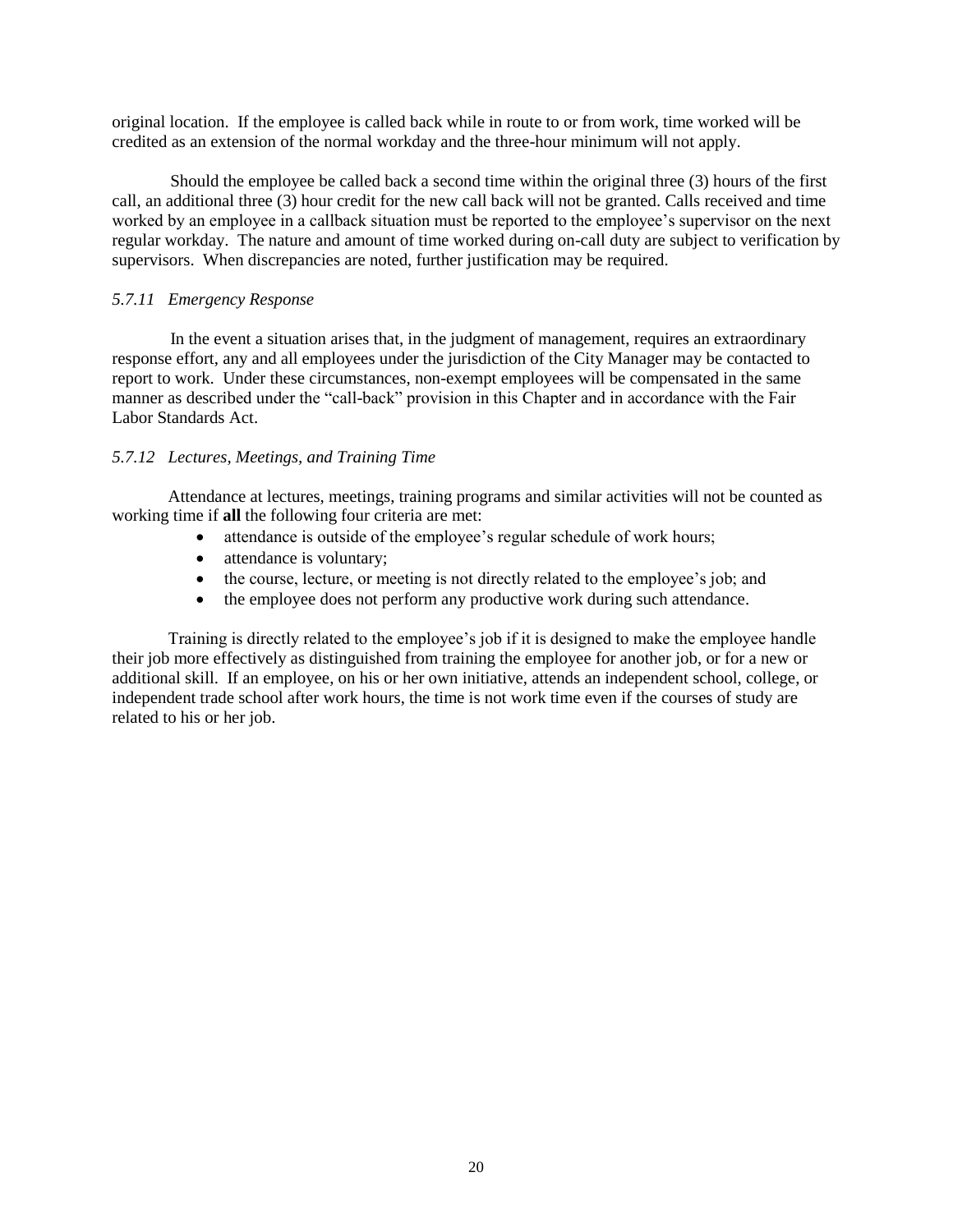original location. If the employee is called back while in route to or from work, time worked will be credited as an extension of the normal workday and the three-hour minimum will not apply.

Should the employee be called back a second time within the original three (3) hours of the first call, an additional three (3) hour credit for the new call back will not be granted. Calls received and time worked by an employee in a callback situation must be reported to the employee's supervisor on the next regular workday. The nature and amount of time worked during on-call duty are subject to verification by supervisors. When discrepancies are noted, further justification may be required.

#### *5.7.11 Emergency Response*

In the event a situation arises that, in the judgment of management, requires an extraordinary response effort, any and all employees under the jurisdiction of the City Manager may be contacted to report to work. Under these circumstances, non-exempt employees will be compensated in the same manner as described under the "call-back" provision in this Chapter and in accordance with the Fair Labor Standards Act.

#### *5.7.12 Lectures, Meetings, and Training Time*

Attendance at lectures, meetings, training programs and similar activities will not be counted as working time if **all** the following four criteria are met:

- attendance is outside of the employee's regular schedule of work hours;
- attendance is voluntary;
- the course, lecture, or meeting is not directly related to the employee's job; and
- the employee does not perform any productive work during such attendance.

Training is directly related to the employee's job if it is designed to make the employee handle their job more effectively as distinguished from training the employee for another job, or for a new or additional skill. If an employee, on his or her own initiative, attends an independent school, college, or independent trade school after work hours, the time is not work time even if the courses of study are related to his or her job.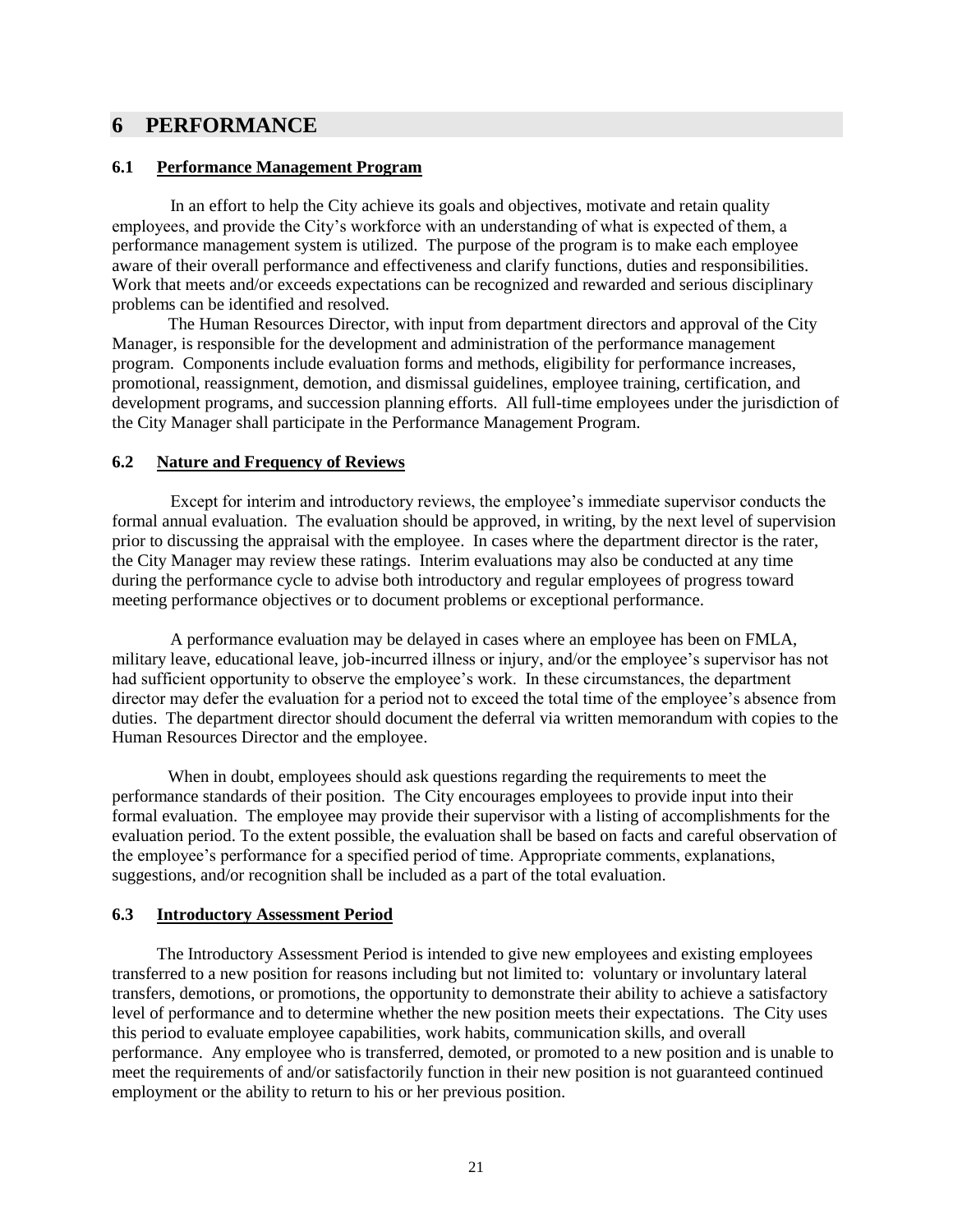# 6 PERFORMANCE

## 6.1 Performance Management Program

In an effort to help the City achieve its goals and objectives, motivate and retain quality employees, and provide the City's workforce with an understanding of what is expected of them, a performance management system is utilized. The purpose of the program is to make each employee aware of their overall performance and effectiveness and clarify functions, duties and responsibilities. Work that meets and/or exceeds expectations can be recognized and rewarded and serious disciplinary problems can be identified and resolved.

The Human Resources Director, with input from department directors and approval of the City Manager, is responsible for the development and administration of the performance management program. Components include evaluation forms and methods, eligibility for performance increases, promotional, reassignment, demotion, and dismissal guidelines, employee training, certification, and development programs, and succession planning efforts. All full-time employees under the jurisdiction of the City Manager shall participate in the Performance Management Program.

## 6.2 Nature and Frequency of Reviews

Except for interim and introductory reviews, the employee's immediate supervisor conducts the formal annual evaluation. The evaluation should be approved, in writing, by the next level of supervision prior to discussing the appraisal with the employee. In cases where the department director is the rater, the City Manager may review these ratings. Interim evaluations may also be conducted at any time during the performance cycle to advise both introductory and regular employees of progress toward meeting performance objectives or to document problems or exceptional performance.

A performance evaluation may be delayed in cases where an employee has been on FMLA, military leave, educational leave, job-incurred illness or injury, and/or the employee's supervisor has not had sufficient opportunity to observe the employee's work. In these circumstances, the department director may defer the evaluation for a period not to exceed the total time of the employee's absence from duties. The department director should document the deferral via written memorandum with copies to the Human Resources Director and the employee.

When in doubt, employees should ask questions regarding the requirements to meet the performance standards of their position. The City encourages employees to provide input into their formal evaluation. The employee may provide their supervisor with a listing of accomplishments for the evaluation period. To the extent possible, the evaluation shall be based on facts and careful observation of the employee's performance for a specified period of time. Appropriate comments, explanations, suggestions, and/or recognition shall be included as a part of the total evaluation.

## 6.3 Introductory Assessment Period

The Introductory Assessment Period is intended to give new employees and existing employees transferred to a new position for reasons including but not limited to: voluntary or involuntary lateral transfers, demotions, or promotions, the opportunity to demonstrate their ability to achieve a satisfactory level of performance and to determine whether the new position meets their expectations. The City uses this period to evaluate employee capabilities, work habits, communication skills, and overall performance. Any employee who is transferred, demoted, or promoted to a new position and is unable to meet the requirements of and/or satisfactorily function in their new position is not guaranteed continued employment or the ability to return to his or her previous position.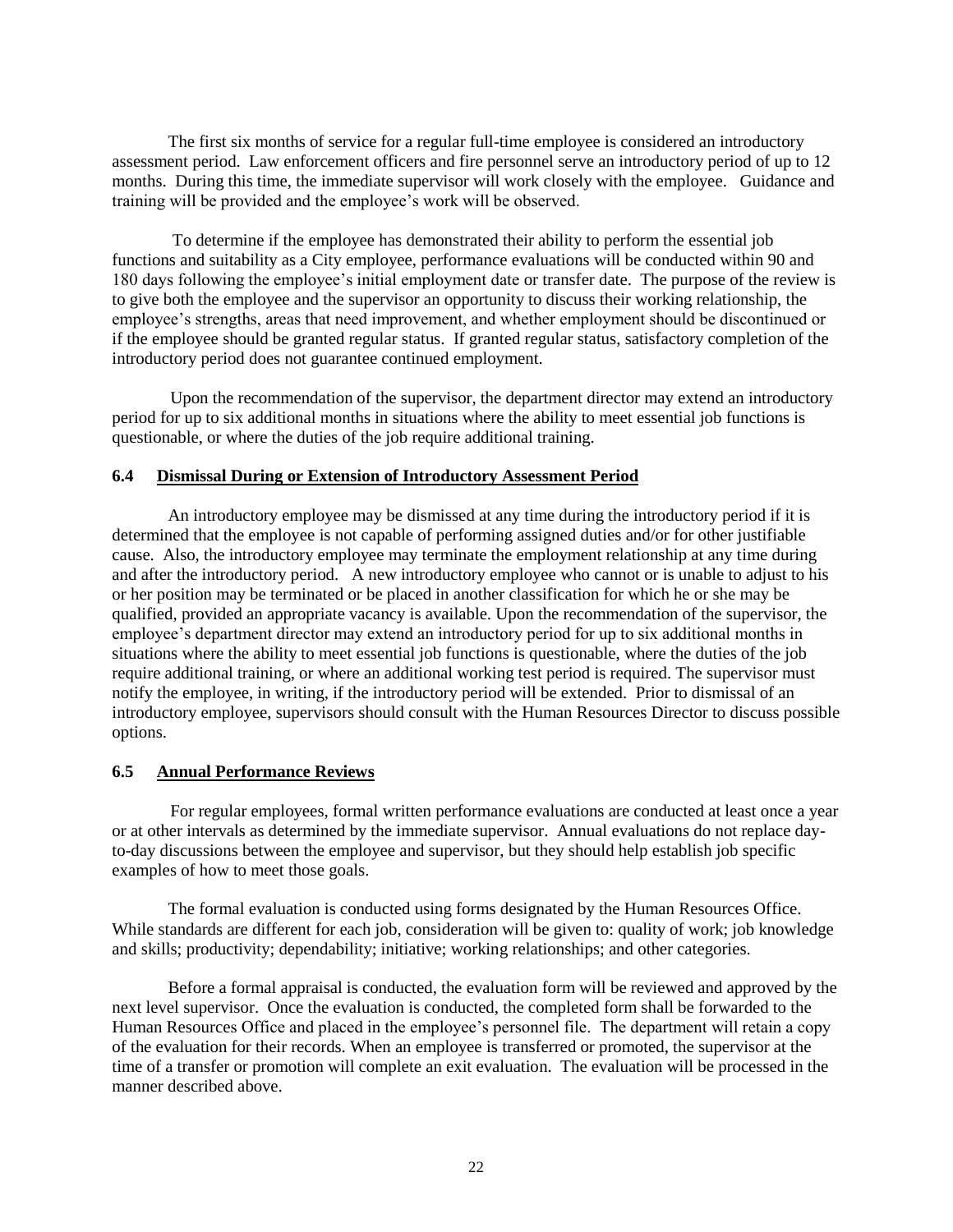The first six months of service for a regular full-time employee is considered an introductory assessment period. Law enforcement officers and fire personnel serve an introductory period of up to 12 months. During this time, the immediate supervisor will work closely with the employee. Guidance and training will be provided and the employee's work will be observed.

To determine if the employee has demonstrated their ability to perform the essential job functions and suitability as a City employee, performance evaluations will be conducted within 90 and 180 days following the employee's initial employment date or transfer date. The purpose of the review is to give both the employee and the supervisor an opportunity to discuss their working relationship, the employee's strengths, areas that need improvement, and whether employment should be discontinued or if the employee should be granted regular status. If granted regular status, satisfactory completion of the introductory period does not guarantee continued employment.

Upon the recommendation of the supervisor, the department director may extend an introductory period for up to six additional months in situations where the ability to meet essential job functions is questionable, or where the duties of the job require additional training.

### 6.4 <u>Dismissal During or Extension of Introductory Assessment Period</u>

An introductory employee may be dismissed at any time during the introductory period if it is determined that the employee is not capable of performing assigned duties and/or for other justifiable cause. Also, the introductory employee may terminate the employment relationship at any time during and after the introductory period. A new introductory employee who cannot or is unable to adjust to his or her position may be terminated or be placed in another classification for which he or she may be qualified, provided an appropriate vacancy is available. Upon the recommendation of the supervisor, the employee's department director may extend an introductory period for up to six additional months in situations where the ability to meet essential job functions is questionable, where the duties of the job require additional training, or where an additional working test period is required. The supervisor must notify the employee, in writing, if the introductory period will be extended. Prior to dismissal of an introductory employee, supervisors should consult with the Human Resources Director to discuss possible options.

### 6.5 <u>Annual Performance Reviews</u>

For regular employees, formal written performance evaluations are conducted at least once a year or at other intervals as determined by the immediate supervisor. Annual evaluations do not replace day-to-day discussions between the employee and supervisor, but they should help establish job specific examples of how to meet those goals.

The formal evaluation is conducted using forms designated by the Human Resources Office. While standards are different for each job, consideration will be given to: quality of work; job knowledge and skills; productivity; dependability; initiative; working relationships; and other categories.

Before a formal appraisal is conducted, the evaluation form will be reviewed and approved by the next level supervisor. Once the evaluation is conducted, the completed form shall be forwarded to the Human Resources Office and placed in the employee's personnel file. The department will retain a copy of the evaluation for their records. When an employee is transferred or promoted, the supervisor at the time of a transfer or promotion will complete an exit evaluation. The evaluation will be processed in the manner described above.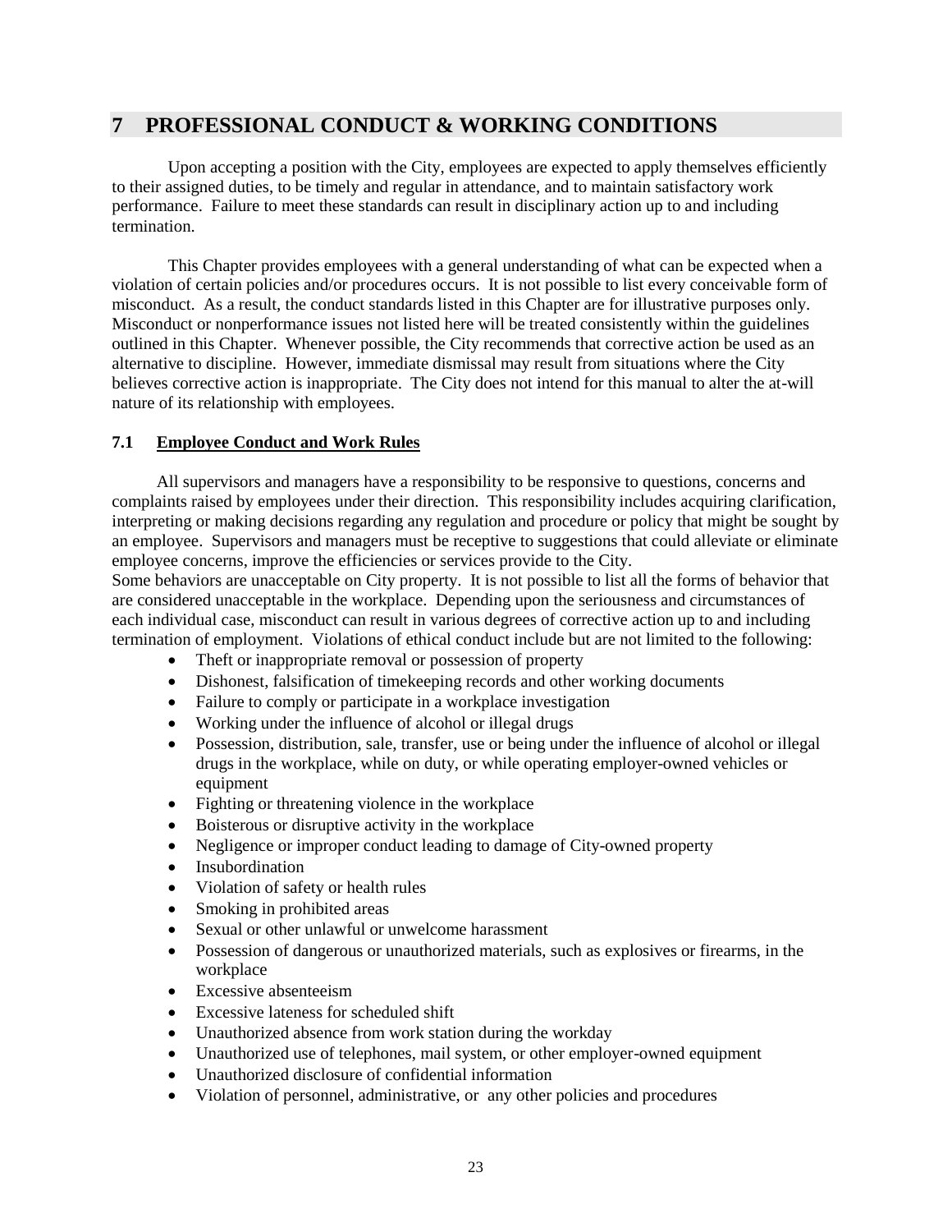# 7 PROFESSIONAL CONDUCT & WORKING CONDITIONS

Upon accepting a position with the City, employees are expected to apply themselves efficiently to their assigned duties, to be timely and regular in attendance, and to maintain satisfactory work performance. Failure to meet these standards can result in disciplinary action up to and including termination.

This Chapter provides employees with a general understanding of what can be expected when a violation of certain policies and/or procedures occurs. It is not possible to list every conceivable form of misconduct. As a result, the conduct standards listed in this Chapter are for illustrative purposes only. Misconduct or nonperformance issues not listed here will be treated consistently within the guidelines outlined in this Chapter. Whenever possible, the City recommends that corrective action be used as an alternative to discipline. However, immediate dismissal may result from situations where the City believes corrective action is inappropriate. The City does not intend for this manual to alter the at-will nature of its relationship with employees.

## 7.1 Employee Conduct and Work Rules

All supervisors and managers have a responsibility to be responsive to questions, concerns and complaints raised by employees under their direction. This responsibility includes acquiring clarification, interpreting or making decisions regarding any regulation and procedure or policy that might be sought by an employee. Supervisors and managers must be receptive to suggestions that could alleviate or eliminate employee concerns, improve the efficiencies or services provide to the City.
Some behaviors are unacceptable on City property. It is not possible to list all the forms of behavior that are considered unacceptable in the workplace. Depending upon the seriousness and circumstances of each individual case, misconduct can result in various degrees of corrective action up to and including termination of employment. Violations of ethical conduct include but are not limited to the following:

- Theft or inappropriate removal or possession of property
- Dishonest, falsification of timekeeping records and other working documents
- Failure to comply or participate in a workplace investigation
- Working under the influence of alcohol or illegal drugs
- Possession, distribution, sale, transfer, use or being under the influence of alcohol or illegal drugs in the workplace, while on duty, or while operating employer-owned vehicles or equipment
- Fighting or threatening violence in the workplace
- Boisterous or disruptive activity in the workplace
- Negligence or improper conduct leading to damage of City-owned property
- Insubordination
- Violation of safety or health rules
- Smoking in prohibited areas
- Sexual or other unlawful or unwelcome harassment
- Possession of dangerous or unauthorized materials, such as explosives or firearms, in the workplace
- Excessive absenteeism
- Excessive lateness for scheduled shift
- Unauthorized absence from work station during the workday
- Unauthorized use of telephones, mail system, or other employer-owned equipment
- Unauthorized disclosure of confidential information
- Violation of personnel, administrative, or any other policies and procedures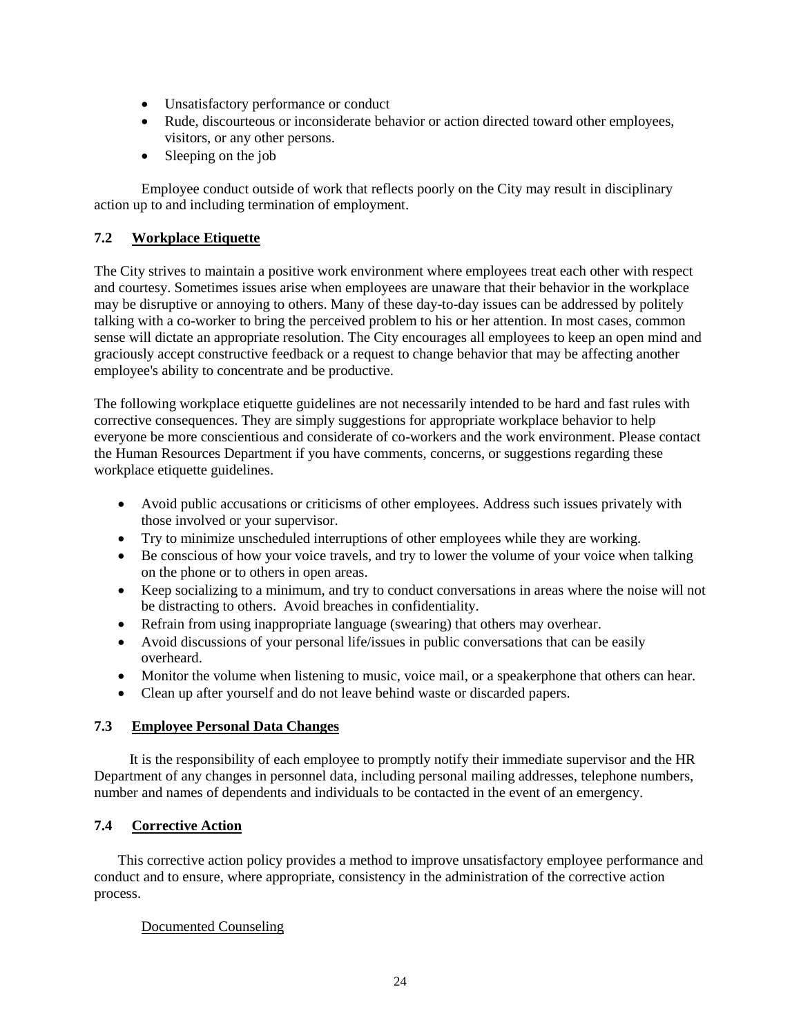- Unsatisfactory performance or conduct
- Rude, discourteous or inconsiderate behavior or action directed toward other employees, visitors, or any other persons.
- Sleeping on the job

Employee conduct outside of work that reflects poorly on the City may result in disciplinary action up to and including termination of employment.

## 7.2 Workplace Etiquette

The City strives to maintain a positive work environment where employees treat each other with respect and courtesy. Sometimes issues arise when employees are unaware that their behavior in the workplace may be disruptive or annoying to others. Many of these day-to-day issues can be addressed by politely talking with a co-worker to bring the perceived problem to his or her attention. In most cases, common sense will dictate an appropriate resolution. The City encourages all employees to keep an open mind and graciously accept constructive feedback or a request to change behavior that may be affecting another employee's ability to concentrate and be productive.

The following workplace etiquette guidelines are not necessarily intended to be hard and fast rules with corrective consequences. They are simply suggestions for appropriate workplace behavior to help everyone be more conscientious and considerate of co-workers and the work environment. Please contact the Human Resources Department if you have comments, concerns, or suggestions regarding these workplace etiquette guidelines.

- Avoid public accusations or criticisms of other employees. Address such issues privately with those involved or your supervisor.
- Try to minimize unscheduled interruptions of other employees while they are working.
- Be conscious of how your voice travels, and try to lower the volume of your voice when talking on the phone or to others in open areas.
- Keep socializing to a minimum, and try to conduct conversations in areas where the noise will not be distracting to others. Avoid breaches in confidentiality.
- Refrain from using inappropriate language (swearing) that others may overhear.
- Avoid discussions of your personal life/issues in public conversations that can be easily overheard.
- Monitor the volume when listening to music, voice mail, or a speakerphone that others can hear.
- Clean up after yourself and do not leave behind waste or discarded papers.

## 7.3 Employee Personal Data Changes

It is the responsibility of each employee to promptly notify their immediate supervisor and the HR Department of any changes in personnel data, including personal mailing addresses, telephone numbers, number and names of dependents and individuals to be contacted in the event of an emergency.

## 7.4 Corrective Action

This corrective action policy provides a method to improve unsatisfactory employee performance and conduct and to ensure, where appropriate, consistency in the administration of the corrective action process.

Documented Counseling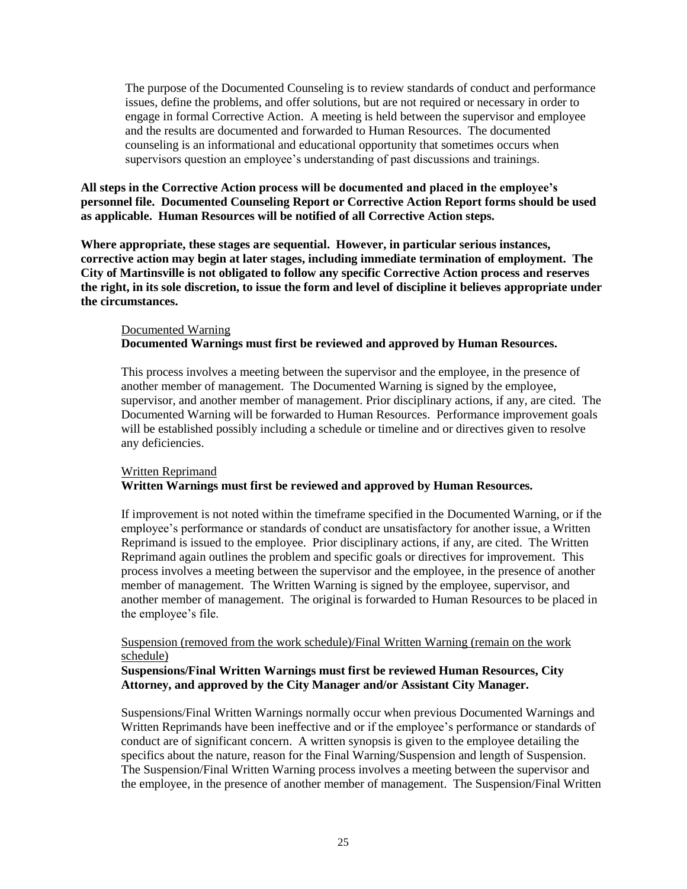The purpose of the Documented Counseling is to review standards of conduct and performance issues, define the problems, and offer solutions, but are not required or necessary in order to engage in formal Corrective Action. A meeting is held between the supervisor and employee and the results are documented and forwarded to Human Resources. The documented counseling is an informational and educational opportunity that sometimes occurs when supervisors question an employee's understanding of past discussions and trainings.

**All steps in the Corrective Action process will be documented and placed in the employee's personnel file. Documented Counseling Report or Corrective Action Report forms should be used as applicable. Human Resources will be notified of all Corrective Action steps.**

**Where appropriate, these stages are sequential. However, in particular serious instances, corrective action may begin at later stages, including immediate termination of employment. The City of Martinsville is not obligated to follow any specific Corrective Action process and reserves the right, in its sole discretion, to issue the form and level of discipline it believes appropriate under the circumstances.**

<u>Documented Warning</u>

**Documented Warnings must first be reviewed and approved by Human Resources.**

This process involves a meeting between the supervisor and the employee, in the presence of another member of management. The Documented Warning is signed by the employee, supervisor, and another member of management. Prior disciplinary actions, if any, are cited. The Documented Warning will be forwarded to Human Resources. Performance improvement goals will be established possibly including a schedule or timeline and or directives given to resolve any deficiencies.

<u>Written Reprimand</u>

**Written Warnings must first be reviewed and approved by Human Resources.**

If improvement is not noted within the timeframe specified in the Documented Warning, or if the employee's performance or standards of conduct are unsatisfactory for another issue, a Written Reprimand is issued to the employee. Prior disciplinary actions, if any, are cited. The Written Reprimand again outlines the problem and specific goals or directives for improvement. This process involves a meeting between the supervisor and the employee, in the presence of another member of management. The Written Warning is signed by the employee, supervisor, and another member of management. The original is forwarded to Human Resources to be placed in the employee's file.

<u>Suspension (removed from the work schedule)/Final Written Warning (remain on the work schedule)</u>

**Suspensions/Final Written Warnings must first be reviewed Human Resources, City Attorney, and approved by the City Manager and/or Assistant City Manager.**

Suspensions/Final Written Warnings normally occur when previous Documented Warnings and Written Reprimands have been ineffective and or if the employee's performance or standards of conduct are of significant concern. A written synopsis is given to the employee detailing the specifics about the nature, reason for the Final Warning/Suspension and length of Suspension. The Suspension/Final Written Warning process involves a meeting between the supervisor and the employee, in the presence of another member of management. The Suspension/Final Written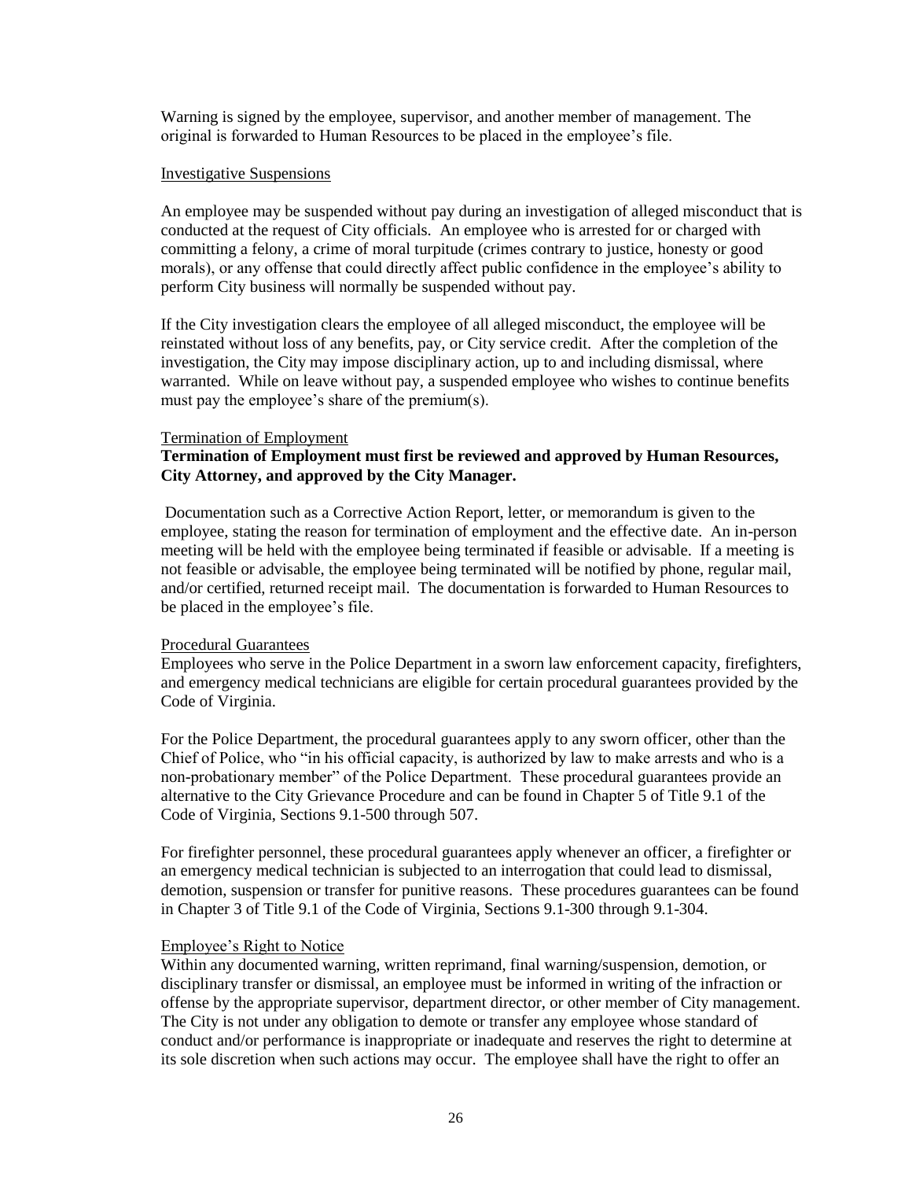Warning is signed by the employee, supervisor, and another member of management. The original is forwarded to Human Resources to be placed in the employee's file.

Investigative Suspensions

An employee may be suspended without pay during an investigation of alleged misconduct that is conducted at the request of City officials. An employee who is arrested for or charged with committing a felony, a crime of moral turpitude (crimes contrary to justice, honesty or good morals), or any offense that could directly affect public confidence in the employee's ability to perform City business will normally be suspended without pay.

If the City investigation clears the employee of all alleged misconduct, the employee will be reinstated without loss of any benefits, pay, or City service credit. After the completion of the investigation, the City may impose disciplinary action, up to and including dismissal, where warranted. While on leave without pay, a suspended employee who wishes to continue benefits must pay the employee's share of the premium(s).

Termination of Employment

**Termination of Employment must first be reviewed and approved by Human Resources, City Attorney, and approved by the City Manager.**

Documentation such as a Corrective Action Report, letter, or memorandum is given to the employee, stating the reason for termination of employment and the effective date. An in-person meeting will be held with the employee being terminated if feasible or advisable. If a meeting is not feasible or advisable, the employee being terminated will be notified by phone, regular mail, and/or certified, returned receipt mail. The documentation is forwarded to Human Resources to be placed in the employee's file.

Procedural Guarantees

Employees who serve in the Police Department in a sworn law enforcement capacity, firefighters, and emergency medical technicians are eligible for certain procedural guarantees provided by the Code of Virginia.

For the Police Department, the procedural guarantees apply to any sworn officer, other than the Chief of Police, who "in his official capacity, is authorized by law to make arrests and who is a non-probationary member" of the Police Department. These procedural guarantees provide an alternative to the City Grievance Procedure and can be found in Chapter 5 of Title 9.1 of the Code of Virginia, Sections 9.1-500 through 507.

For firefighter personnel, these procedural guarantees apply whenever an officer, a firefighter or an emergency medical technician is subjected to an interrogation that could lead to dismissal, demotion, suspension or transfer for punitive reasons. These procedures guarantees can be found in Chapter 3 of Title 9.1 of the Code of Virginia, Sections 9.1-300 through 9.1-304.

Employee's Right to Notice

Within any documented warning, written reprimand, final warning/suspension, demotion, or disciplinary transfer or dismissal, an employee must be informed in writing of the infraction or offense by the appropriate supervisor, department director, or other member of City management. The City is not under any obligation to demote or transfer any employee whose standard of conduct and/or performance is inappropriate or inadequate and reserves the right to determine at its sole discretion when such actions may occur. The employee shall have the right to offer an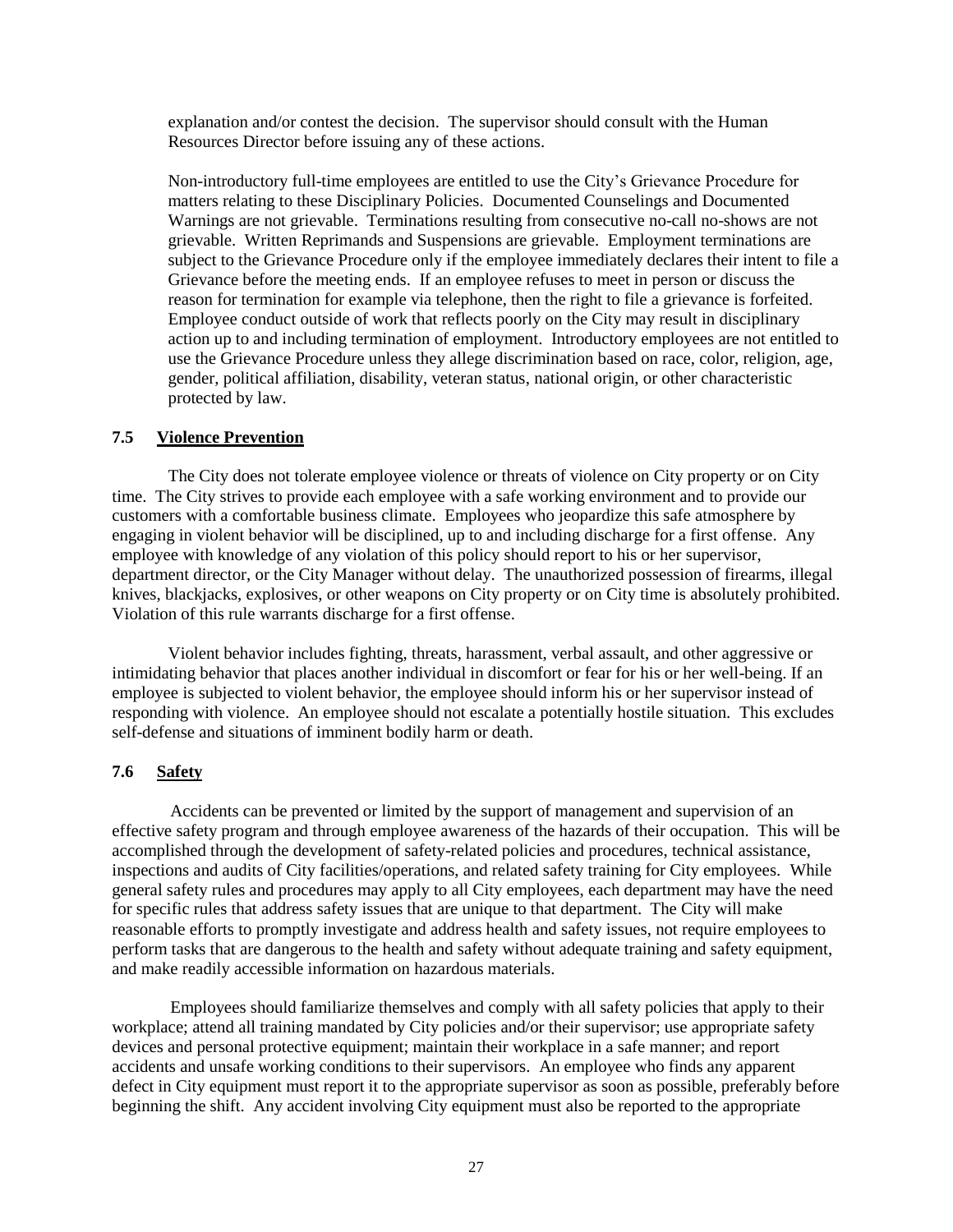explanation and/or contest the decision. The supervisor should consult with the Human Resources Director before issuing any of these actions.

Non-introductory full-time employees are entitled to use the City's Grievance Procedure for matters relating to these Disciplinary Policies. Documented Counselings and Documented Warnings are not grievable. Terminations resulting from consecutive no-call no-shows are not grievable. Written Reprimands and Suspensions are grievable. Employment terminations are subject to the Grievance Procedure only if the employee immediately declares their intent to file a Grievance before the meeting ends. If an employee refuses to meet in person or discuss the reason for termination for example via telephone, then the right to file a grievance is forfeited. Employee conduct outside of work that reflects poorly on the City may result in disciplinary action up to and including termination of employment. Introductory employees are not entitled to use the Grievance Procedure unless they allege discrimination based on race, color, religion, age, gender, political affiliation, disability, veteran status, national origin, or other characteristic protected by law.

### 7.5 Violence Prevention

The City does not tolerate employee violence or threats of violence on City property or on City time. The City strives to provide each employee with a safe working environment and to provide our customers with a comfortable business climate. Employees who jeopardize this safe atmosphere by engaging in violent behavior will be disciplined, up to and including discharge for a first offense. Any employee with knowledge of any violation of this policy should report to his or her supervisor, department director, or the City Manager without delay. The unauthorized possession of firearms, illegal knives, blackjacks, explosives, or other weapons on City property or on City time is absolutely prohibited. Violation of this rule warrants discharge for a first offense.

Violent behavior includes fighting, threats, harassment, verbal assault, and other aggressive or intimidating behavior that places another individual in discomfort or fear for his or her well-being. If an employee is subjected to violent behavior, the employee should inform his or her supervisor instead of responding with violence. An employee should not escalate a potentially hostile situation. This excludes self-defense and situations of imminent bodily harm or death.

### 7.6 Safety

Accidents can be prevented or limited by the support of management and supervision of an effective safety program and through employee awareness of the hazards of their occupation. This will be accomplished through the development of safety-related policies and procedures, technical assistance, inspections and audits of City facilities/operations, and related safety training for City employees. While general safety rules and procedures may apply to all City employees, each department may have the need for specific rules that address safety issues that are unique to that department. The City will make reasonable efforts to promptly investigate and address health and safety issues, not require employees to perform tasks that are dangerous to the health and safety without adequate training and safety equipment, and make readily accessible information on hazardous materials.

Employees should familiarize themselves and comply with all safety policies that apply to their workplace; attend all training mandated by City policies and/or their supervisor; use appropriate safety devices and personal protective equipment; maintain their workplace in a safe manner; and report accidents and unsafe working conditions to their supervisors. An employee who finds any apparent defect in City equipment must report it to the appropriate supervisor as soon as possible, preferably before beginning the shift. Any accident involving City equipment must also be reported to the appropriate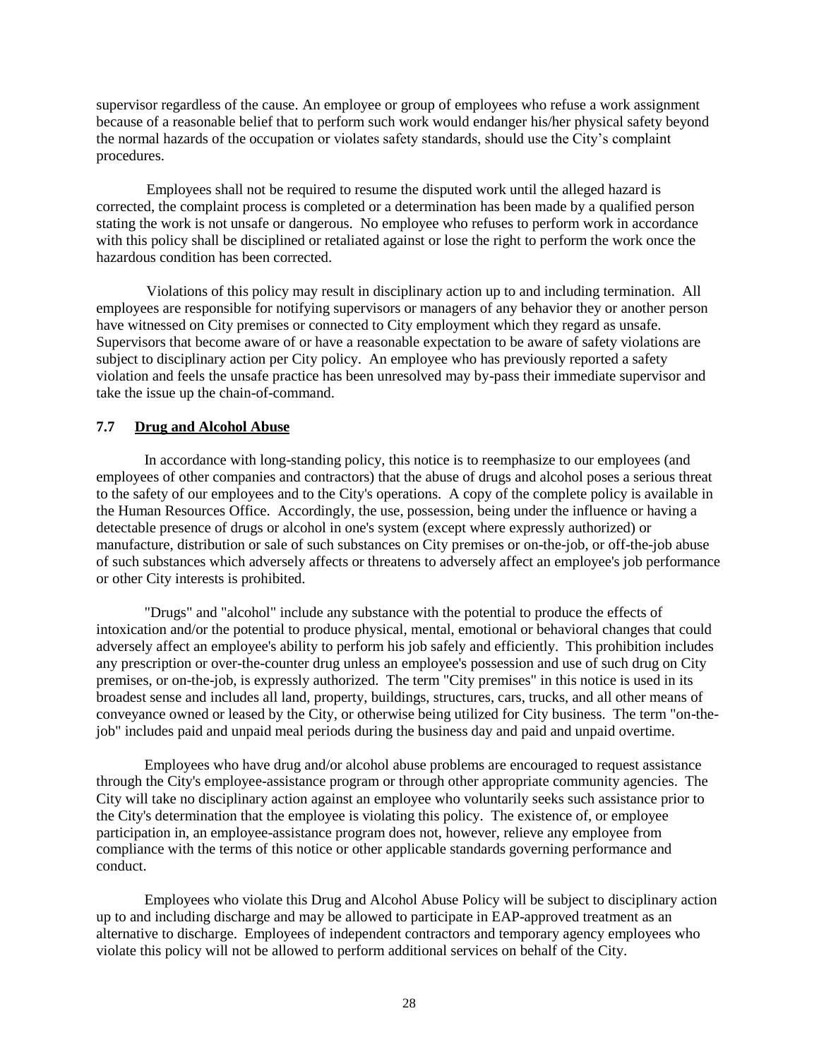supervisor regardless of the cause. An employee or group of employees who refuse a work assignment because of a reasonable belief that to perform such work would endanger his/her physical safety beyond the normal hazards of the occupation or violates safety standards, should use the City's complaint procedures.

Employees shall not be required to resume the disputed work until the alleged hazard is corrected, the complaint process is completed or a determination has been made by a qualified person stating the work is not unsafe or dangerous. No employee who refuses to perform work in accordance with this policy shall be disciplined or retaliated against or lose the right to perform the work once the hazardous condition has been corrected.

Violations of this policy may result in disciplinary action up to and including termination. All employees are responsible for notifying supervisors or managers of any behavior they or another person have witnessed on City premises or connected to City employment which they regard as unsafe. Supervisors that become aware of or have a reasonable expectation to be aware of safety violations are subject to disciplinary action per City policy. An employee who has previously reported a safety violation and feels the unsafe practice has been unresolved may by-pass their immediate supervisor and take the issue up the chain-of-command.

### 7.7 <u>Drug and Alcohol Abuse</u>

In accordance with long-standing policy, this notice is to reemphasize to our employees (and employees of other companies and contractors) that the abuse of drugs and alcohol poses a serious threat to the safety of our employees and to the City's operations. A copy of the complete policy is available in the Human Resources Office. Accordingly, the use, possession, being under the influence or having a detectable presence of drugs or alcohol in one's system (except where expressly authorized) or manufacture, distribution or sale of such substances on City premises or on-the-job, or off-the-job abuse of such substances which adversely affects or threatens to adversely affect an employee's job performance or other City interests is prohibited.

"Drugs" and "alcohol" include any substance with the potential to produce the effects of intoxication and/or the potential to produce physical, mental, emotional or behavioral changes that could adversely affect an employee's ability to perform his job safely and efficiently. This prohibition includes any prescription or over-the-counter drug unless an employee's possession and use of such drug on City premises, or on-the-job, is expressly authorized. The term "City premises" in this notice is used in its broadest sense and includes all land, property, buildings, structures, cars, trucks, and all other means of conveyance owned or leased by the City, or otherwise being utilized for City business. The term "on-the-job" includes paid and unpaid meal periods during the business day and paid and unpaid overtime.

Employees who have drug and/or alcohol abuse problems are encouraged to request assistance through the City's employee-assistance program or through other appropriate community agencies. The City will take no disciplinary action against an employee who voluntarily seeks such assistance prior to the City's determination that the employee is violating this policy. The existence of, or employee participation in, an employee-assistance program does not, however, relieve any employee from compliance with the terms of this notice or other applicable standards governing performance and conduct.

Employees who violate this Drug and Alcohol Abuse Policy will be subject to disciplinary action up to and including discharge and may be allowed to participate in EAP-approved treatment as an alternative to discharge. Employees of independent contractors and temporary agency employees who violate this policy will not be allowed to perform additional services on behalf of the City.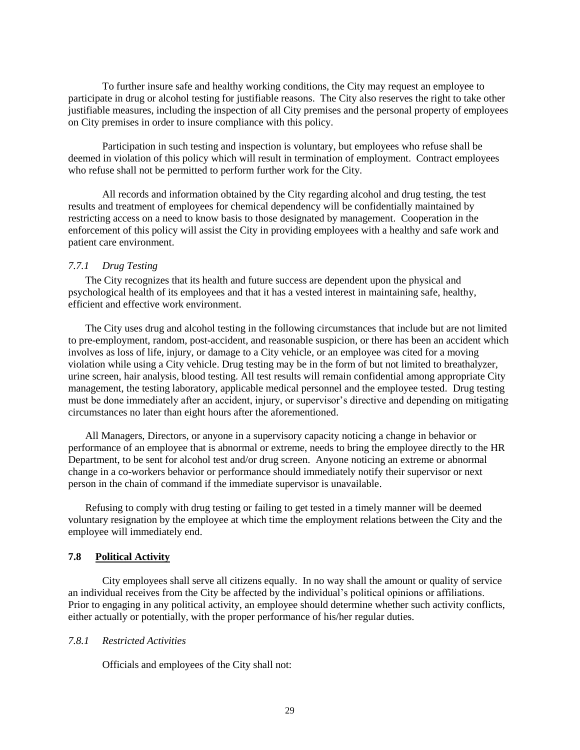To further insure safe and healthy working conditions, the City may request an employee to participate in drug or alcohol testing for justifiable reasons. The City also reserves the right to take other justifiable measures, including the inspection of all City premises and the personal property of employees on City premises in order to insure compliance with this policy.

Participation in such testing and inspection is voluntary, but employees who refuse shall be deemed in violation of this policy which will result in termination of employment. Contract employees who refuse shall not be permitted to perform further work for the City.

All records and information obtained by the City regarding alcohol and drug testing, the test results and treatment of employees for chemical dependency will be confidentially maintained by restricting access on a need to know basis to those designated by management. Cooperation in the enforcement of this policy will assist the City in providing employees with a healthy and safe work and patient care environment.

### *7.7.1 Drug Testing*

The City recognizes that its health and future success are dependent upon the physical and psychological health of its employees and that it has a vested interest in maintaining safe, healthy, efficient and effective work environment.

The City uses drug and alcohol testing in the following circumstances that include but are not limited to pre-employment, random, post-accident, and reasonable suspicion, or there has been an accident which involves as loss of life, injury, or damage to a City vehicle, or an employee was cited for a moving violation while using a City vehicle. Drug testing may be in the form of but not limited to breathalyzer, urine screen, hair analysis, blood testing. All test results will remain confidential among appropriate City management, the testing laboratory, applicable medical personnel and the employee tested. Drug testing must be done immediately after an accident, injury, or supervisor's directive and depending on mitigating circumstances no later than eight hours after the aforementioned.

All Managers, Directors, or anyone in a supervisory capacity noticing a change in behavior or performance of an employee that is abnormal or extreme, needs to bring the employee directly to the HR Department, to be sent for alcohol test and/or drug screen. Anyone noticing an extreme or abnormal change in a co-workers behavior or performance should immediately notify their supervisor or next person in the chain of command if the immediate supervisor is unavailable.

Refusing to comply with drug testing or failing to get tested in a timely manner will be deemed voluntary resignation by the employee at which time the employment relations between the City and the employee will immediately end.

## **7.8 Political Activity**

City employees shall serve all citizens equally. In no way shall the amount or quality of service an individual receives from the City be affected by the individual's political opinions or affiliations. Prior to engaging in any political activity, an employee should determine whether such activity conflicts, either actually or potentially, with the proper performance of his/her regular duties.

### *7.8.1 Restricted Activities*

Officials and employees of the City shall not: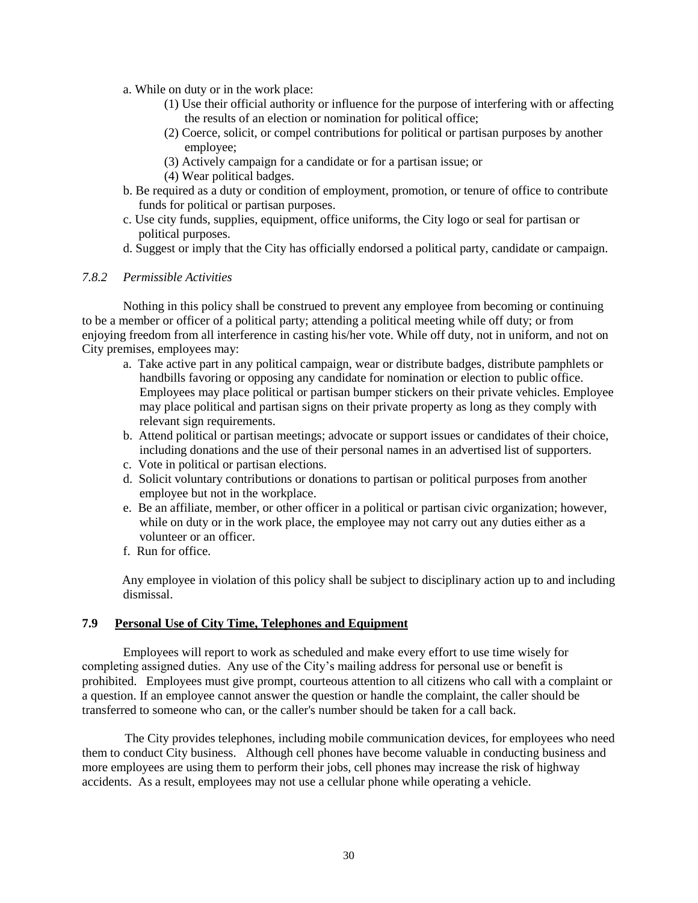a. While on duty or in the work place:
   - (1) Use their official authority or influence for the purpose of interfering with or affecting the results of an election or nomination for political office;
   - (2) Coerce, solicit, or compel contributions for political or partisan purposes by another employee;
   - (3) Actively campaign for a candidate or for a partisan issue; or
   - (4) Wear political badges.

b. Be required as a duty or condition of employment, promotion, or tenure of office to contribute funds for political or partisan purposes.

c. Use city funds, supplies, equipment, office uniforms, the City logo or seal for partisan or political purposes.

d. Suggest or imply that the City has officially endorsed a political party, candidate or campaign.

### *7.8.2 Permissible Activities*

Nothing in this policy shall be construed to prevent any employee from becoming or continuing to be a member or officer of a political party; attending a political meeting while off duty; or from enjoying freedom from all interference in casting his/her vote. While off duty, not in uniform, and not on City premises, employees may:

a. Take active part in any political campaign, wear or distribute badges, distribute pamphlets or handbills favoring or opposing any candidate for nomination or election to public office. Employees may place political or partisan bumper stickers on their private vehicles. Employee may place political and partisan signs on their private property as long as they comply with relevant sign requirements.

b. Attend political or partisan meetings; advocate or support issues or candidates of their choice, including donations and the use of their personal names in an advertised list of supporters.

c. Vote in political or partisan elections.

d. Solicit voluntary contributions or donations to partisan or political purposes from another employee but not in the workplace.

e. Be an affiliate, member, or other officer in a political or partisan civic organization; however, while on duty or in the work place, the employee may not carry out any duties either as a volunteer or an officer.

f. Run for office.

Any employee in violation of this policy shall be subject to disciplinary action up to and including dismissal.

## 7.9 Personal Use of City Time, Telephones and Equipment

Employees will report to work as scheduled and make every effort to use time wisely for completing assigned duties. Any use of the City's mailing address for personal use or benefit is prohibited. Employees must give prompt, courteous attention to all citizens who call with a complaint or a question. If an employee cannot answer the question or handle the complaint, the caller should be transferred to someone who can, or the caller's number should be taken for a call back.

The City provides telephones, including mobile communication devices, for employees who need them to conduct City business. Although cell phones have become valuable in conducting business and more employees are using them to perform their jobs, cell phones may increase the risk of highway accidents. As a result, employees may not use a cellular phone while operating a vehicle.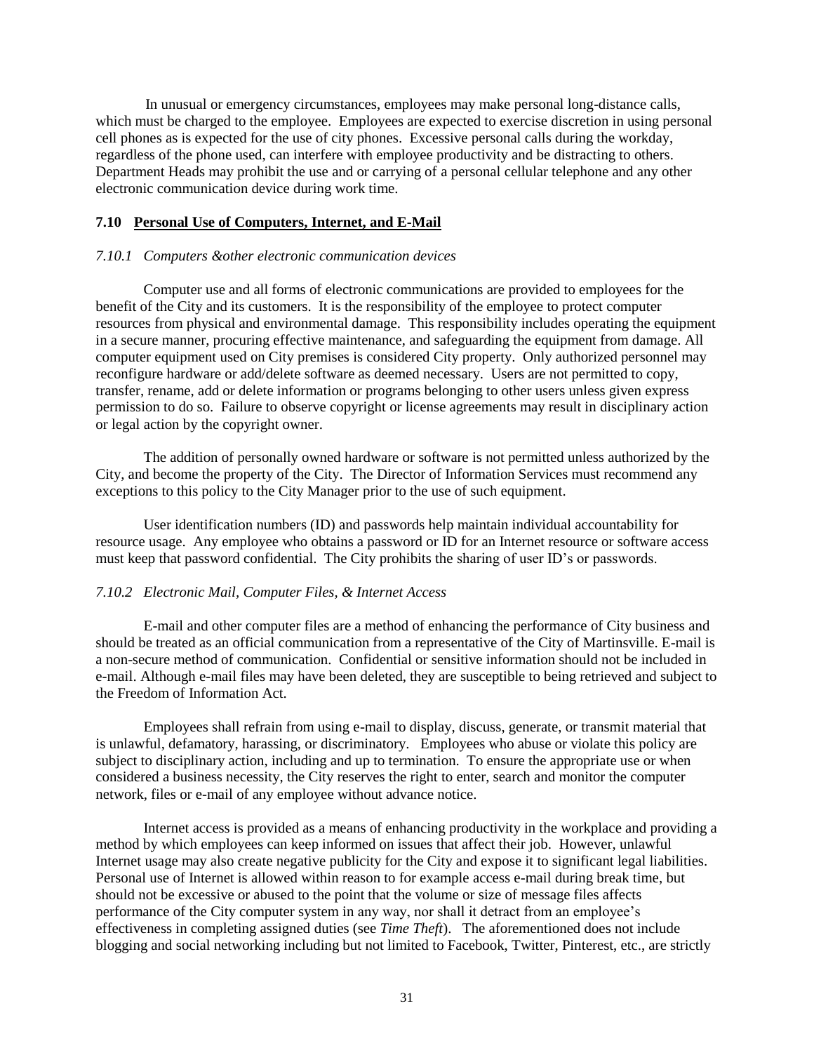In unusual or emergency circumstances, employees may make personal long-distance calls, which must be charged to the employee. Employees are expected to exercise discretion in using personal cell phones as is expected for the use of city phones. Excessive personal calls during the workday, regardless of the phone used, can interfere with employee productivity and be distracting to others. Department Heads may prohibit the use and or carrying of a personal cellular telephone and any other electronic communication device during work time.

### 7.10 Personal Use of Computers, Internet, and E-Mail

*7.10.1 Computers &other electronic communication devices*

Computer use and all forms of electronic communications are provided to employees for the benefit of the City and its customers. It is the responsibility of the employee to protect computer resources from physical and environmental damage. This responsibility includes operating the equipment in a secure manner, procuring effective maintenance, and safeguarding the equipment from damage. All computer equipment used on City premises is considered City property. Only authorized personnel may reconfigure hardware or add/delete software as deemed necessary. Users are not permitted to copy, transfer, rename, add or delete information or programs belonging to other users unless given express permission to do so. Failure to observe copyright or license agreements may result in disciplinary action or legal action by the copyright owner.

The addition of personally owned hardware or software is not permitted unless authorized by the City, and become the property of the City. The Director of Information Services must recommend any exceptions to this policy to the City Manager prior to the use of such equipment.

User identification numbers (ID) and passwords help maintain individual accountability for resource usage. Any employee who obtains a password or ID for an Internet resource or software access must keep that password confidential. The City prohibits the sharing of user ID's or passwords.

*7.10.2 Electronic Mail, Computer Files, & Internet Access*

E-mail and other computer files are a method of enhancing the performance of City business and should be treated as an official communication from a representative of the City of Martinsville. E-mail is a non-secure method of communication. Confidential or sensitive information should not be included in e-mail. Although e-mail files may have been deleted, they are susceptible to being retrieved and subject to the Freedom of Information Act.

Employees shall refrain from using e-mail to display, discuss, generate, or transmit material that is unlawful, defamatory, harassing, or discriminatory. Employees who abuse or violate this policy are subject to disciplinary action, including and up to termination. To ensure the appropriate use or when considered a business necessity, the City reserves the right to enter, search and monitor the computer network, files or e-mail of any employee without advance notice.

Internet access is provided as a means of enhancing productivity in the workplace and providing a method by which employees can keep informed on issues that affect their job. However, unlawful Internet usage may also create negative publicity for the City and expose it to significant legal liabilities. Personal use of Internet is allowed within reason to for example access e-mail during break time, but should not be excessive or abused to the point that the volume or size of message files affects performance of the City computer system in any way, nor shall it detract from an employee's effectiveness in completing assigned duties (see *Time Theft*). The aforementioned does not include blogging and social networking including but not limited to Facebook, Twitter, Pinterest, etc., are strictly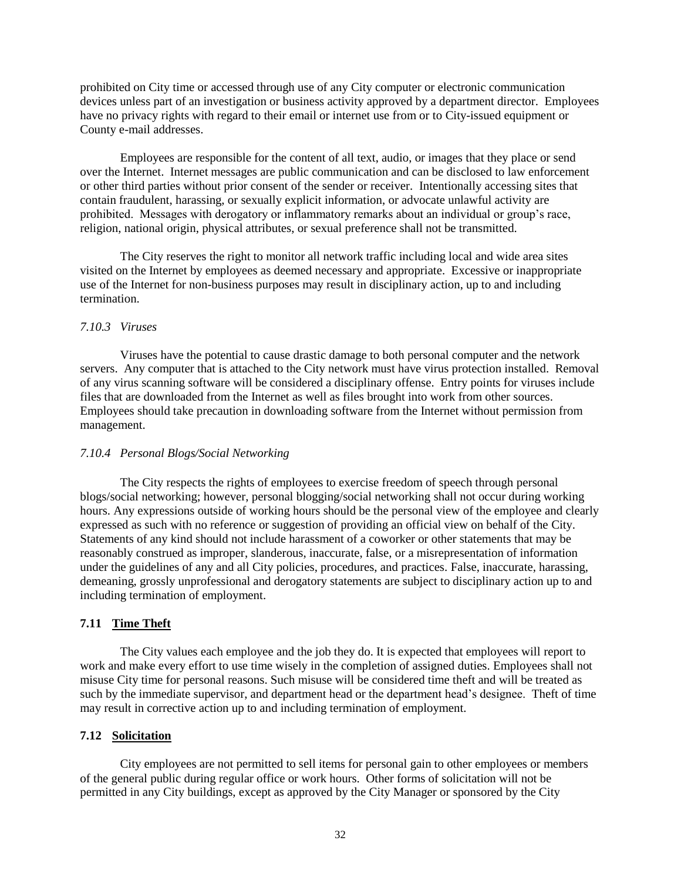prohibited on City time or accessed through use of any City computer or electronic communication devices unless part of an investigation or business activity approved by a department director. Employees have no privacy rights with regard to their email or internet use from or to City-issued equipment or County e-mail addresses.

Employees are responsible for the content of all text, audio, or images that they place or send over the Internet. Internet messages are public communication and can be disclosed to law enforcement or other third parties without prior consent of the sender or receiver. Intentionally accessing sites that contain fraudulent, harassing, or sexually explicit information, or advocate unlawful activity are prohibited. Messages with derogatory or inflammatory remarks about an individual or group's race, religion, national origin, physical attributes, or sexual preference shall not be transmitted.

The City reserves the right to monitor all network traffic including local and wide area sites visited on the Internet by employees as deemed necessary and appropriate. Excessive or inappropriate use of the Internet for non-business purposes may result in disciplinary action, up to and including termination.

#### *7.10.3 Viruses*

Viruses have the potential to cause drastic damage to both personal computer and the network servers. Any computer that is attached to the City network must have virus protection installed. Removal of any virus scanning software will be considered a disciplinary offense. Entry points for viruses include files that are downloaded from the Internet as well as files brought into work from other sources. Employees should take precaution in downloading software from the Internet without permission from management.

#### *7.10.4 Personal Blogs/Social Networking*

The City respects the rights of employees to exercise freedom of speech through personal blogs/social networking; however, personal blogging/social networking shall not occur during working hours. Any expressions outside of working hours should be the personal view of the employee and clearly expressed as such with no reference or suggestion of providing an official view on behalf of the City. Statements of any kind should not include harassment of a coworker or other statements that may be reasonably construed as improper, slanderous, inaccurate, false, or a misrepresentation of information under the guidelines of any and all City policies, procedures, and practices. False, inaccurate, harassing, demeaning, grossly unprofessional and derogatory statements are subject to disciplinary action up to and including termination of employment.

### **7.11 Time Theft**

The City values each employee and the job they do. It is expected that employees will report to work and make every effort to use time wisely in the completion of assigned duties. Employees shall not misuse City time for personal reasons. Such misuse will be considered time theft and will be treated as such by the immediate supervisor, and department head or the department head's designee. Theft of time may result in corrective action up to and including termination of employment.

### **7.12 Solicitation**

City employees are not permitted to sell items for personal gain to other employees or members of the general public during regular office or work hours. Other forms of solicitation will not be permitted in any City buildings, except as approved by the City Manager or sponsored by the City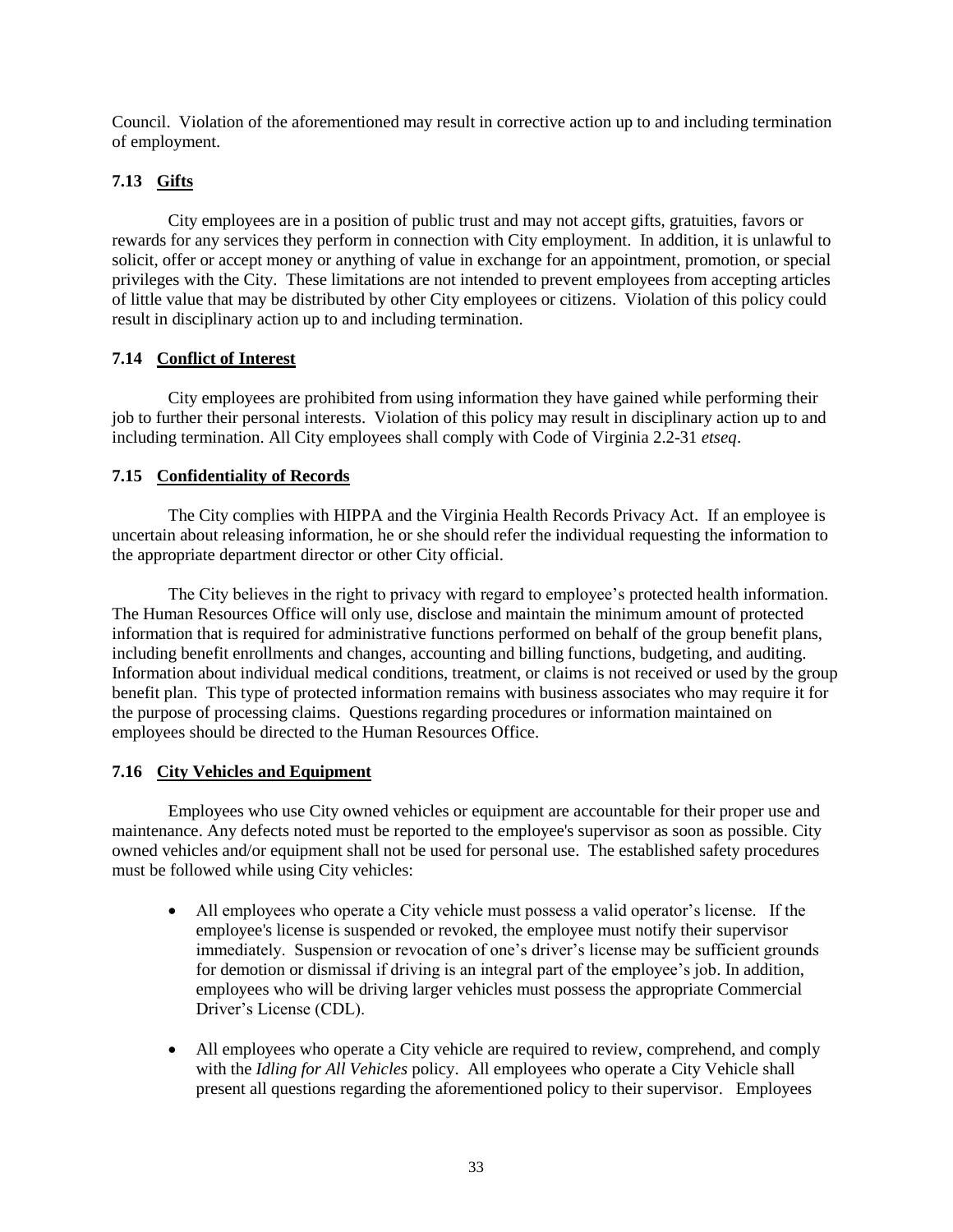Council. Violation of the aforementioned may result in corrective action up to and including termination of employment.

### 7.13 Gifts

City employees are in a position of public trust and may not accept gifts, gratuities, favors or rewards for any services they perform in connection with City employment. In addition, it is unlawful to solicit, offer or accept money or anything of value in exchange for an appointment, promotion, or special privileges with the City. These limitations are not intended to prevent employees from accepting articles of little value that may be distributed by other City employees or citizens. Violation of this policy could result in disciplinary action up to and including termination.

### 7.14 Conflict of Interest

City employees are prohibited from using information they have gained while performing their job to further their personal interests. Violation of this policy may result in disciplinary action up to and including termination. All City employees shall comply with Code of Virginia 2.2-31 *etseq*.

### 7.15 Confidentiality of Records

The City complies with HIPPA and the Virginia Health Records Privacy Act. If an employee is uncertain about releasing information, he or she should refer the individual requesting the information to the appropriate department director or other City official.

The City believes in the right to privacy with regard to employee's protected health information. The Human Resources Office will only use, disclose and maintain the minimum amount of protected information that is required for administrative functions performed on behalf of the group benefit plans, including benefit enrollments and changes, accounting and billing functions, budgeting, and auditing. Information about individual medical conditions, treatment, or claims is not received or used by the group benefit plan. This type of protected information remains with business associates who may require it for the purpose of processing claims. Questions regarding procedures or information maintained on employees should be directed to the Human Resources Office.

### 7.16 City Vehicles and Equipment

Employees who use City owned vehicles or equipment are accountable for their proper use and maintenance. Any defects noted must be reported to the employee's supervisor as soon as possible. City owned vehicles and/or equipment shall not be used for personal use. The established safety procedures must be followed while using City vehicles:

- All employees who operate a City vehicle must possess a valid operator's license. If the employee's license is suspended or revoked, the employee must notify their supervisor immediately. Suspension or revocation of one's driver's license may be sufficient grounds for demotion or dismissal if driving is an integral part of the employee's job. In addition, employees who will be driving larger vehicles must possess the appropriate Commercial Driver's License (CDL).

- All employees who operate a City vehicle are required to review, comprehend, and comply with the *Idling for All Vehicles* policy. All employees who operate a City Vehicle shall present all questions regarding the aforementioned policy to their supervisor. Employees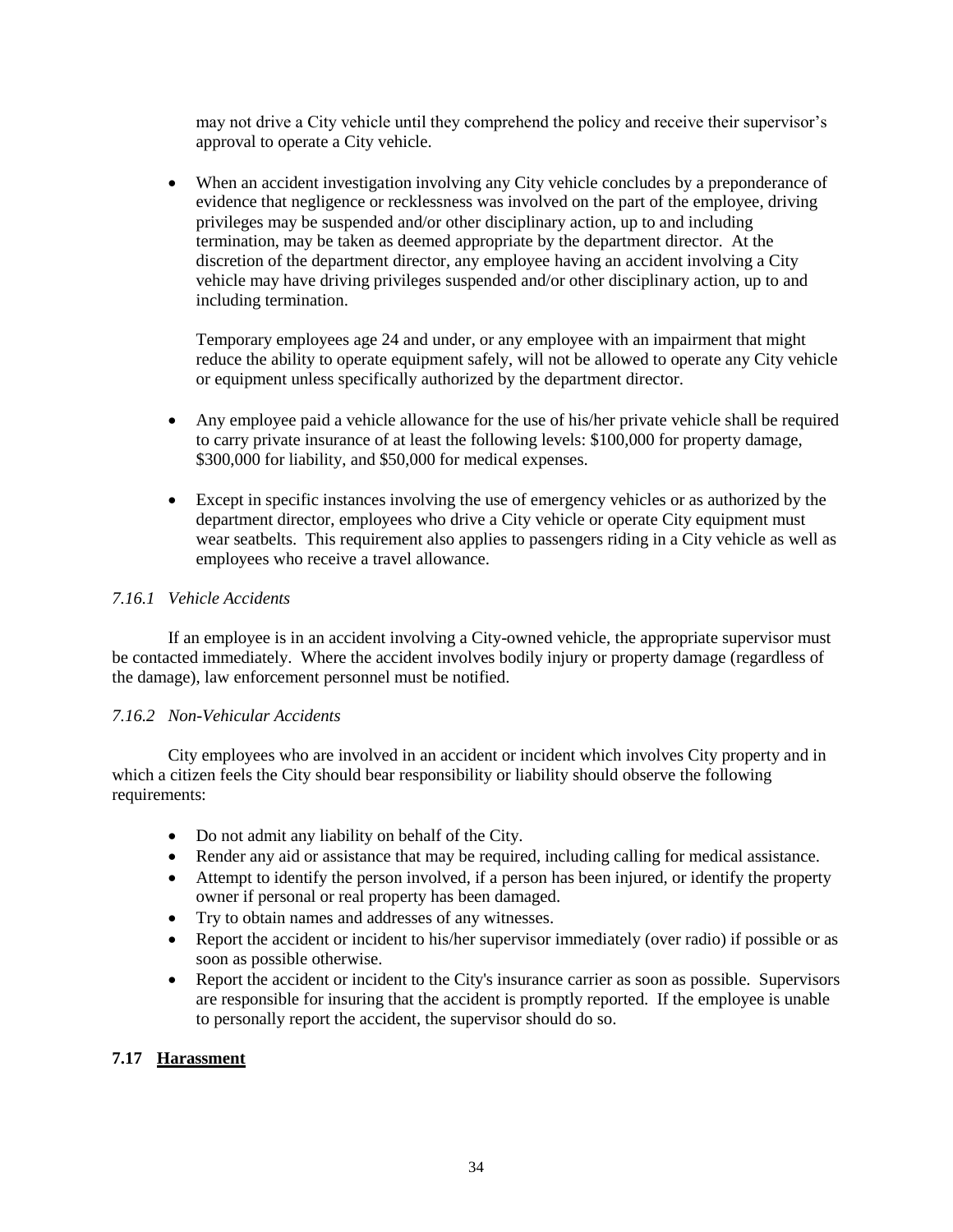may not drive a City vehicle until they comprehend the policy and receive their supervisor's approval to operate a City vehicle.

- When an accident investigation involving any City vehicle concludes by a preponderance of evidence that negligence or recklessness was involved on the part of the employee, driving privileges may be suspended and/or other disciplinary action, up to and including termination, may be taken as deemed appropriate by the department director. At the discretion of the department director, any employee having an accident involving a City vehicle may have driving privileges suspended and/or other disciplinary action, up to and including termination.

  Temporary employees age 24 and under, or any employee with an impairment that might reduce the ability to operate equipment safely, will not be allowed to operate any City vehicle or equipment unless specifically authorized by the department director.

- Any employee paid a vehicle allowance for the use of his/her private vehicle shall be required to carry private insurance of at least the following levels: $100,000 for property damage, $300,000 for liability, and $50,000 for medical expenses.

- Except in specific instances involving the use of emergency vehicles or as authorized by the department director, employees who drive a City vehicle or operate City equipment must wear seatbelts. This requirement also applies to passengers riding in a City vehicle as well as employees who receive a travel allowance.

### *7.16.1 Vehicle Accidents*

If an employee is in an accident involving a City-owned vehicle, the appropriate supervisor must be contacted immediately. Where the accident involves bodily injury or property damage (regardless of the damage), law enforcement personnel must be notified.

### *7.16.2 Non-Vehicular Accidents*

City employees who are involved in an accident or incident which involves City property and in which a citizen feels the City should bear responsibility or liability should observe the following requirements:

- Do not admit any liability on behalf of the City.
- Render any aid or assistance that may be required, including calling for medical assistance.
- Attempt to identify the person involved, if a person has been injured, or identify the property owner if personal or real property has been damaged.
- Try to obtain names and addresses of any witnesses.
- Report the accident or incident to his/her supervisor immediately (over radio) if possible or as soon as possible otherwise.
- Report the accident or incident to the City's insurance carrier as soon as possible. Supervisors are responsible for insuring that the accident is promptly reported. If the employee is unable to personally report the accident, the supervisor should do so.

## 7.17 Harassment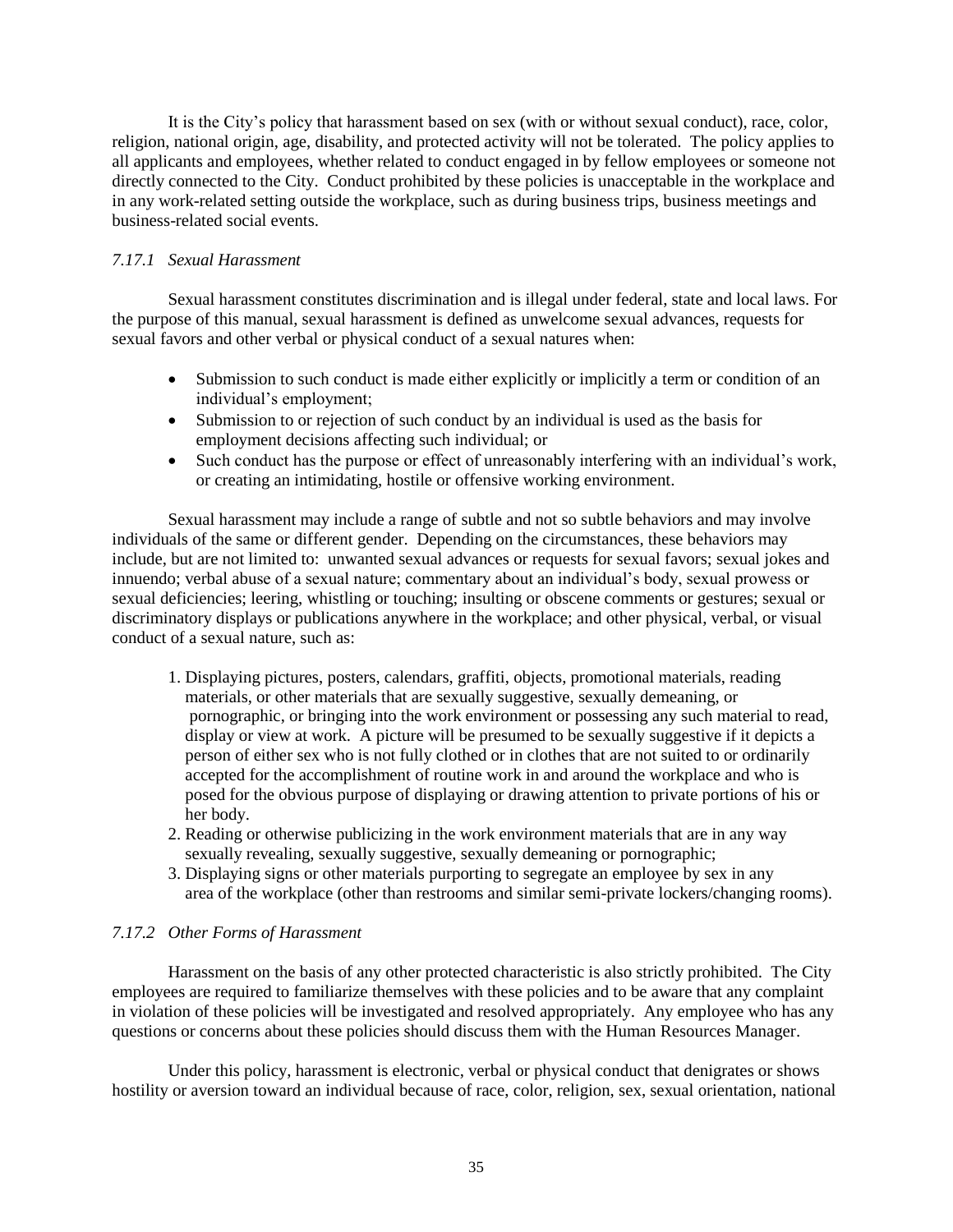It is the City's policy that harassment based on sex (with or without sexual conduct), race, color, religion, national origin, age, disability, and protected activity will not be tolerated. The policy applies to all applicants and employees, whether related to conduct engaged in by fellow employees or someone not directly connected to the City. Conduct prohibited by these policies is unacceptable in the workplace and in any work-related setting outside the workplace, such as during business trips, business meetings and business-related social events.

### *7.17.1 Sexual Harassment*

Sexual harassment constitutes discrimination and is illegal under federal, state and local laws. For the purpose of this manual, sexual harassment is defined as unwelcome sexual advances, requests for sexual favors and other verbal or physical conduct of a sexual natures when:

- Submission to such conduct is made either explicitly or implicitly a term or condition of an individual's employment;
- Submission to or rejection of such conduct by an individual is used as the basis for employment decisions affecting such individual; or
- Such conduct has the purpose or effect of unreasonably interfering with an individual's work, or creating an intimidating, hostile or offensive working environment.

Sexual harassment may include a range of subtle and not so subtle behaviors and may involve individuals of the same or different gender. Depending on the circumstances, these behaviors may include, but are not limited to: unwanted sexual advances or requests for sexual favors; sexual jokes and innuendo; verbal abuse of a sexual nature; commentary about an individual's body, sexual prowess or sexual deficiencies; leering, whistling or touching; insulting or obscene comments or gestures; sexual or discriminatory displays or publications anywhere in the workplace; and other physical, verbal, or visual conduct of a sexual nature, such as:

1. Displaying pictures, posters, calendars, graffiti, objects, promotional materials, reading materials, or other materials that are sexually suggestive, sexually demeaning, or pornographic, or bringing into the work environment or possessing any such material to read, display or view at work. A picture will be presumed to be sexually suggestive if it depicts a person of either sex who is not fully clothed or in clothes that are not suited to or ordinarily accepted for the accomplishment of routine work in and around the workplace and who is posed for the obvious purpose of displaying or drawing attention to private portions of his or her body.
2. Reading or otherwise publicizing in the work environment materials that are in any way sexually revealing, sexually suggestive, sexually demeaning or pornographic;
3. Displaying signs or other materials purporting to segregate an employee by sex in any area of the workplace (other than restrooms and similar semi-private lockers/changing rooms).

### *7.17.2 Other Forms of Harassment*

Harassment on the basis of any other protected characteristic is also strictly prohibited. The City employees are required to familiarize themselves with these policies and to be aware that any complaint in violation of these policies will be investigated and resolved appropriately. Any employee who has any questions or concerns about these policies should discuss them with the Human Resources Manager.

Under this policy, harassment is electronic, verbal or physical conduct that denigrates or shows hostility or aversion toward an individual because of race, color, religion, sex, sexual orientation, national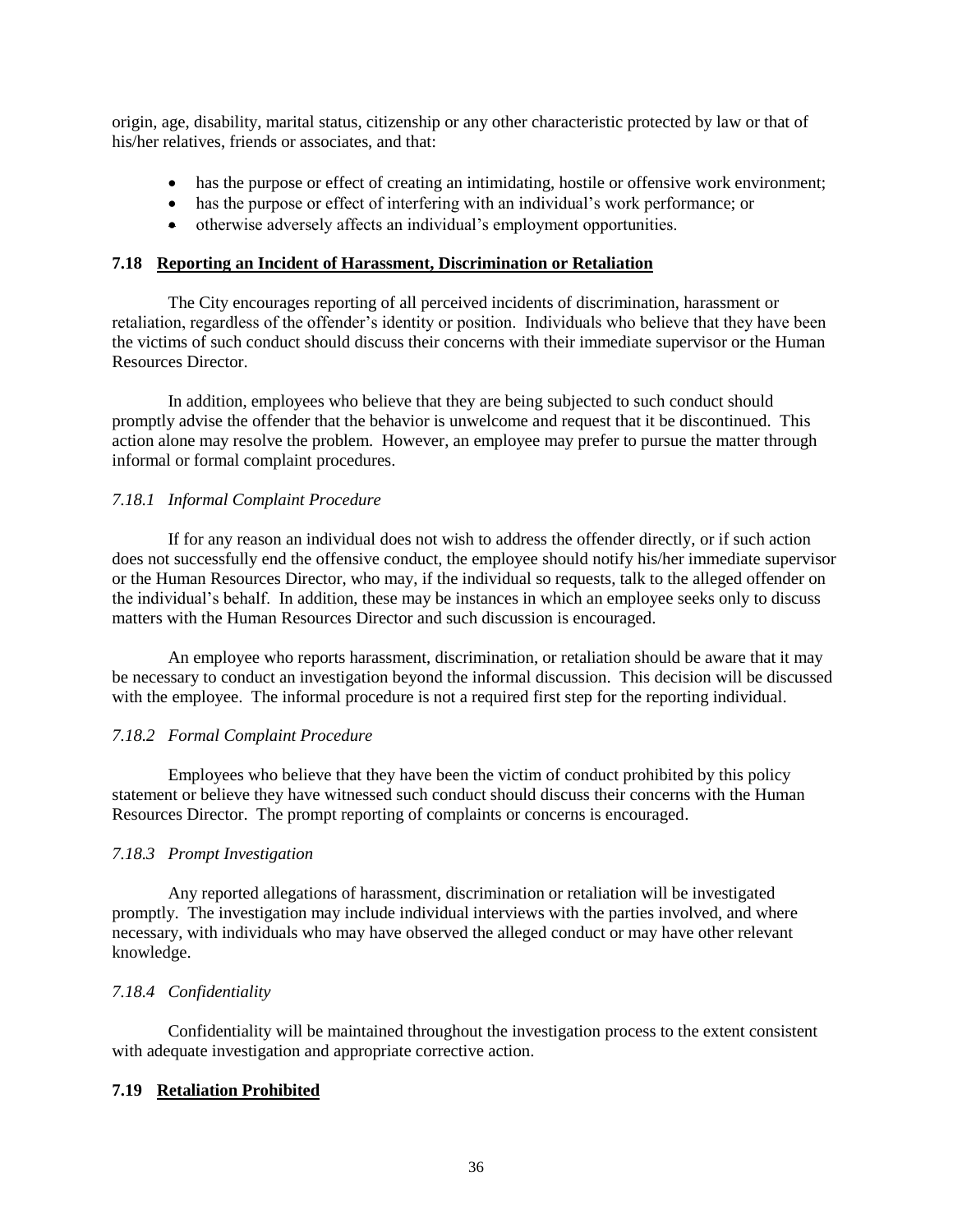origin, age, disability, marital status, citizenship or any other characteristic protected by law or that of his/her relatives, friends or associates, and that:

- has the purpose or effect of creating an intimidating, hostile or offensive work environment;
- has the purpose or effect of interfering with an individual's work performance; or
- otherwise adversely affects an individual's employment opportunities.

### 7.18 <u>Reporting an Incident of Harassment, Discrimination or Retaliation</u>

The City encourages reporting of all perceived incidents of discrimination, harassment or retaliation, regardless of the offender's identity or position. Individuals who believe that they have been the victims of such conduct should discuss their concerns with their immediate supervisor or the Human Resources Director.

In addition, employees who believe that they are being subjected to such conduct should promptly advise the offender that the behavior is unwelcome and request that it be discontinued. This action alone may resolve the problem. However, an employee may prefer to pursue the matter through informal or formal complaint procedures.

#### *7.18.1 Informal Complaint Procedure*

If for any reason an individual does not wish to address the offender directly, or if such action does not successfully end the offensive conduct, the employee should notify his/her immediate supervisor or the Human Resources Director, who may, if the individual so requests, talk to the alleged offender on the individual's behalf. In addition, these may be instances in which an employee seeks only to discuss matters with the Human Resources Director and such discussion is encouraged.

An employee who reports harassment, discrimination, or retaliation should be aware that it may be necessary to conduct an investigation beyond the informal discussion. This decision will be discussed with the employee. The informal procedure is not a required first step for the reporting individual.

#### *7.18.2 Formal Complaint Procedure*

Employees who believe that they have been the victim of conduct prohibited by this policy statement or believe they have witnessed such conduct should discuss their concerns with the Human Resources Director. The prompt reporting of complaints or concerns is encouraged.

#### *7.18.3 Prompt Investigation*

Any reported allegations of harassment, discrimination or retaliation will be investigated promptly. The investigation may include individual interviews with the parties involved, and where necessary, with individuals who may have observed the alleged conduct or may have other relevant knowledge.

#### *7.18.4 Confidentiality*

Confidentiality will be maintained throughout the investigation process to the extent consistent with adequate investigation and appropriate corrective action.

### 7.19 <u>Retaliation Prohibited</u>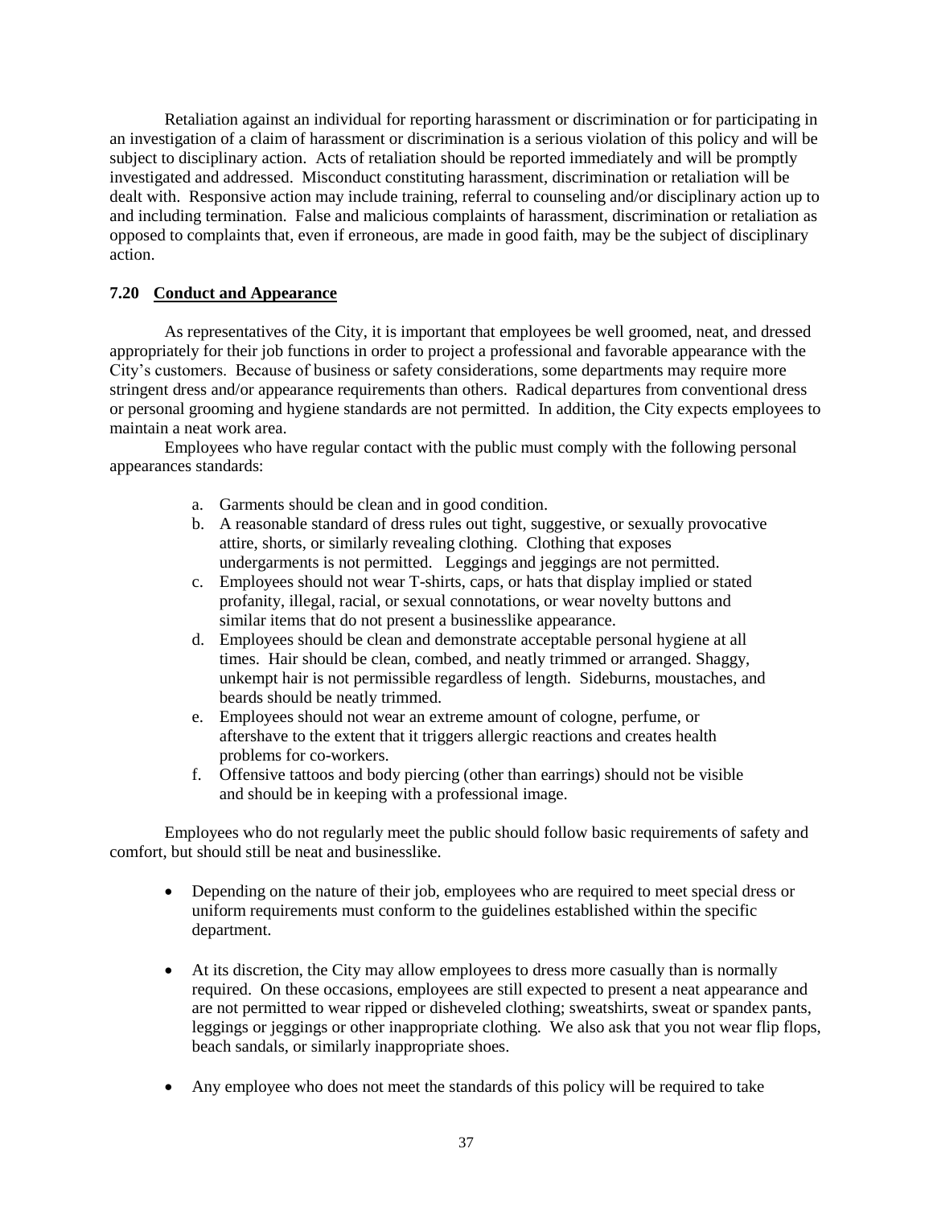Retaliation against an individual for reporting harassment or discrimination or for participating in an investigation of a claim of harassment or discrimination is a serious violation of this policy and will be subject to disciplinary action. Acts of retaliation should be reported immediately and will be promptly investigated and addressed. Misconduct constituting harassment, discrimination or retaliation will be dealt with. Responsive action may include training, referral to counseling and/or disciplinary action up to and including termination. False and malicious complaints of harassment, discrimination or retaliation as opposed to complaints that, even if erroneous, are made in good faith, may be the subject of disciplinary action.

### 7.20 Conduct and Appearance

As representatives of the City, it is important that employees be well groomed, neat, and dressed appropriately for their job functions in order to project a professional and favorable appearance with the City's customers. Because of business or safety considerations, some departments may require more stringent dress and/or appearance requirements than others. Radical departures from conventional dress or personal grooming and hygiene standards are not permitted. In addition, the City expects employees to maintain a neat work area.

Employees who have regular contact with the public must comply with the following personal appearances standards:

a. Garments should be clean and in good condition.
b. A reasonable standard of dress rules out tight, suggestive, or sexually provocative attire, shorts, or similarly revealing clothing. Clothing that exposes undergarments is not permitted. Leggings and jeggings are not permitted.
c. Employees should not wear T-shirts, caps, or hats that display implied or stated profanity, illegal, racial, or sexual connotations, or wear novelty buttons and similar items that do not present a businesslike appearance.
d. Employees should be clean and demonstrate acceptable personal hygiene at all times. Hair should be clean, combed, and neatly trimmed or arranged. Shaggy, unkempt hair is not permissible regardless of length. Sideburns, moustaches, and beards should be neatly trimmed.
e. Employees should not wear an extreme amount of cologne, perfume, or aftershave to the extent that it triggers allergic reactions and creates health problems for co-workers.
f. Offensive tattoos and body piercing (other than earrings) should not be visible and should be in keeping with a professional image.

Employees who do not regularly meet the public should follow basic requirements of safety and comfort, but should still be neat and businesslike.

- Depending on the nature of their job, employees who are required to meet special dress or uniform requirements must conform to the guidelines established within the specific department.
- At its discretion, the City may allow employees to dress more casually than is normally required. On these occasions, employees are still expected to present a neat appearance and are not permitted to wear ripped or disheveled clothing; sweatshirts, sweat or spandex pants, leggings or jeggings or other inappropriate clothing. We also ask that you not wear flip flops, beach sandals, or similarly inappropriate shoes.
- Any employee who does not meet the standards of this policy will be required to take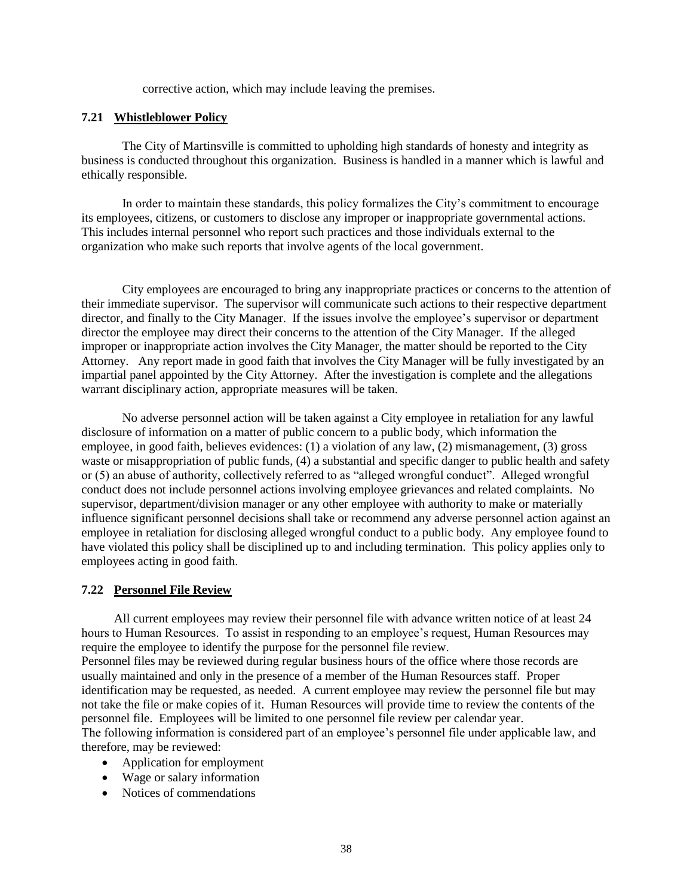corrective action, which may include leaving the premises.

### 7.21 Whistleblower Policy

The City of Martinsville is committed to upholding high standards of honesty and integrity as business is conducted throughout this organization. Business is handled in a manner which is lawful and ethically responsible.

In order to maintain these standards, this policy formalizes the City's commitment to encourage its employees, citizens, or customers to disclose any improper or inappropriate governmental actions. This includes internal personnel who report such practices and those individuals external to the organization who make such reports that involve agents of the local government.

City employees are encouraged to bring any inappropriate practices or concerns to the attention of their immediate supervisor. The supervisor will communicate such actions to their respective department director, and finally to the City Manager. If the issues involve the employee's supervisor or department director the employee may direct their concerns to the attention of the City Manager. If the alleged improper or inappropriate action involves the City Manager, the matter should be reported to the City Attorney. Any report made in good faith that involves the City Manager will be fully investigated by an impartial panel appointed by the City Attorney. After the investigation is complete and the allegations warrant disciplinary action, appropriate measures will be taken.

No adverse personnel action will be taken against a City employee in retaliation for any lawful disclosure of information on a matter of public concern to a public body, which information the employee, in good faith, believes evidences: (1) a violation of any law, (2) mismanagement, (3) gross waste or misappropriation of public funds, (4) a substantial and specific danger to public health and safety or (5) an abuse of authority, collectively referred to as "alleged wrongful conduct". Alleged wrongful conduct does not include personnel actions involving employee grievances and related complaints. No supervisor, department/division manager or any other employee with authority to make or materially influence significant personnel decisions shall take or recommend any adverse personnel action against an employee in retaliation for disclosing alleged wrongful conduct to a public body. Any employee found to have violated this policy shall be disciplined up to and including termination. This policy applies only to employees acting in good faith.

### 7.22 Personnel File Review

All current employees may review their personnel file with advance written notice of at least 24 hours to Human Resources. To assist in responding to an employee's request, Human Resources may require the employee to identify the purpose for the personnel file review.
Personnel files may be reviewed during regular business hours of the office where those records are usually maintained and only in the presence of a member of the Human Resources staff. Proper identification may be requested, as needed. A current employee may review the personnel file but may not take the file or make copies of it. Human Resources will provide time to review the contents of the personnel file. Employees will be limited to one personnel file review per calendar year.
The following information is considered part of an employee's personnel file under applicable law, and therefore, may be reviewed:

- Application for employment
- Wage or salary information
- Notices of commendations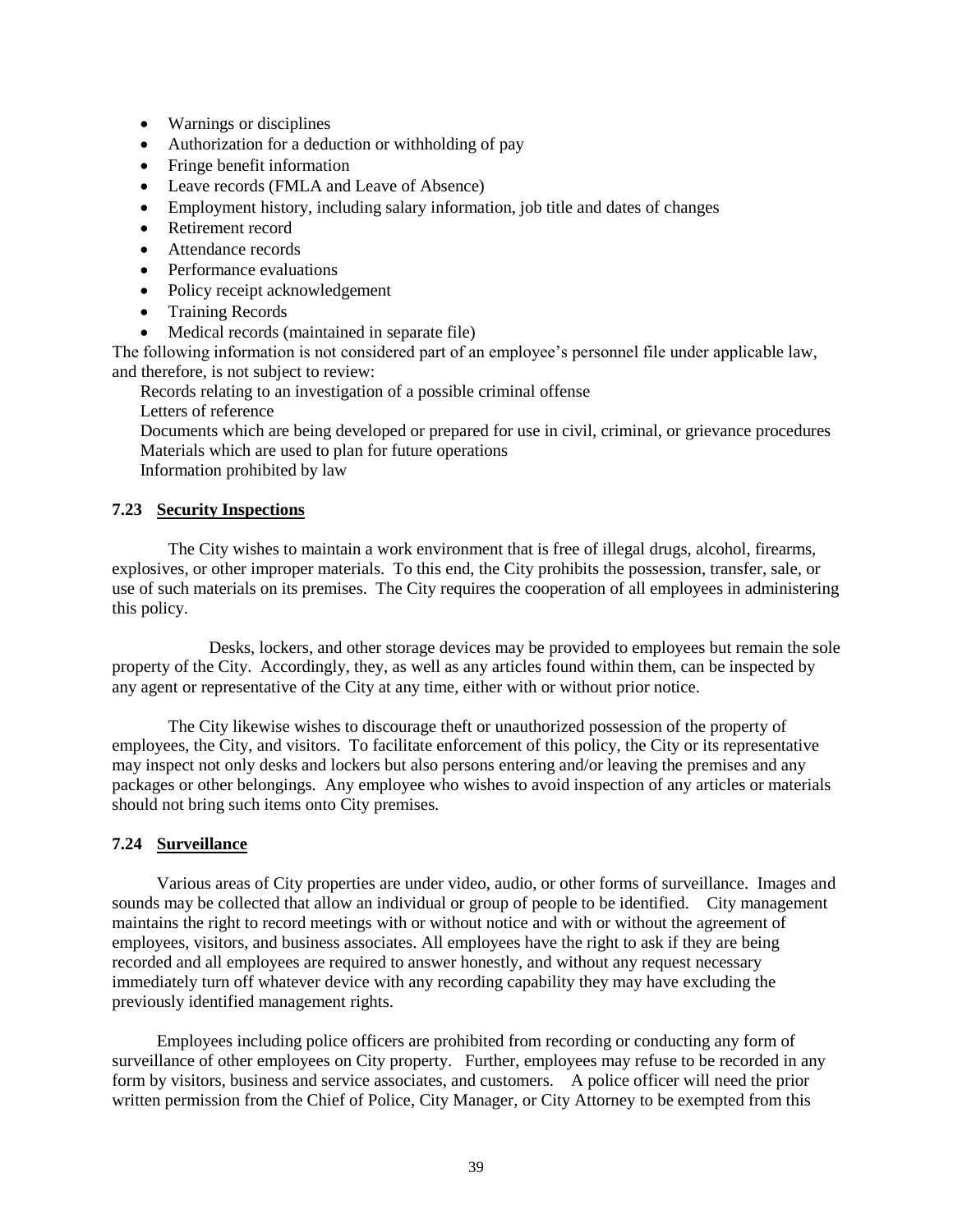- Warnings or disciplines
- Authorization for a deduction or withholding of pay
- Fringe benefit information
- Leave records (FMLA and Leave of Absence)
- Employment history, including salary information, job title and dates of changes
- Retirement record
- Attendance records
- Performance evaluations
- Policy receipt acknowledgement
- Training Records
- Medical records (maintained in separate file)

The following information is not considered part of an employee's personnel file under applicable law, and therefore, is not subject to review:

Records relating to an investigation of a possible criminal offense
Letters of reference
Documents which are being developed or prepared for use in civil, criminal, or grievance procedures
Materials which are used to plan for future operations
Information prohibited by law

### 7.23 Security Inspections

The City wishes to maintain a work environment that is free of illegal drugs, alcohol, firearms, explosives, or other improper materials. To this end, the City prohibits the possession, transfer, sale, or use of such materials on its premises. The City requires the cooperation of all employees in administering this policy.

Desks, lockers, and other storage devices may be provided to employees but remain the sole property of the City. Accordingly, they, as well as any articles found within them, can be inspected by any agent or representative of the City at any time, either with or without prior notice.

The City likewise wishes to discourage theft or unauthorized possession of the property of employees, the City, and visitors. To facilitate enforcement of this policy, the City or its representative may inspect not only desks and lockers but also persons entering and/or leaving the premises and any packages or other belongings. Any employee who wishes to avoid inspection of any articles or materials should not bring such items onto City premises.

### 7.24 Surveillance

Various areas of City properties are under video, audio, or other forms of surveillance. Images and sounds may be collected that allow an individual or group of people to be identified. City management maintains the right to record meetings with or without notice and with or without the agreement of employees, visitors, and business associates. All employees have the right to ask if they are being recorded and all employees are required to answer honestly, and without any request necessary immediately turn off whatever device with any recording capability they may have excluding the previously identified management rights.

Employees including police officers are prohibited from recording or conducting any form of surveillance of other employees on City property. Further, employees may refuse to be recorded in any form by visitors, business and service associates, and customers. A police officer will need the prior written permission from the Chief of Police, City Manager, or City Attorney to be exempted from this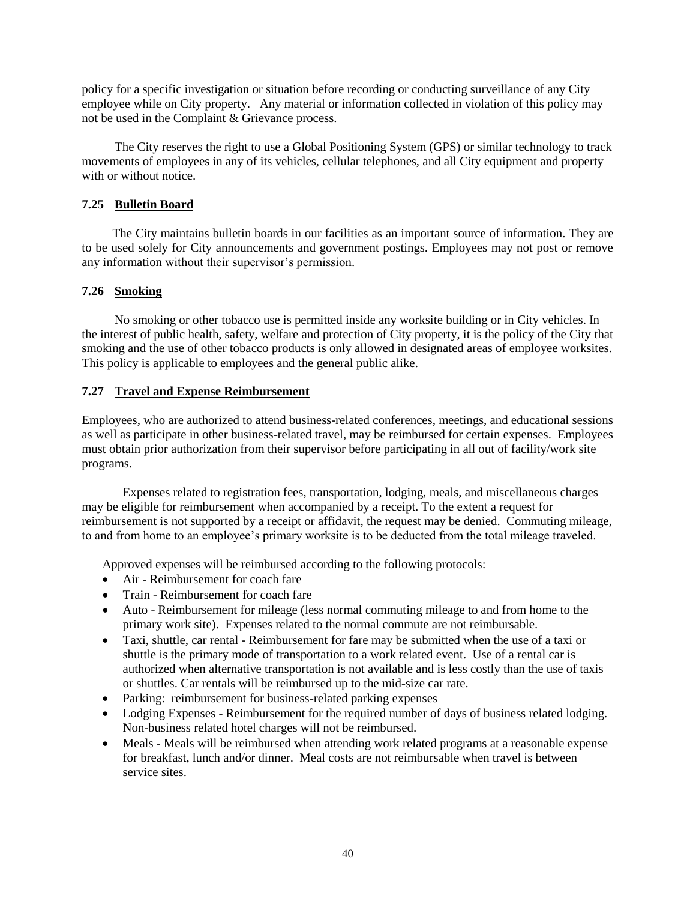policy for a specific investigation or situation before recording or conducting surveillance of any City employee while on City property. Any material or information collected in violation of this policy may not be used in the Complaint & Grievance process.

The City reserves the right to use a Global Positioning System (GPS) or similar technology to track movements of employees in any of its vehicles, cellular telephones, and all City equipment and property with or without notice.

### 7.25 Bulletin Board

The City maintains bulletin boards in our facilities as an important source of information. They are to be used solely for City announcements and government postings. Employees may not post or remove any information without their supervisor's permission.

### 7.26 Smoking

No smoking or other tobacco use is permitted inside any worksite building or in City vehicles. In the interest of public health, safety, welfare and protection of City property, it is the policy of the City that smoking and the use of other tobacco products is only allowed in designated areas of employee worksites. This policy is applicable to employees and the general public alike.

### 7.27 Travel and Expense Reimbursement

Employees, who are authorized to attend business-related conferences, meetings, and educational sessions as well as participate in other business-related travel, may be reimbursed for certain expenses. Employees must obtain prior authorization from their supervisor before participating in all out of facility/work site programs.

Expenses related to registration fees, transportation, lodging, meals, and miscellaneous charges may be eligible for reimbursement when accompanied by a receipt. To the extent a request for reimbursement is not supported by a receipt or affidavit, the request may be denied. Commuting mileage, to and from home to an employee's primary worksite is to be deducted from the total mileage traveled.

Approved expenses will be reimbursed according to the following protocols:

- Air - Reimbursement for coach fare
- Train - Reimbursement for coach fare
- Auto - Reimbursement for mileage (less normal commuting mileage to and from home to the primary work site). Expenses related to the normal commute are not reimbursable.
- Taxi, shuttle, car rental - Reimbursement for fare may be submitted when the use of a taxi or shuttle is the primary mode of transportation to a work related event. Use of a rental car is authorized when alternative transportation is not available and is less costly than the use of taxis or shuttles. Car rentals will be reimbursed up to the mid-size car rate.
- Parking: reimbursement for business-related parking expenses
- Lodging Expenses - Reimbursement for the required number of days of business related lodging. Non-business related hotel charges will not be reimbursed.
- Meals - Meals will be reimbursed when attending work related programs at a reasonable expense for breakfast, lunch and/or dinner. Meal costs are not reimbursable when travel is between service sites.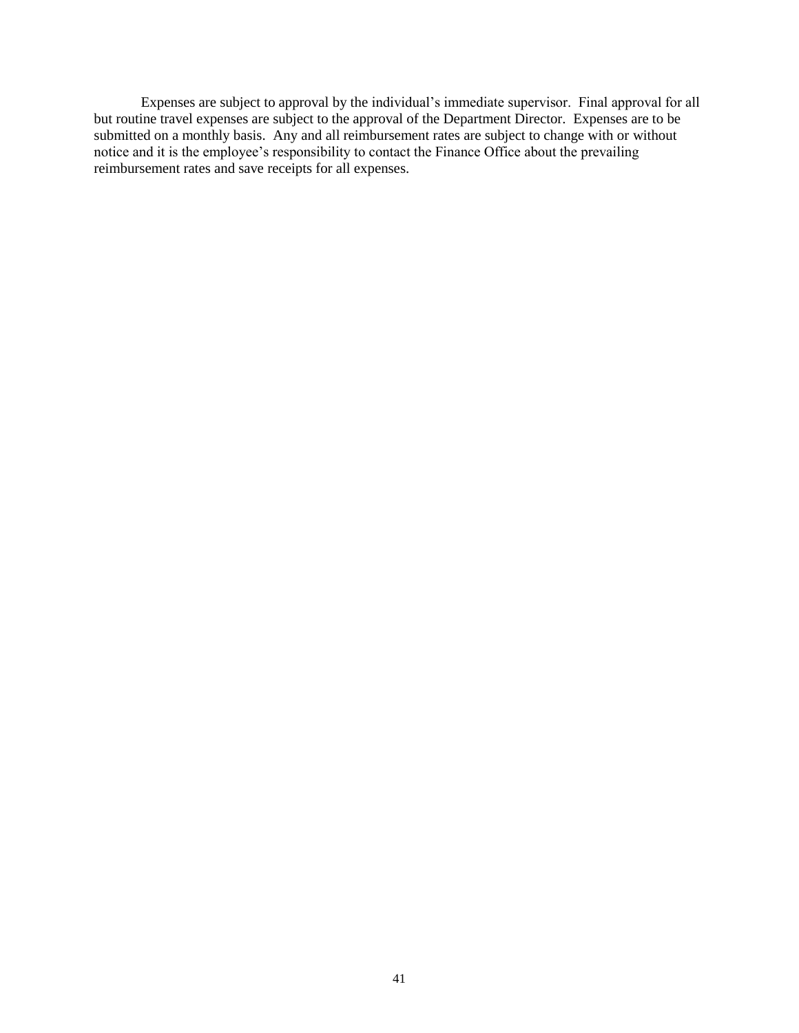Expenses are subject to approval by the individual's immediate supervisor. Final approval for all but routine travel expenses are subject to the approval of the Department Director. Expenses are to be submitted on a monthly basis. Any and all reimbursement rates are subject to change with or without notice and it is the employee's responsibility to contact the Finance Office about the prevailing reimbursement rates and save receipts for all expenses.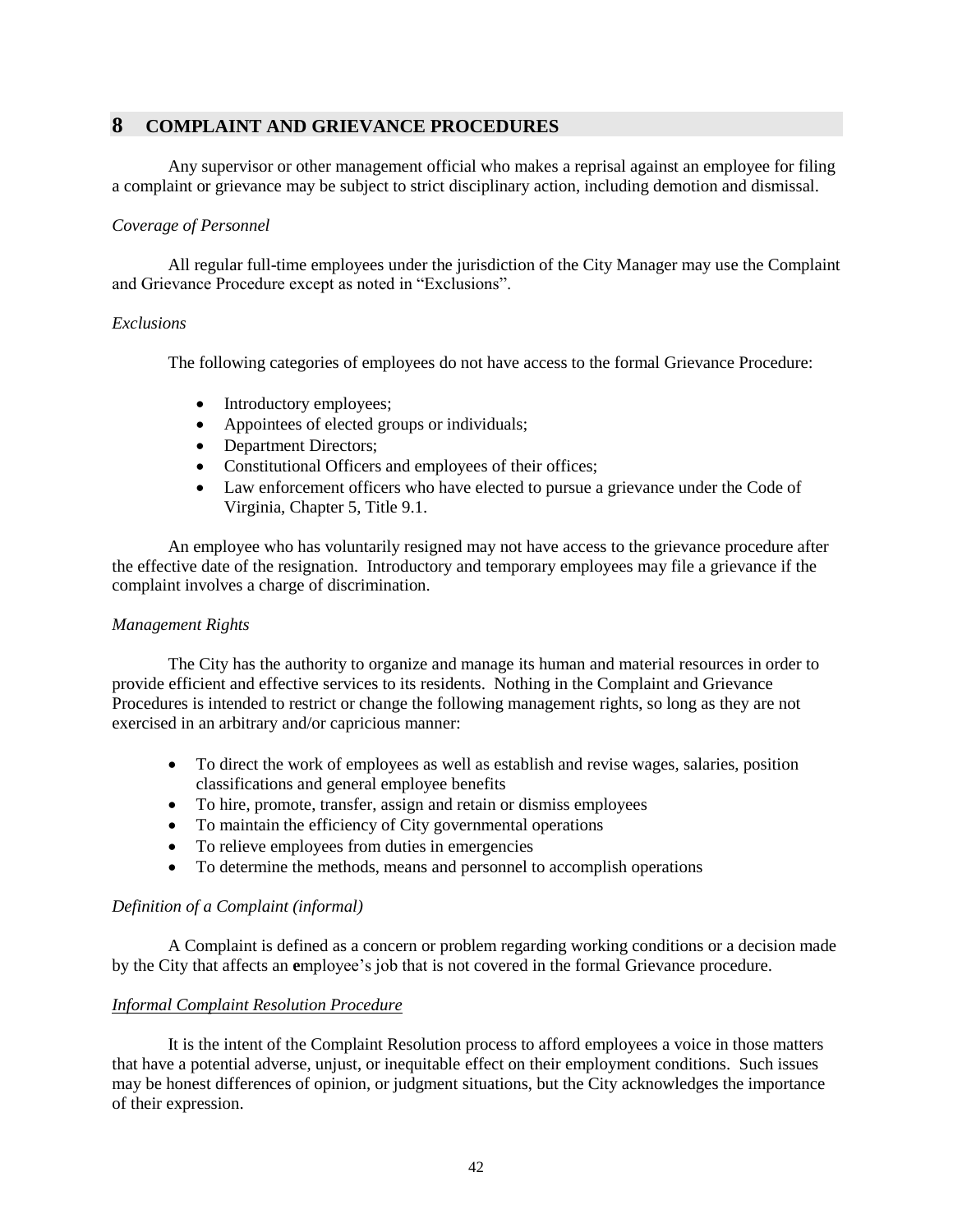# 8 COMPLAINT AND GRIEVANCE PROCEDURES

Any supervisor or other management official who makes a reprisal against an employee for filing a complaint or grievance may be subject to strict disciplinary action, including demotion and dismissal.

*Coverage of Personnel*

All regular full-time employees under the jurisdiction of the City Manager may use the Complaint and Grievance Procedure except as noted in "Exclusions".

*Exclusions*

The following categories of employees do not have access to the formal Grievance Procedure:

- Introductory employees;
- Appointees of elected groups or individuals;
- Department Directors;
- Constitutional Officers and employees of their offices;
- Law enforcement officers who have elected to pursue a grievance under the Code of Virginia, Chapter 5, Title 9.1.

An employee who has voluntarily resigned may not have access to the grievance procedure after the effective date of the resignation. Introductory and temporary employees may file a grievance if the complaint involves a charge of discrimination.

*Management Rights*

The City has the authority to organize and manage its human and material resources in order to provide efficient and effective services to its residents. Nothing in the Complaint and Grievance Procedures is intended to restrict or change the following management rights, so long as they are not exercised in an arbitrary and/or capricious manner:

- To direct the work of employees as well as establish and revise wages, salaries, position classifications and general employee benefits
- To hire, promote, transfer, assign and retain or dismiss employees
- To maintain the efficiency of City governmental operations
- To relieve employees from duties in emergencies
- To determine the methods, means and personnel to accomplish operations

*Definition of a Complaint (informal)*

A Complaint is defined as a concern or problem regarding working conditions or a decision made by the City that affects an employee's job that is not covered in the formal Grievance procedure.

*Informal Complaint Resolution Procedure*

It is the intent of the Complaint Resolution process to afford employees a voice in those matters that have a potential adverse, unjust, or inequitable effect on their employment conditions. Such issues may be honest differences of opinion, or judgment situations, but the City acknowledges the importance of their expression.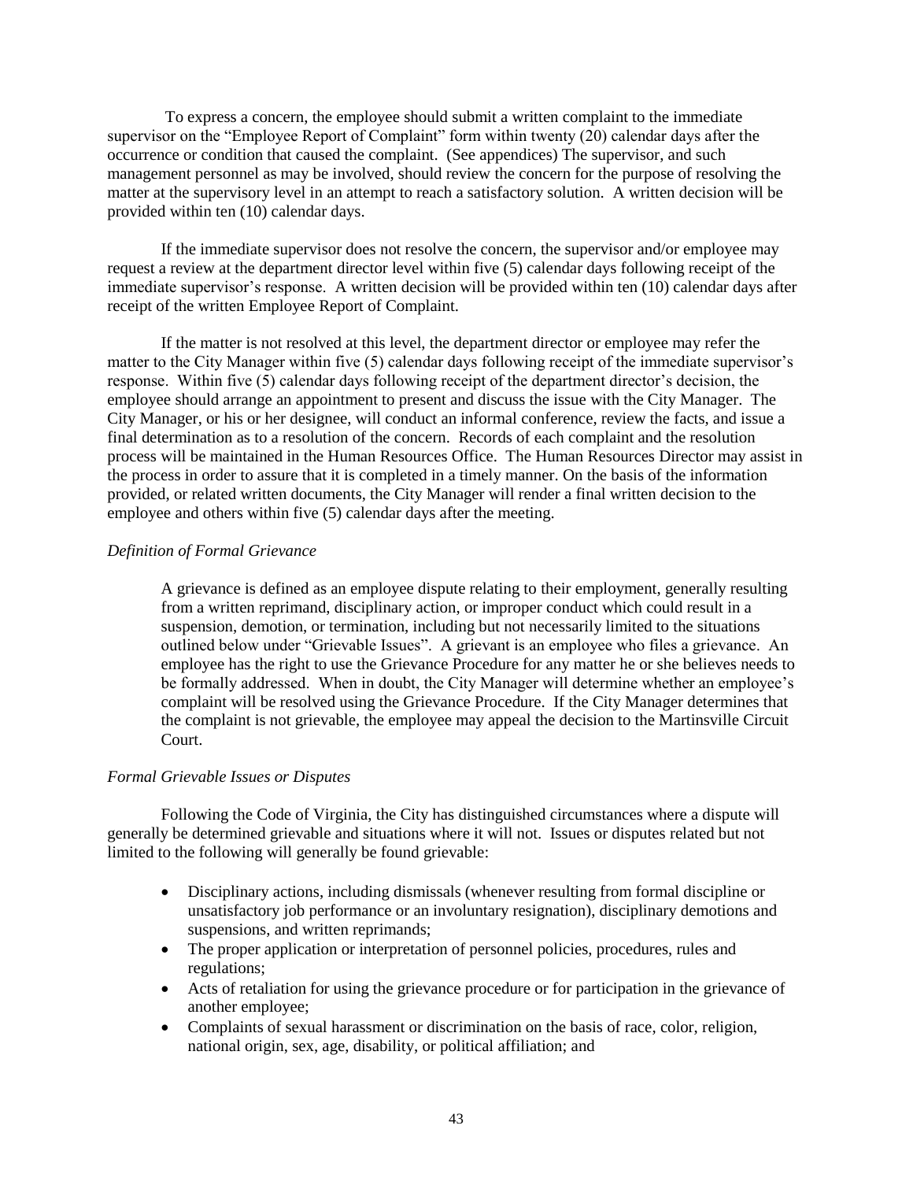To express a concern, the employee should submit a written complaint to the immediate supervisor on the "Employee Report of Complaint" form within twenty (20) calendar days after the occurrence or condition that caused the complaint. (See appendices) The supervisor, and such management personnel as may be involved, should review the concern for the purpose of resolving the matter at the supervisory level in an attempt to reach a satisfactory solution. A written decision will be provided within ten (10) calendar days.

If the immediate supervisor does not resolve the concern, the supervisor and/or employee may request a review at the department director level within five (5) calendar days following receipt of the immediate supervisor's response. A written decision will be provided within ten (10) calendar days after receipt of the written Employee Report of Complaint.

If the matter is not resolved at this level, the department director or employee may refer the matter to the City Manager within five (5) calendar days following receipt of the immediate supervisor's response. Within five (5) calendar days following receipt of the department director's decision, the employee should arrange an appointment to present and discuss the issue with the City Manager. The City Manager, or his or her designee, will conduct an informal conference, review the facts, and issue a final determination as to a resolution of the concern. Records of each complaint and the resolution process will be maintained in the Human Resources Office. The Human Resources Director may assist in the process in order to assure that it is completed in a timely manner. On the basis of the information provided, or related written documents, the City Manager will render a final written decision to the employee and others within five (5) calendar days after the meeting.

*Definition of Formal Grievance*

> A grievance is defined as an employee dispute relating to their employment, generally resulting from a written reprimand, disciplinary action, or improper conduct which could result in a suspension, demotion, or termination, including but not necessarily limited to the situations outlined below under "Grievable Issues". A grievant is an employee who files a grievance. An employee has the right to use the Grievance Procedure for any matter he or she believes needs to be formally addressed. When in doubt, the City Manager will determine whether an employee's complaint will be resolved using the Grievance Procedure. If the City Manager determines that the complaint is not grievable, the employee may appeal the decision to the Martinsville Circuit Court.

*Formal Grievable Issues or Disputes*

Following the Code of Virginia, the City has distinguished circumstances where a dispute will generally be determined grievable and situations where it will not. Issues or disputes related but not limited to the following will generally be found grievable:

- Disciplinary actions, including dismissals (whenever resulting from formal discipline or unsatisfactory job performance or an involuntary resignation), disciplinary demotions and suspensions, and written reprimands;
- The proper application or interpretation of personnel policies, procedures, rules and regulations;
- Acts of retaliation for using the grievance procedure or for participation in the grievance of another employee;
- Complaints of sexual harassment or discrimination on the basis of race, color, religion, national origin, sex, age, disability, or political affiliation; and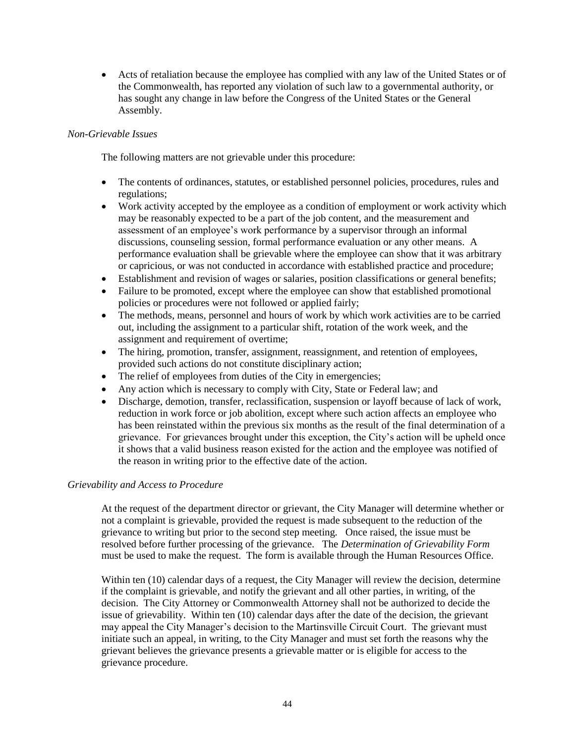- Acts of retaliation because the employee has complied with any law of the United States or of the Commonwealth, has reported any violation of such law to a governmental authority, or has sought any change in law before the Congress of the United States or the General Assembly.

*Non-Grievable Issues*

The following matters are not grievable under this procedure:

- The contents of ordinances, statutes, or established personnel policies, procedures, rules and regulations;
- Work activity accepted by the employee as a condition of employment or work activity which may be reasonably expected to be a part of the job content, and the measurement and assessment of an employee's work performance by a supervisor through an informal discussions, counseling session, formal performance evaluation or any other means. A performance evaluation shall be grievable where the employee can show that it was arbitrary or capricious, or was not conducted in accordance with established practice and procedure;
- Establishment and revision of wages or salaries, position classifications or general benefits;
- Failure to be promoted, except where the employee can show that established promotional policies or procedures were not followed or applied fairly;
- The methods, means, personnel and hours of work by which work activities are to be carried out, including the assignment to a particular shift, rotation of the work week, and the assignment and requirement of overtime;
- The hiring, promotion, transfer, assignment, reassignment, and retention of employees, provided such actions do not constitute disciplinary action;
- The relief of employees from duties of the City in emergencies;
- Any action which is necessary to comply with City, State or Federal law; and
- Discharge, demotion, transfer, reclassification, suspension or layoff because of lack of work, reduction in work force or job abolition, except where such action affects an employee who has been reinstated within the previous six months as the result of the final determination of a grievance. For grievances brought under this exception, the City's action will be upheld once it shows that a valid business reason existed for the action and the employee was notified of the reason in writing prior to the effective date of the action.

*Grievability and Access to Procedure*

At the request of the department director or grievant, the City Manager will determine whether or not a complaint is grievable, provided the request is made subsequent to the reduction of the grievance to writing but prior to the second step meeting. Once raised, the issue must be resolved before further processing of the grievance. The *Determination of Grievability Form* must be used to make the request. The form is available through the Human Resources Office.

Within ten (10) calendar days of a request, the City Manager will review the decision, determine if the complaint is grievable, and notify the grievant and all other parties, in writing, of the decision. The City Attorney or Commonwealth Attorney shall not be authorized to decide the issue of grievability. Within ten (10) calendar days after the date of the decision, the grievant may appeal the City Manager's decision to the Martinsville Circuit Court. The grievant must initiate such an appeal, in writing, to the City Manager and must set forth the reasons why the grievant believes the grievance presents a grievable matter or is eligible for access to the grievance procedure.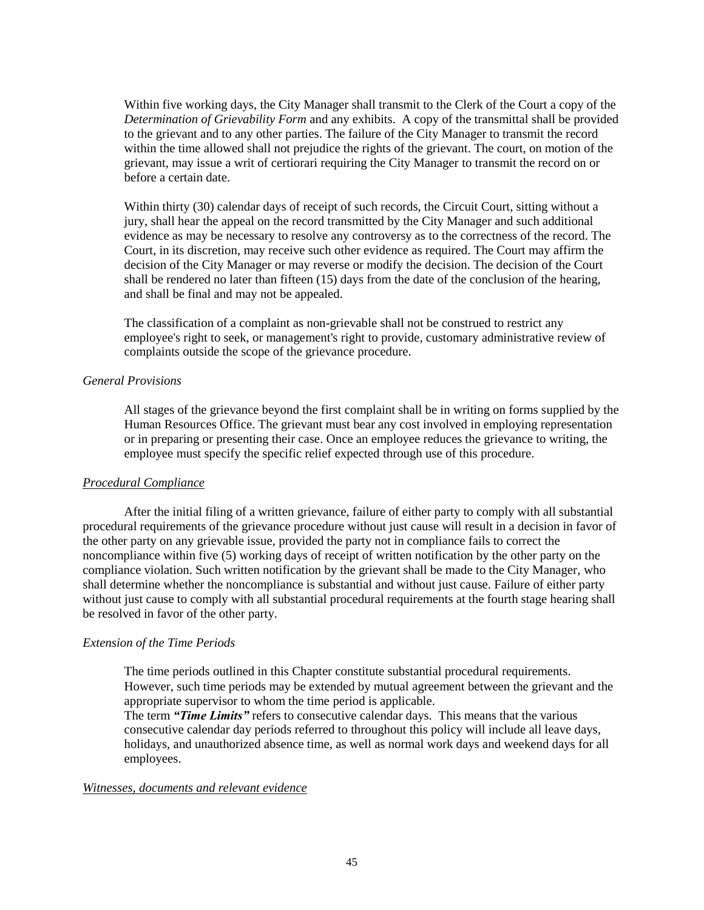Within five working days, the City Manager shall transmit to the Clerk of the Court a copy of the *Determination of Grievability Form* and any exhibits. A copy of the transmittal shall be provided to the grievant and to any other parties. The failure of the City Manager to transmit the record within the time allowed shall not prejudice the rights of the grievant. The court, on motion of the grievant, may issue a writ of certiorari requiring the City Manager to transmit the record on or before a certain date.

Within thirty (30) calendar days of receipt of such records, the Circuit Court, sitting without a jury, shall hear the appeal on the record transmitted by the City Manager and such additional evidence as may be necessary to resolve any controversy as to the correctness of the record. The Court, in its discretion, may receive such other evidence as required. The Court may affirm the decision of the City Manager or may reverse or modify the decision. The decision of the Court shall be rendered no later than fifteen (15) days from the date of the conclusion of the hearing, and shall be final and may not be appealed.

The classification of a complaint as non-grievable shall not be construed to restrict any employee's right to seek, or management's right to provide, customary administrative review of complaints outside the scope of the grievance procedure.

*General Provisions*

All stages of the grievance beyond the first complaint shall be in writing on forms supplied by the Human Resources Office. The grievant must bear any cost involved in employing representation or in preparing or presenting their case. Once an employee reduces the grievance to writing, the employee must specify the specific relief expected through use of this procedure.

*Procedural Compliance*

After the initial filing of a written grievance, failure of either party to comply with all substantial procedural requirements of the grievance procedure without just cause will result in a decision in favor of the other party on any grievable issue, provided the party not in compliance fails to correct the noncompliance within five (5) working days of receipt of written notification by the other party on the compliance violation. Such written notification by the grievant shall be made to the City Manager, who shall determine whether the noncompliance is substantial and without just cause. Failure of either party without just cause to comply with all substantial procedural requirements at the fourth stage hearing shall be resolved in favor of the other party.

*Extension of the Time Periods*

The time periods outlined in this Chapter constitute substantial procedural requirements. However, such time periods may be extended by mutual agreement between the grievant and the appropriate supervisor to whom the time period is applicable.
The term ***"Time Limits"*** refers to consecutive calendar days. This means that the various consecutive calendar day periods referred to throughout this policy will include all leave days, holidays, and unauthorized absence time, as well as normal work days and weekend days for all employees.

*Witnesses, documents and relevant evidence*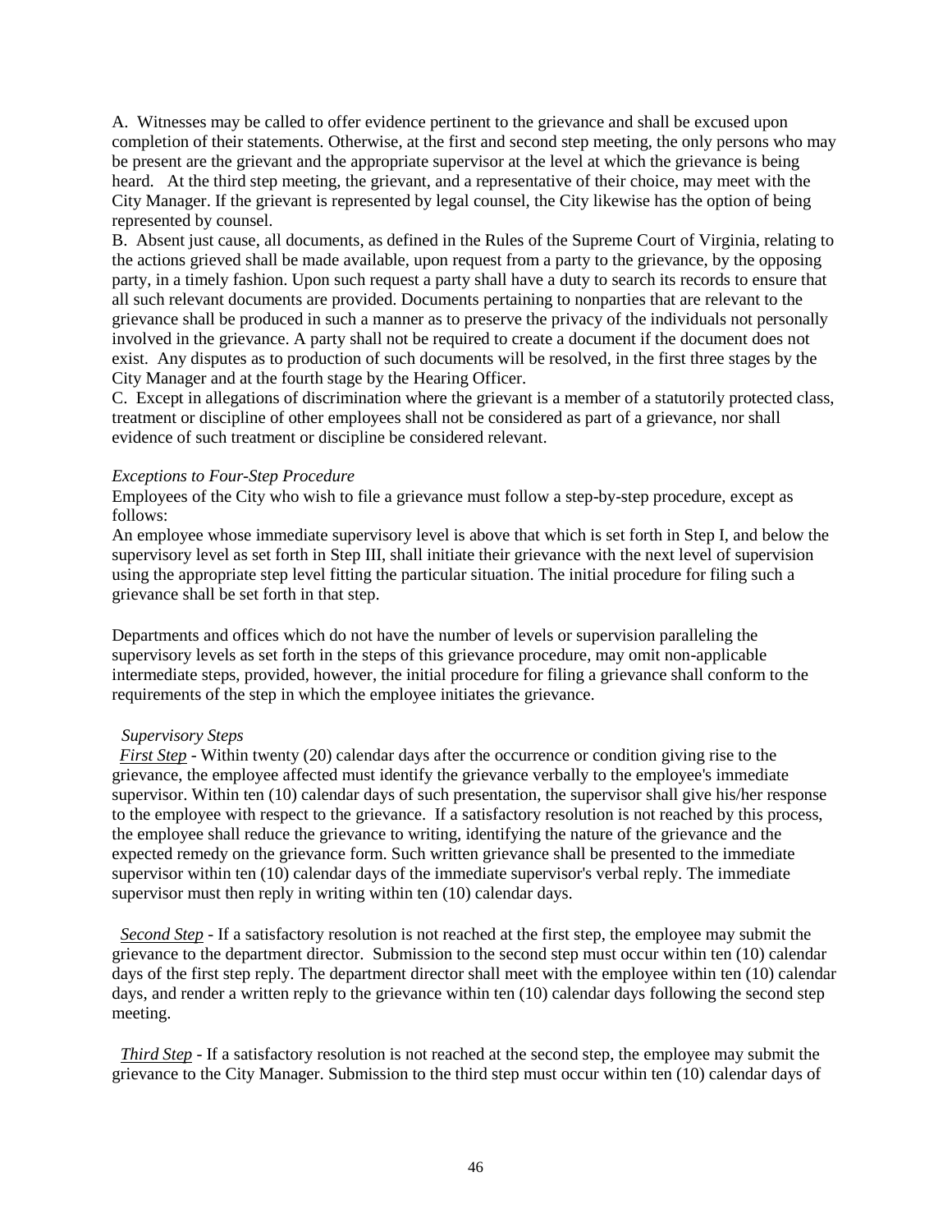A. Witnesses may be called to offer evidence pertinent to the grievance and shall be excused upon completion of their statements. Otherwise, at the first and second step meeting, the only persons who may be present are the grievant and the appropriate supervisor at the level at which the grievance is being heard. At the third step meeting, the grievant, and a representative of their choice, may meet with the City Manager. If the grievant is represented by legal counsel, the City likewise has the option of being represented by counsel.

B. Absent just cause, all documents, as defined in the Rules of the Supreme Court of Virginia, relating to the actions grieved shall be made available, upon request from a party to the grievance, by the opposing party, in a timely fashion. Upon such request a party shall have a duty to search its records to ensure that all such relevant documents are provided. Documents pertaining to nonparties that are relevant to the grievance shall be produced in such a manner as to preserve the privacy of the individuals not personally involved in the grievance. A party shall not be required to create a document if the document does not exist. Any disputes as to production of such documents will be resolved, in the first three stages by the City Manager and at the fourth stage by the Hearing Officer.

C. Except in allegations of discrimination where the grievant is a member of a statutorily protected class, treatment or discipline of other employees shall not be considered as part of a grievance, nor shall evidence of such treatment or discipline be considered relevant.

*Exceptions to Four-Step Procedure*

Employees of the City who wish to file a grievance must follow a step-by-step procedure, except as follows:

An employee whose immediate supervisory level is above that which is set forth in Step I, and below the supervisory level as set forth in Step III, shall initiate their grievance with the next level of supervision using the appropriate step level fitting the particular situation. The initial procedure for filing such a grievance shall be set forth in that step.

Departments and offices which do not have the number of levels or supervision paralleling the supervisory levels as set forth in the steps of this grievance procedure, may omit non-applicable intermediate steps, provided, however, the initial procedure for filing a grievance shall conform to the requirements of the step in which the employee initiates the grievance.

*Supervisory Steps*

*First Step* - Within twenty (20) calendar days after the occurrence or condition giving rise to the grievance, the employee affected must identify the grievance verbally to the employee's immediate supervisor. Within ten (10) calendar days of such presentation, the supervisor shall give his/her response to the employee with respect to the grievance. If a satisfactory resolution is not reached by this process, the employee shall reduce the grievance to writing, identifying the nature of the grievance and the expected remedy on the grievance form. Such written grievance shall be presented to the immediate supervisor within ten (10) calendar days of the immediate supervisor's verbal reply. The immediate supervisor must then reply in writing within ten (10) calendar days.

*Second Step* - If a satisfactory resolution is not reached at the first step, the employee may submit the grievance to the department director. Submission to the second step must occur within ten (10) calendar days of the first step reply. The department director shall meet with the employee within ten (10) calendar days, and render a written reply to the grievance within ten (10) calendar days following the second step meeting.

*Third Step* - If a satisfactory resolution is not reached at the second step, the employee may submit the grievance to the City Manager. Submission to the third step must occur within ten (10) calendar days of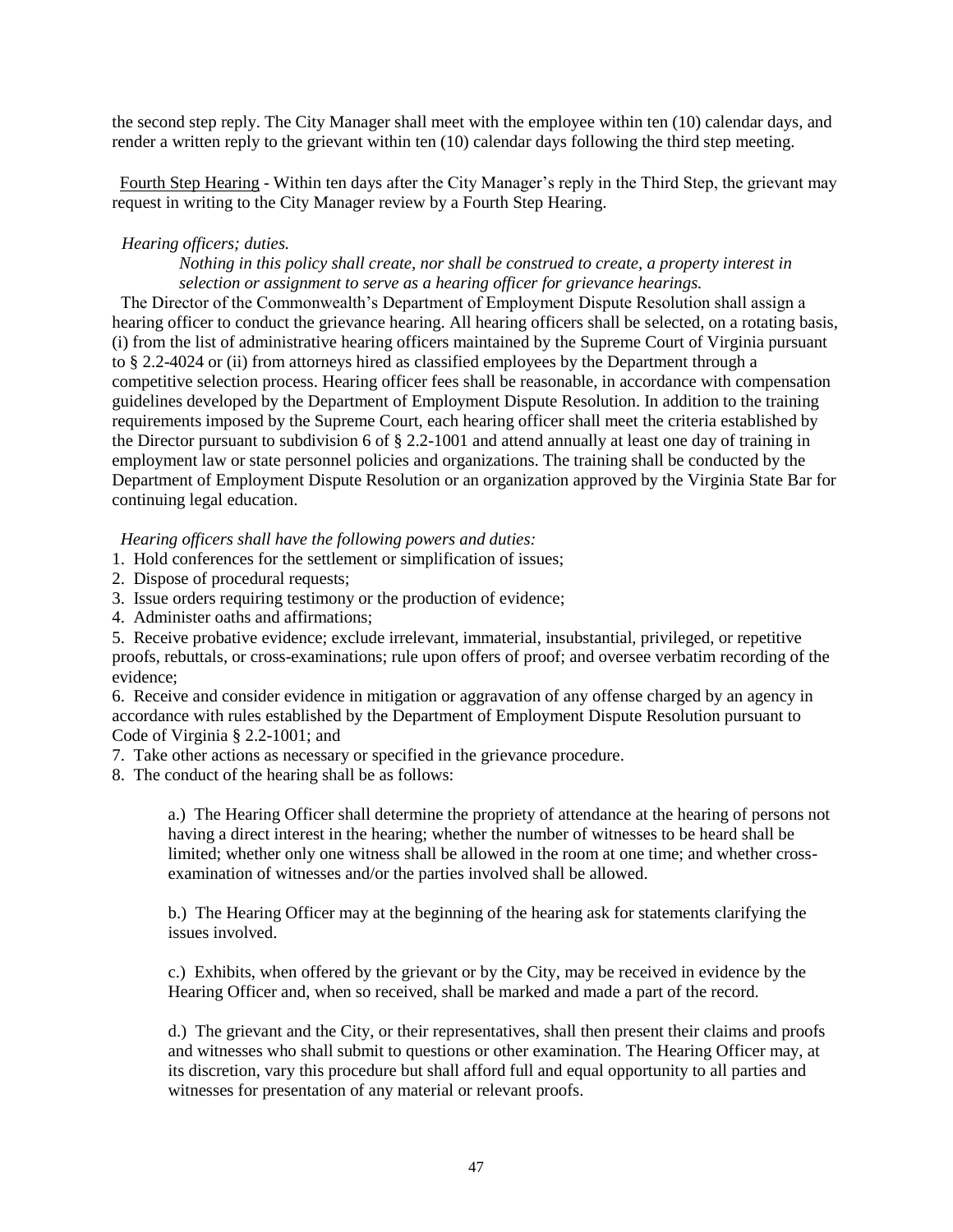the second step reply. The City Manager shall meet with the employee within ten (10) calendar days, and render a written reply to the grievant within ten (10) calendar days following the third step meeting.

Fourth Step Hearing - Within ten days after the City Manager's reply in the Third Step, the grievant may request in writing to the City Manager review by a Fourth Step Hearing.

*Hearing officers; duties.*

*Nothing in this policy shall create, nor shall be construed to create, a property interest in selection or assignment to serve as a hearing officer for grievance hearings.*

The Director of the Commonwealth's Department of Employment Dispute Resolution shall assign a hearing officer to conduct the grievance hearing. All hearing officers shall be selected, on a rotating basis, (i) from the list of administrative hearing officers maintained by the Supreme Court of Virginia pursuant to § 2.2-4024 or (ii) from attorneys hired as classified employees by the Department through a competitive selection process. Hearing officer fees shall be reasonable, in accordance with compensation guidelines developed by the Department of Employment Dispute Resolution. In addition to the training requirements imposed by the Supreme Court, each hearing officer shall meet the criteria established by the Director pursuant to subdivision 6 of § 2.2-1001 and attend annually at least one day of training in employment law or state personnel policies and organizations. The training shall be conducted by the Department of Employment Dispute Resolution or an organization approved by the Virginia State Bar for continuing legal education.

*Hearing officers shall have the following powers and duties:*

1. Hold conferences for the settlement or simplification of issues;
2. Dispose of procedural requests;
3. Issue orders requiring testimony or the production of evidence;
4. Administer oaths and affirmations;
5. Receive probative evidence; exclude irrelevant, immaterial, insubstantial, privileged, or repetitive proofs, rebuttals, or cross-examinations; rule upon offers of proof; and oversee verbatim recording of the evidence;
6. Receive and consider evidence in mitigation or aggravation of any offense charged by an agency in accordance with rules established by the Department of Employment Dispute Resolution pursuant to Code of Virginia § 2.2-1001; and
7. Take other actions as necessary or specified in the grievance procedure.
8. The conduct of the hearing shall be as follows:

   a.) The Hearing Officer shall determine the propriety of attendance at the hearing of persons not having a direct interest in the hearing; whether the number of witnesses to be heard shall be limited; whether only one witness shall be allowed in the room at one time; and whether cross-examination of witnesses and/or the parties involved shall be allowed.

   b.) The Hearing Officer may at the beginning of the hearing ask for statements clarifying the issues involved.

   c.) Exhibits, when offered by the grievant or by the City, may be received in evidence by the Hearing Officer and, when so received, shall be marked and made a part of the record.

   d.) The grievant and the City, or their representatives, shall then present their claims and proofs and witnesses who shall submit to questions or other examination. The Hearing Officer may, at its discretion, vary this procedure but shall afford full and equal opportunity to all parties and witnesses for presentation of any material or relevant proofs.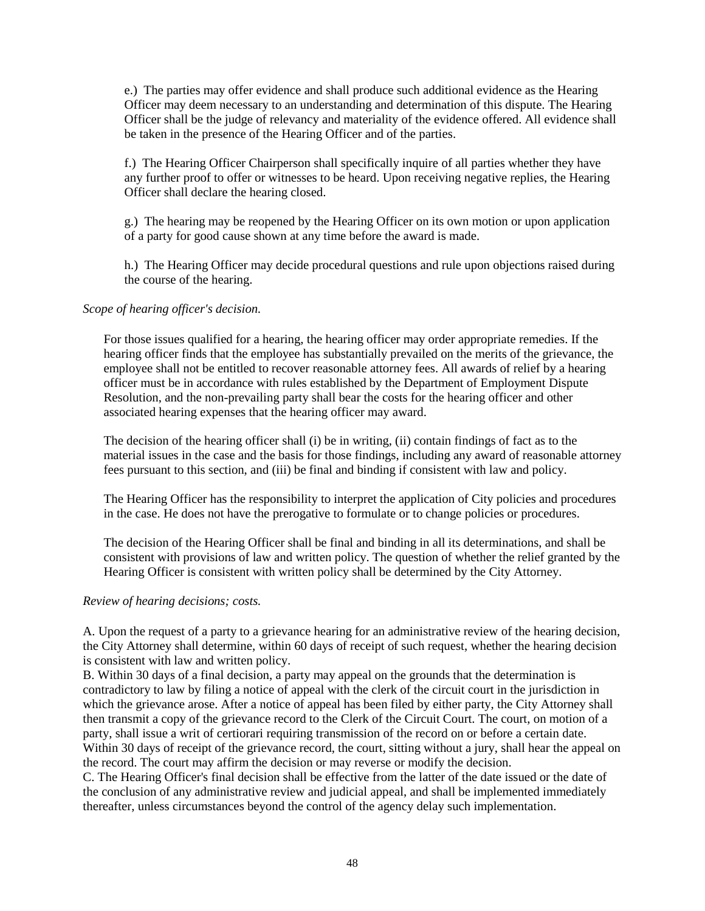e.) The parties may offer evidence and shall produce such additional evidence as the Hearing Officer may deem necessary to an understanding and determination of this dispute. The Hearing Officer shall be the judge of relevancy and materiality of the evidence offered. All evidence shall be taken in the presence of the Hearing Officer and of the parties.

f.) The Hearing Officer Chairperson shall specifically inquire of all parties whether they have any further proof to offer or witnesses to be heard. Upon receiving negative replies, the Hearing Officer shall declare the hearing closed.

g.) The hearing may be reopened by the Hearing Officer on its own motion or upon application of a party for good cause shown at any time before the award is made.

h.) The Hearing Officer may decide procedural questions and rule upon objections raised during the course of the hearing.

*Scope of hearing officer's decision.*

For those issues qualified for a hearing, the hearing officer may order appropriate remedies. If the hearing officer finds that the employee has substantially prevailed on the merits of the grievance, the employee shall not be entitled to recover reasonable attorney fees. All awards of relief by a hearing officer must be in accordance with rules established by the Department of Employment Dispute Resolution, and the non-prevailing party shall bear the costs for the hearing officer and other associated hearing expenses that the hearing officer may award.

The decision of the hearing officer shall (i) be in writing, (ii) contain findings of fact as to the material issues in the case and the basis for those findings, including any award of reasonable attorney fees pursuant to this section, and (iii) be final and binding if consistent with law and policy.

The Hearing Officer has the responsibility to interpret the application of City policies and procedures in the case. He does not have the prerogative to formulate or to change policies or procedures.

The decision of the Hearing Officer shall be final and binding in all its determinations, and shall be consistent with provisions of law and written policy. The question of whether the relief granted by the Hearing Officer is consistent with written policy shall be determined by the City Attorney.

*Review of hearing decisions; costs.*

A. Upon the request of a party to a grievance hearing for an administrative review of the hearing decision, the City Attorney shall determine, within 60 days of receipt of such request, whether the hearing decision is consistent with law and written policy.
B. Within 30 days of a final decision, a party may appeal on the grounds that the determination is contradictory to law by filing a notice of appeal with the clerk of the circuit court in the jurisdiction in which the grievance arose. After a notice of appeal has been filed by either party, the City Attorney shall then transmit a copy of the grievance record to the Clerk of the Circuit Court. The court, on motion of a party, shall issue a writ of certiorari requiring transmission of the record on or before a certain date. Within 30 days of receipt of the grievance record, the court, sitting without a jury, shall hear the appeal on the record. The court may affirm the decision or may reverse or modify the decision.
C. The Hearing Officer's final decision shall be effective from the latter of the date issued or the date of the conclusion of any administrative review and judicial appeal, and shall be implemented immediately thereafter, unless circumstances beyond the control of the agency delay such implementation.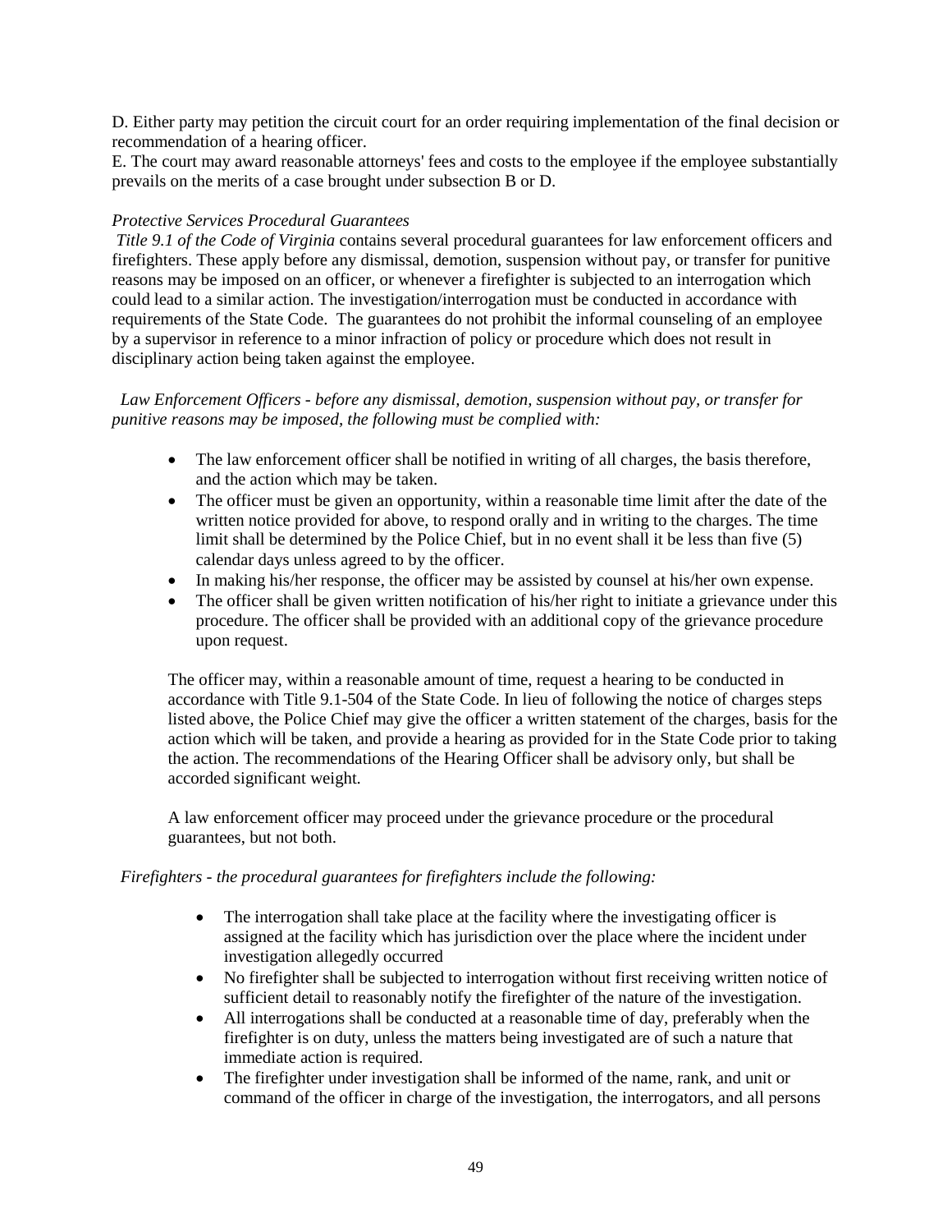D. Either party may petition the circuit court for an order requiring implementation of the final decision or recommendation of a hearing officer.
E. The court may award reasonable attorneys' fees and costs to the employee if the employee substantially prevails on the merits of a case brought under subsection B or D.

*Protective Services Procedural Guarantees*

*Title 9.1 of the Code of Virginia* contains several procedural guarantees for law enforcement officers and firefighters. These apply before any dismissal, demotion, suspension without pay, or transfer for punitive reasons may be imposed on an officer, or whenever a firefighter is subjected to an interrogation which could lead to a similar action. The investigation/interrogation must be conducted in accordance with requirements of the State Code. The guarantees do not prohibit the informal counseling of an employee by a supervisor in reference to a minor infraction of policy or procedure which does not result in disciplinary action being taken against the employee.

*Law Enforcement Officers - before any dismissal, demotion, suspension without pay, or transfer for punitive reasons may be imposed, the following must be complied with:*

- The law enforcement officer shall be notified in writing of all charges, the basis therefore, and the action which may be taken.
- The officer must be given an opportunity, within a reasonable time limit after the date of the written notice provided for above, to respond orally and in writing to the charges. The time limit shall be determined by the Police Chief, but in no event shall it be less than five (5) calendar days unless agreed to by the officer.
- In making his/her response, the officer may be assisted by counsel at his/her own expense.
- The officer shall be given written notification of his/her right to initiate a grievance under this procedure. The officer shall be provided with an additional copy of the grievance procedure upon request.

The officer may, within a reasonable amount of time, request a hearing to be conducted in accordance with Title 9.1-504 of the State Code. In lieu of following the notice of charges steps listed above, the Police Chief may give the officer a written statement of the charges, basis for the action which will be taken, and provide a hearing as provided for in the State Code prior to taking the action. The recommendations of the Hearing Officer shall be advisory only, but shall be accorded significant weight.

A law enforcement officer may proceed under the grievance procedure or the procedural guarantees, but not both.

*Firefighters - the procedural guarantees for firefighters include the following:*

- The interrogation shall take place at the facility where the investigating officer is assigned at the facility which has jurisdiction over the place where the incident under investigation allegedly occurred
- No firefighter shall be subjected to interrogation without first receiving written notice of sufficient detail to reasonably notify the firefighter of the nature of the investigation.
- All interrogations shall be conducted at a reasonable time of day, preferably when the firefighter is on duty, unless the matters being investigated are of such a nature that immediate action is required.
- The firefighter under investigation shall be informed of the name, rank, and unit or command of the officer in charge of the investigation, the interrogators, and all persons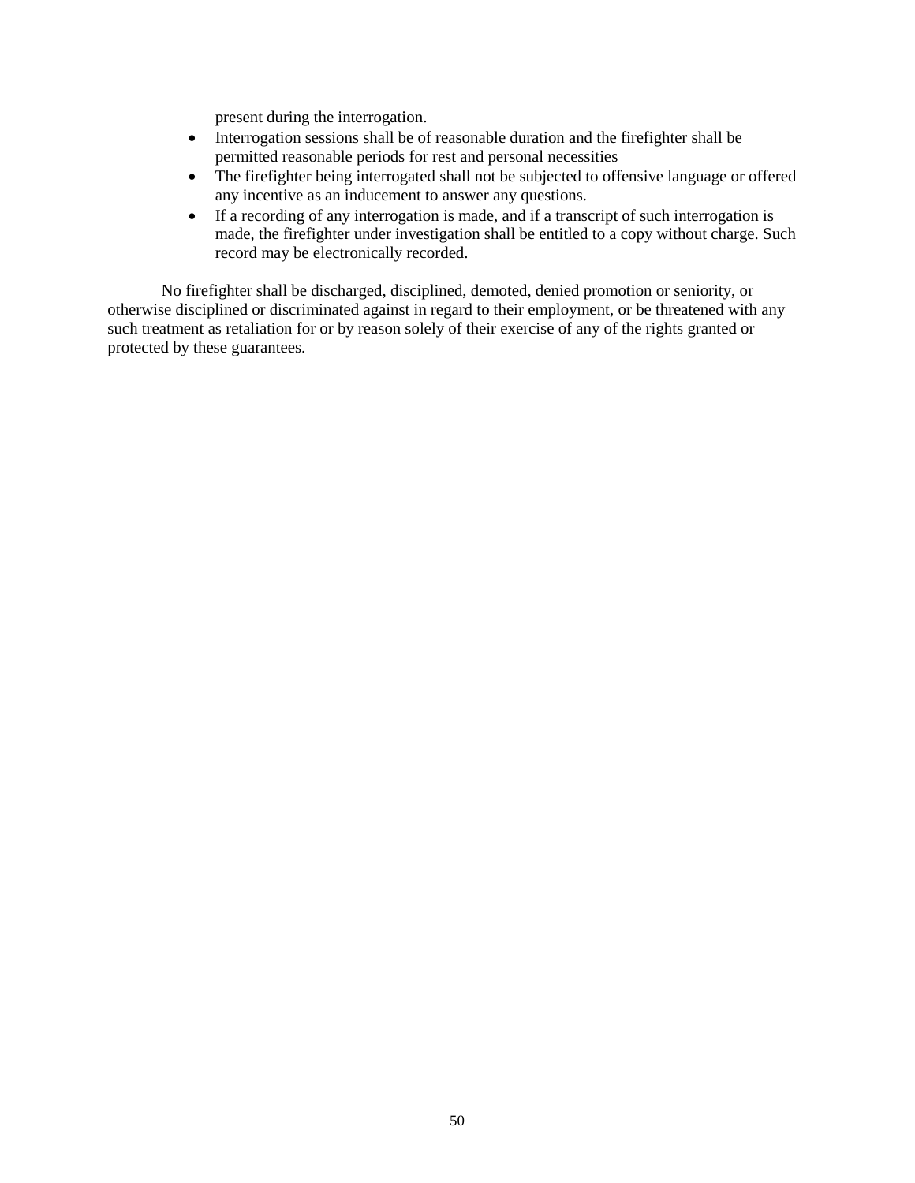present during the interrogation.

- Interrogation sessions shall be of reasonable duration and the firefighter shall be permitted reasonable periods for rest and personal necessities
- The firefighter being interrogated shall not be subjected to offensive language or offered any incentive as an inducement to answer any questions.
- If a recording of any interrogation is made, and if a transcript of such interrogation is made, the firefighter under investigation shall be entitled to a copy without charge. Such record may be electronically recorded.

No firefighter shall be discharged, disciplined, demoted, denied promotion or seniority, or otherwise disciplined or discriminated against in regard to their employment, or be threatened with any such treatment as retaliation for or by reason solely of their exercise of any of the rights granted or protected by these guarantees.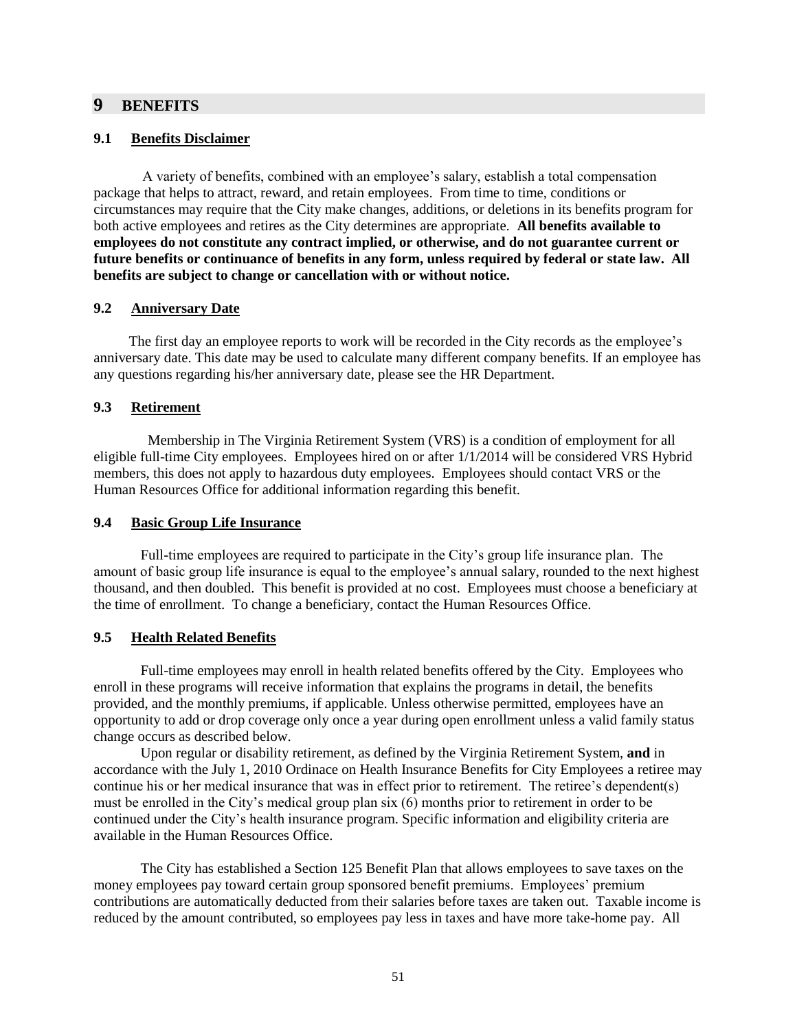# 9 BENEFITS

## 9.1 Benefits Disclaimer

A variety of benefits, combined with an employee's salary, establish a total compensation package that helps to attract, reward, and retain employees. From time to time, conditions or circumstances may require that the City make changes, additions, or deletions in its benefits program for both active employees and retires as the City determines are appropriate. **All benefits available to employees do not constitute any contract implied, or otherwise, and do not guarantee current or future benefits or continuance of benefits in any form, unless required by federal or state law. All benefits are subject to change or cancellation with or without notice.**

## 9.2 Anniversary Date

The first day an employee reports to work will be recorded in the City records as the employee's anniversary date. This date may be used to calculate many different company benefits. If an employee has any questions regarding his/her anniversary date, please see the HR Department.

## 9.3 Retirement

Membership in The Virginia Retirement System (VRS) is a condition of employment for all eligible full-time City employees. Employees hired on or after 1/1/2014 will be considered VRS Hybrid members, this does not apply to hazardous duty employees. Employees should contact VRS or the Human Resources Office for additional information regarding this benefit.

## 9.4 Basic Group Life Insurance

Full-time employees are required to participate in the City's group life insurance plan. The amount of basic group life insurance is equal to the employee's annual salary, rounded to the next highest thousand, and then doubled. This benefit is provided at no cost. Employees must choose a beneficiary at the time of enrollment. To change a beneficiary, contact the Human Resources Office.

## 9.5 Health Related Benefits

Full-time employees may enroll in health related benefits offered by the City. Employees who enroll in these programs will receive information that explains the programs in detail, the benefits provided, and the monthly premiums, if applicable. Unless otherwise permitted, employees have an opportunity to add or drop coverage only once a year during open enrollment unless a valid family status change occurs as described below.

Upon regular or disability retirement, as defined by the Virginia Retirement System, **and** in accordance with the July 1, 2010 Ordinace on Health Insurance Benefits for City Employees a retiree may continue his or her medical insurance that was in effect prior to retirement. The retiree's dependent(s) must be enrolled in the City's medical group plan six (6) months prior to retirement in order to be continued under the City's health insurance program. Specific information and eligibility criteria are available in the Human Resources Office.

The City has established a Section 125 Benefit Plan that allows employees to save taxes on the money employees pay toward certain group sponsored benefit premiums. Employees' premium contributions are automatically deducted from their salaries before taxes are taken out. Taxable income is reduced by the amount contributed, so employees pay less in taxes and have more take-home pay. All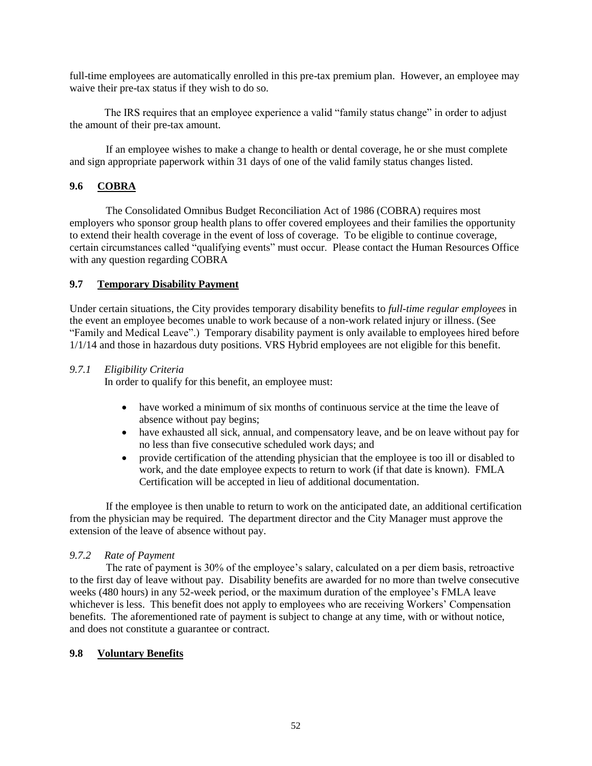full-time employees are automatically enrolled in this pre-tax premium plan. However, an employee may waive their pre-tax status if they wish to do so.

The IRS requires that an employee experience a valid "family status change" in order to adjust the amount of their pre-tax amount.

If an employee wishes to make a change to health or dental coverage, he or she must complete and sign appropriate paperwork within 31 days of one of the valid family status changes listed.

## 9.6 COBRA

The Consolidated Omnibus Budget Reconciliation Act of 1986 (COBRA) requires most employers who sponsor group health plans to offer covered employees and their families the opportunity to extend their health coverage in the event of loss of coverage. To be eligible to continue coverage, certain circumstances called "qualifying events" must occur. Please contact the Human Resources Office with any question regarding COBRA

## 9.7 Temporary Disability Payment

Under certain situations, the City provides temporary disability benefits to *full-time regular employees* in the event an employee becomes unable to work because of a non-work related injury or illness. (See "Family and Medical Leave".) Temporary disability payment is only available to employees hired before 1/1/14 and those in hazardous duty positions. VRS Hybrid employees are not eligible for this benefit.

### *9.7.1 Eligibility Criteria*

In order to qualify for this benefit, an employee must:

- have worked a minimum of six months of continuous service at the time the leave of absence without pay begins;
- have exhausted all sick, annual, and compensatory leave, and be on leave without pay for no less than five consecutive scheduled work days; and
- provide certification of the attending physician that the employee is too ill or disabled to work, and the date employee expects to return to work (if that date is known). FMLA Certification will be accepted in lieu of additional documentation.

If the employee is then unable to return to work on the anticipated date, an additional certification from the physician may be required. The department director and the City Manager must approve the extension of the leave of absence without pay.

### *9.7.2 Rate of Payment*

The rate of payment is 30% of the employee's salary, calculated on a per diem basis, retroactive to the first day of leave without pay. Disability benefits are awarded for no more than twelve consecutive weeks (480 hours) in any 52-week period, or the maximum duration of the employee's FMLA leave whichever is less. This benefit does not apply to employees who are receiving Workers' Compensation benefits. The aforementioned rate of payment is subject to change at any time, with or without notice, and does not constitute a guarantee or contract.

## 9.8 Voluntary Benefits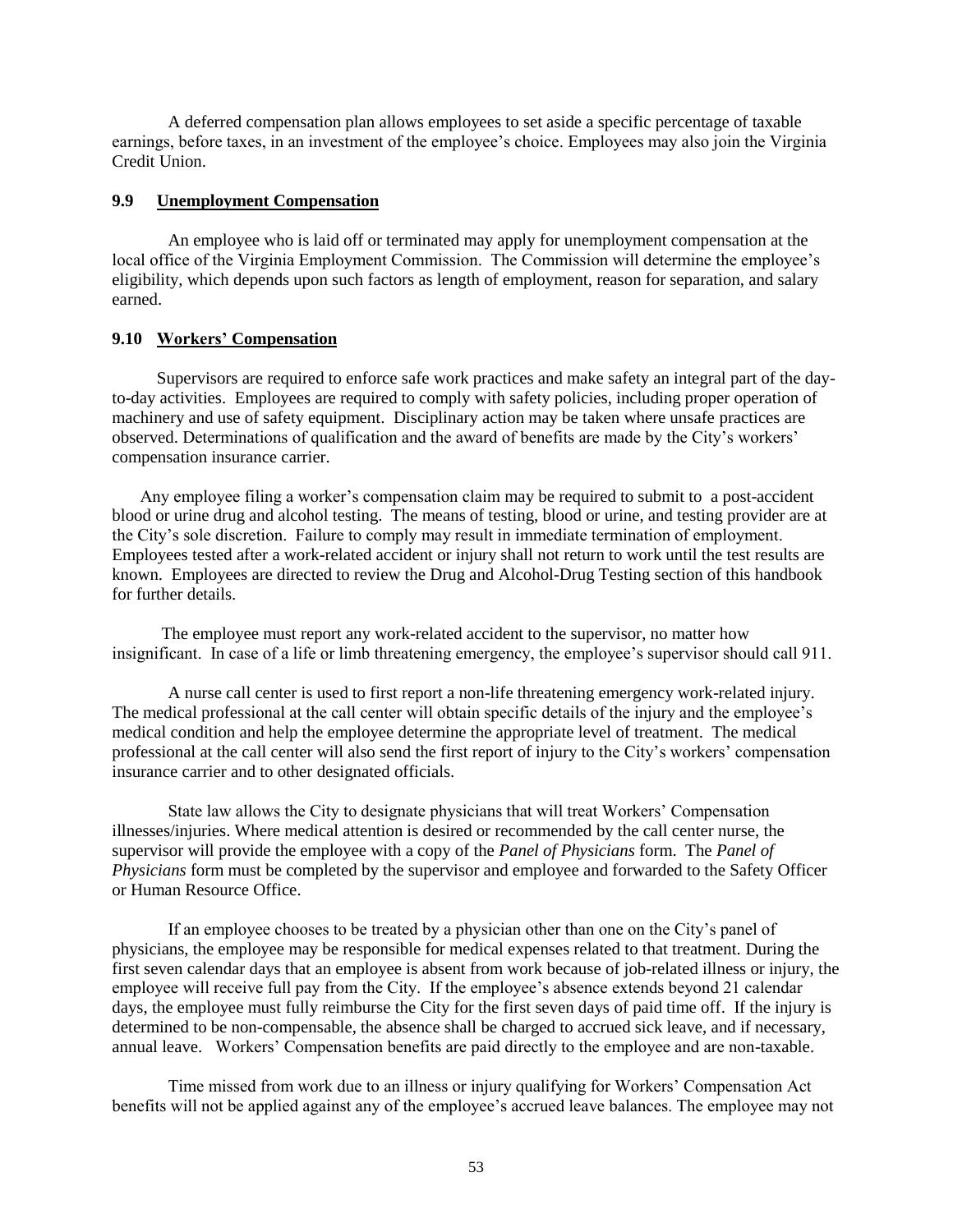A deferred compensation plan allows employees to set aside a specific percentage of taxable earnings, before taxes, in an investment of the employee's choice. Employees may also join the Virginia Credit Union.

### 9.9 Unemployment Compensation

An employee who is laid off or terminated may apply for unemployment compensation at the local office of the Virginia Employment Commission. The Commission will determine the employee's eligibility, which depends upon such factors as length of employment, reason for separation, and salary earned.

### 9.10 Workers' Compensation

Supervisors are required to enforce safe work practices and make safety an integral part of the day-to-day activities. Employees are required to comply with safety policies, including proper operation of machinery and use of safety equipment. Disciplinary action may be taken where unsafe practices are observed. Determinations of qualification and the award of benefits are made by the City's workers' compensation insurance carrier.

Any employee filing a worker's compensation claim may be required to submit to a post-accident blood or urine drug and alcohol testing. The means of testing, blood or urine, and testing provider are at the City's sole discretion. Failure to comply may result in immediate termination of employment. Employees tested after a work-related accident or injury shall not return to work until the test results are known. Employees are directed to review the Drug and Alcohol-Drug Testing section of this handbook for further details.

The employee must report any work-related accident to the supervisor, no matter how insignificant. In case of a life or limb threatening emergency, the employee's supervisor should call 911.

A nurse call center is used to first report a non-life threatening emergency work-related injury. The medical professional at the call center will obtain specific details of the injury and the employee's medical condition and help the employee determine the appropriate level of treatment. The medical professional at the call center will also send the first report of injury to the City's workers' compensation insurance carrier and to other designated officials.

State law allows the City to designate physicians that will treat Workers' Compensation illnesses/injuries. Where medical attention is desired or recommended by the call center nurse, the supervisor will provide the employee with a copy of the *Panel of Physicians* form. The *Panel of Physicians* form must be completed by the supervisor and employee and forwarded to the Safety Officer or Human Resource Office.

If an employee chooses to be treated by a physician other than one on the City's panel of physicians, the employee may be responsible for medical expenses related to that treatment. During the first seven calendar days that an employee is absent from work because of job-related illness or injury, the employee will receive full pay from the City. If the employee's absence extends beyond 21 calendar days, the employee must fully reimburse the City for the first seven days of paid time off. If the injury is determined to be non-compensable, the absence shall be charged to accrued sick leave, and if necessary, annual leave. Workers' Compensation benefits are paid directly to the employee and are non-taxable.

Time missed from work due to an illness or injury qualifying for Workers' Compensation Act benefits will not be applied against any of the employee's accrued leave balances. The employee may not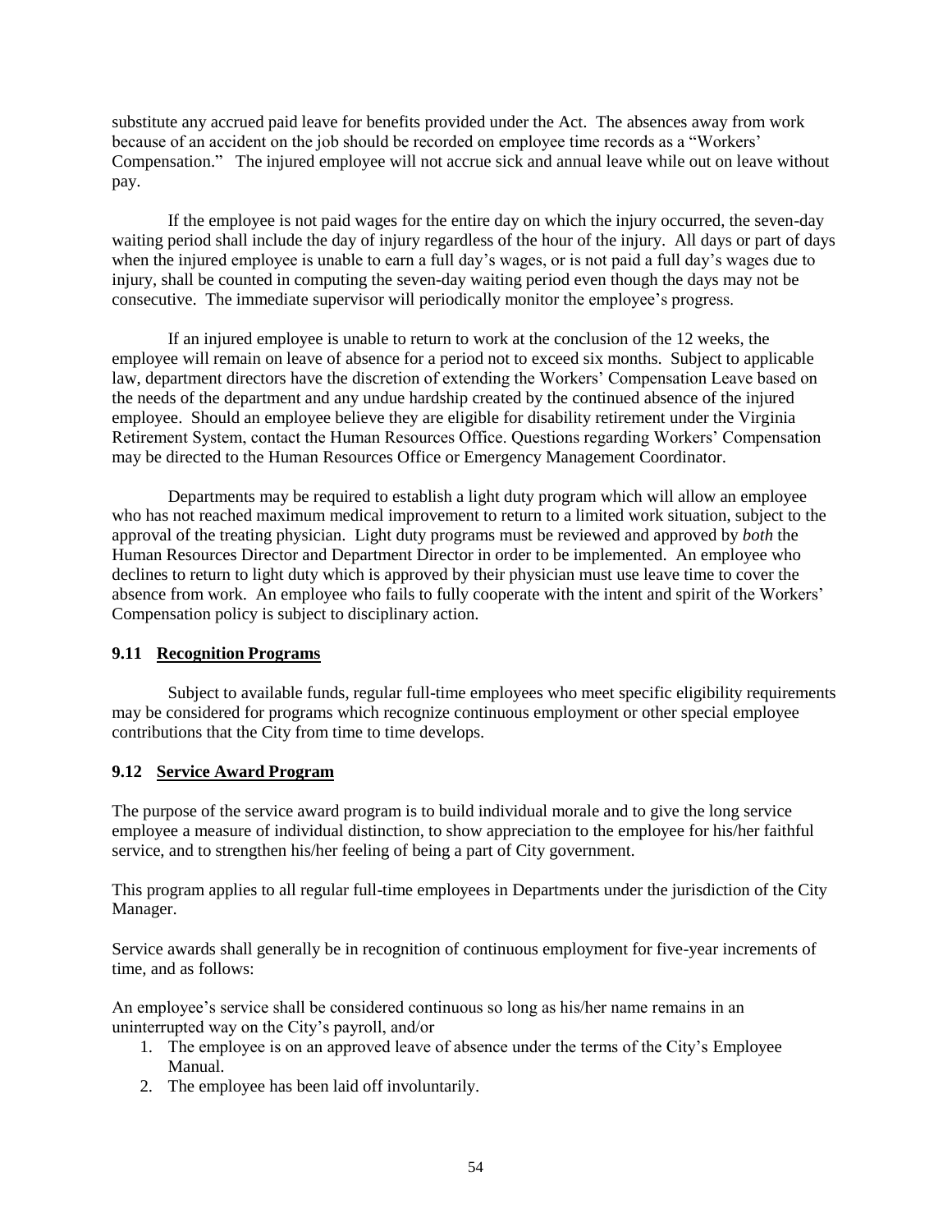substitute any accrued paid leave for benefits provided under the Act. The absences away from work because of an accident on the job should be recorded on employee time records as a "Workers' Compensation." The injured employee will not accrue sick and annual leave while out on leave without pay.

If the employee is not paid wages for the entire day on which the injury occurred, the seven-day waiting period shall include the day of injury regardless of the hour of the injury. All days or part of days when the injured employee is unable to earn a full day's wages, or is not paid a full day's wages due to injury, shall be counted in computing the seven-day waiting period even though the days may not be consecutive. The immediate supervisor will periodically monitor the employee's progress.

If an injured employee is unable to return to work at the conclusion of the 12 weeks, the employee will remain on leave of absence for a period not to exceed six months. Subject to applicable law, department directors have the discretion of extending the Workers' Compensation Leave based on the needs of the department and any undue hardship created by the continued absence of the injured employee. Should an employee believe they are eligible for disability retirement under the Virginia Retirement System, contact the Human Resources Office. Questions regarding Workers' Compensation may be directed to the Human Resources Office or Emergency Management Coordinator.

Departments may be required to establish a light duty program which will allow an employee who has not reached maximum medical improvement to return to a limited work situation, subject to the approval of the treating physician. Light duty programs must be reviewed and approved by *both* the Human Resources Director and Department Director in order to be implemented. An employee who declines to return to light duty which is approved by their physician must use leave time to cover the absence from work. An employee who fails to fully cooperate with the intent and spirit of the Workers' Compensation policy is subject to disciplinary action.

### 9.11 Recognition Programs

Subject to available funds, regular full-time employees who meet specific eligibility requirements may be considered for programs which recognize continuous employment or other special employee contributions that the City from time to time develops.

### 9.12 Service Award Program

The purpose of the service award program is to build individual morale and to give the long service employee a measure of individual distinction, to show appreciation to the employee for his/her faithful service, and to strengthen his/her feeling of being a part of City government.

This program applies to all regular full-time employees in Departments under the jurisdiction of the City Manager.

Service awards shall generally be in recognition of continuous employment for five-year increments of time, and as follows:

An employee's service shall be considered continuous so long as his/her name remains in an uninterrupted way on the City's payroll, and/or

1. The employee is on an approved leave of absence under the terms of the City's Employee Manual.
2. The employee has been laid off involuntarily.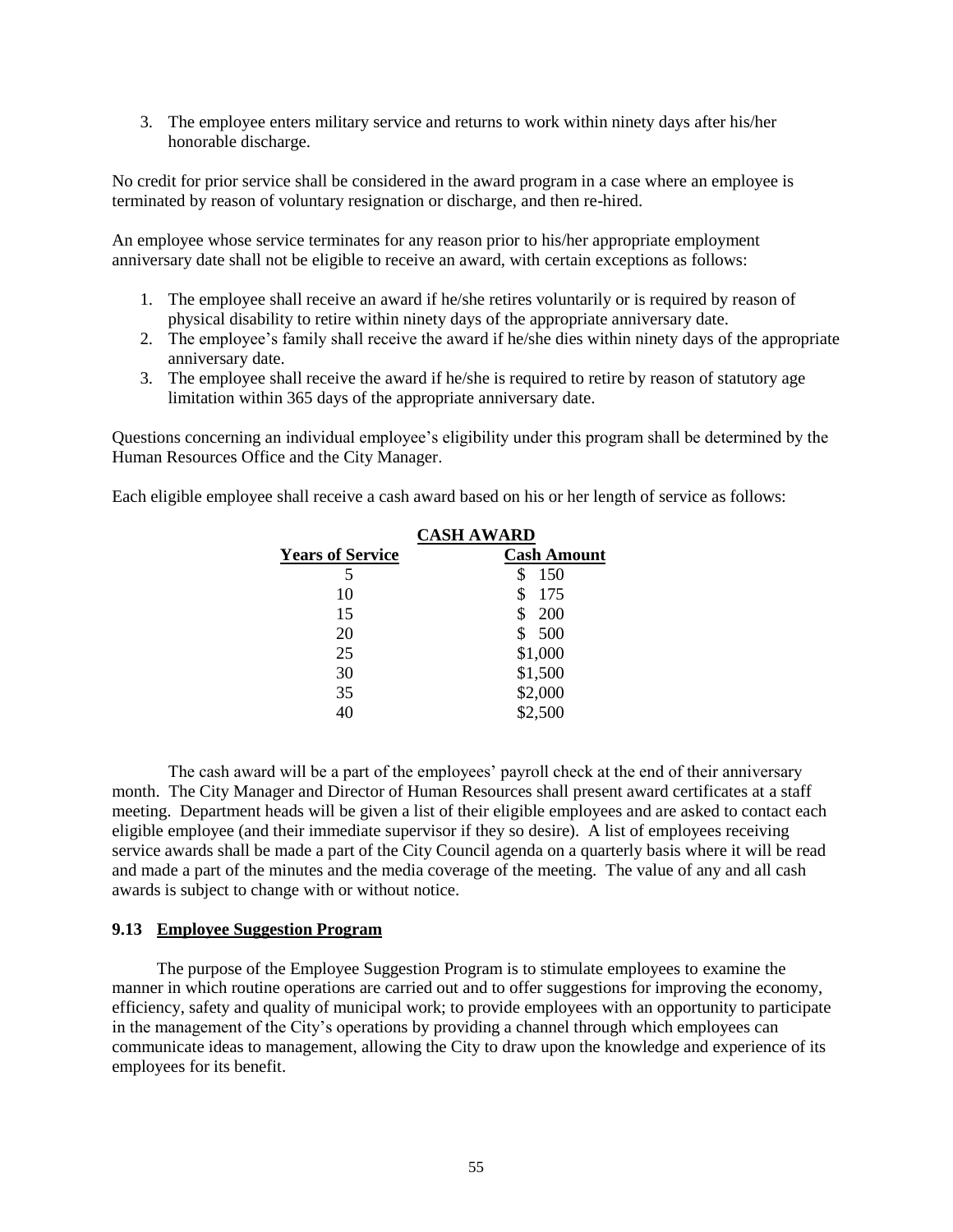3. The employee enters military service and returns to work within ninety days after his/her honorable discharge.

No credit for prior service shall be considered in the award program in a case where an employee is terminated by reason of voluntary resignation or discharge, and then re-hired.

An employee whose service terminates for any reason prior to his/her appropriate employment anniversary date shall not be eligible to receive an award, with certain exceptions as follows:

1. The employee shall receive an award if he/she retires voluntarily or is required by reason of physical disability to retire within ninety days of the appropriate anniversary date.
2. The employee's family shall receive the award if he/she dies within ninety days of the appropriate anniversary date.
3. The employee shall receive the award if he/she is required to retire by reason of statutory age limitation within 365 days of the appropriate anniversary date.

Questions concerning an individual employee's eligibility under this program shall be determined by the Human Resources Office and the City Manager.

Each eligible employee shall receive a cash award based on his or her length of service as follows:

**CASH AWARD**

| Years of Service | Cash Amount |
|---|---|
| 5 | $ 150 |
| 10 | $ 175 |
| 15 | $ 200 |
| 20 | $ 500 |
| 25 | $1,000 |
| 30 | $1,500 |
| 35 | $2,000 |
| 40 | $2,500 |

The cash award will be a part of the employees' payroll check at the end of their anniversary month. The City Manager and Director of Human Resources shall present award certificates at a staff meeting. Department heads will be given a list of their eligible employees and are asked to contact each eligible employee (and their immediate supervisor if they so desire). A list of employees receiving service awards shall be made a part of the City Council agenda on a quarterly basis where it will be read and made a part of the minutes and the media coverage of the meeting. The value of any and all cash awards is subject to change with or without notice.

### 9.13 Employee Suggestion Program

The purpose of the Employee Suggestion Program is to stimulate employees to examine the manner in which routine operations are carried out and to offer suggestions for improving the economy, efficiency, safety and quality of municipal work; to provide employees with an opportunity to participate in the management of the City's operations by providing a channel through which employees can communicate ideas to management, allowing the City to draw upon the knowledge and experience of its employees for its benefit.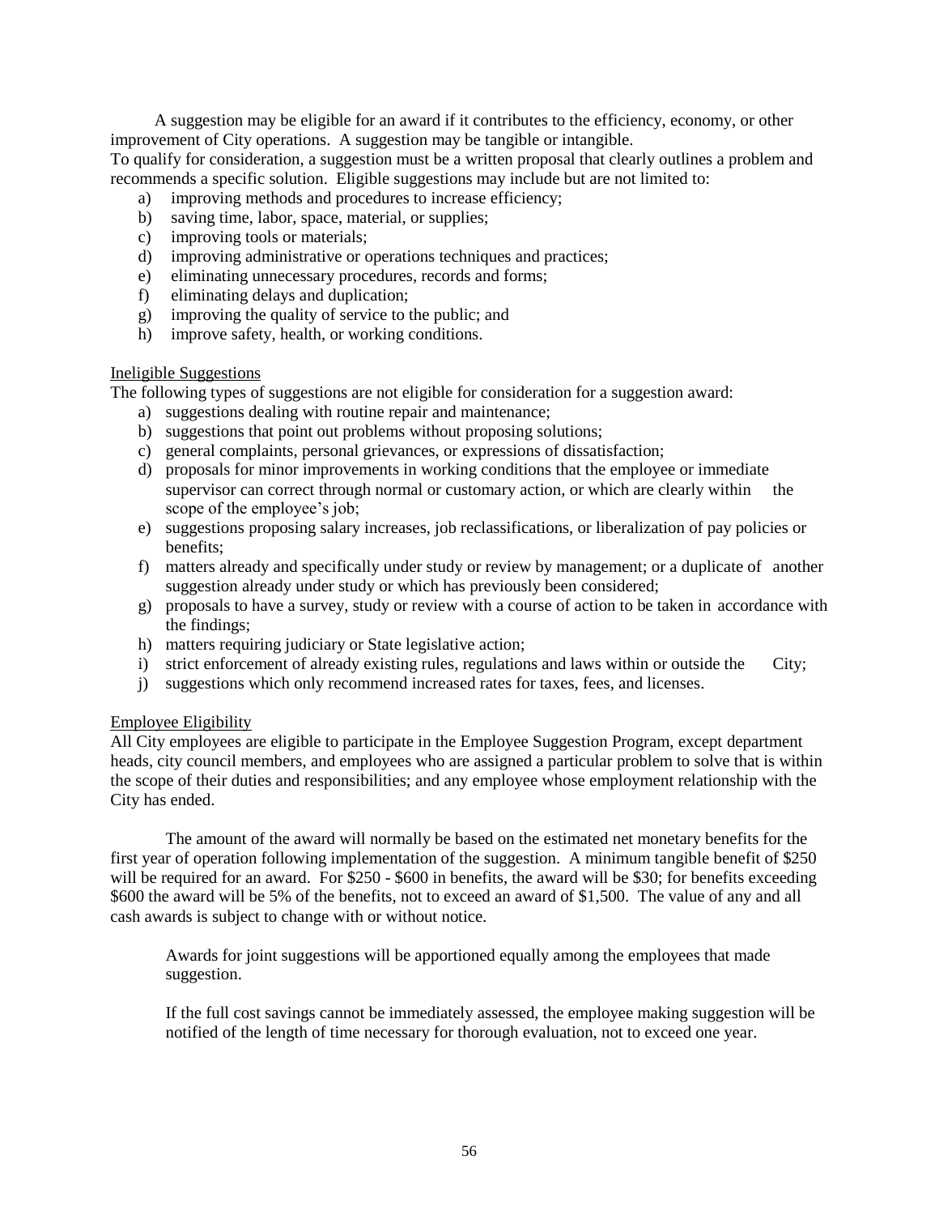A suggestion may be eligible for an award if it contributes to the efficiency, economy, or other improvement of City operations. A suggestion may be tangible or intangible.

To qualify for consideration, a suggestion must be a written proposal that clearly outlines a problem and recommends a specific solution. Eligible suggestions may include but are not limited to:

a) improving methods and procedures to increase efficiency;
b) saving time, labor, space, material, or supplies;
c) improving tools or materials;
d) improving administrative or operations techniques and practices;
e) eliminating unnecessary procedures, records and forms;
f) eliminating delays and duplication;
g) improving the quality of service to the public; and
h) improve safety, health, or working conditions.

Ineligible Suggestions

The following types of suggestions are not eligible for consideration for a suggestion award:

a) suggestions dealing with routine repair and maintenance;
b) suggestions that point out problems without proposing solutions;
c) general complaints, personal grievances, or expressions of dissatisfaction;
d) proposals for minor improvements in working conditions that the employee or immediate supervisor can correct through normal or customary action, or which are clearly within the scope of the employee's job;
e) suggestions proposing salary increases, job reclassifications, or liberalization of pay policies or benefits;
f) matters already and specifically under study or review by management; or a duplicate of another suggestion already under study or which has previously been considered;
g) proposals to have a survey, study or review with a course of action to be taken in accordance with the findings;
h) matters requiring judiciary or State legislative action;
i) strict enforcement of already existing rules, regulations and laws within or outside the City;
j) suggestions which only recommend increased rates for taxes, fees, and licenses.

Employee Eligibility

All City employees are eligible to participate in the Employee Suggestion Program, except department heads, city council members, and employees who are assigned a particular problem to solve that is within the scope of their duties and responsibilities; and any employee whose employment relationship with the City has ended.

The amount of the award will normally be based on the estimated net monetary benefits for the first year of operation following implementation of the suggestion. A minimum tangible benefit of $250 will be required for an award. For $250 - $600 in benefits, the award will be $30; for benefits exceeding $600 the award will be 5% of the benefits, not to exceed an award of $1,500. The value of any and all cash awards is subject to change with or without notice.

Awards for joint suggestions will be apportioned equally among the employees that made suggestion.

If the full cost savings cannot be immediately assessed, the employee making suggestion will be notified of the length of time necessary for thorough evaluation, not to exceed one year.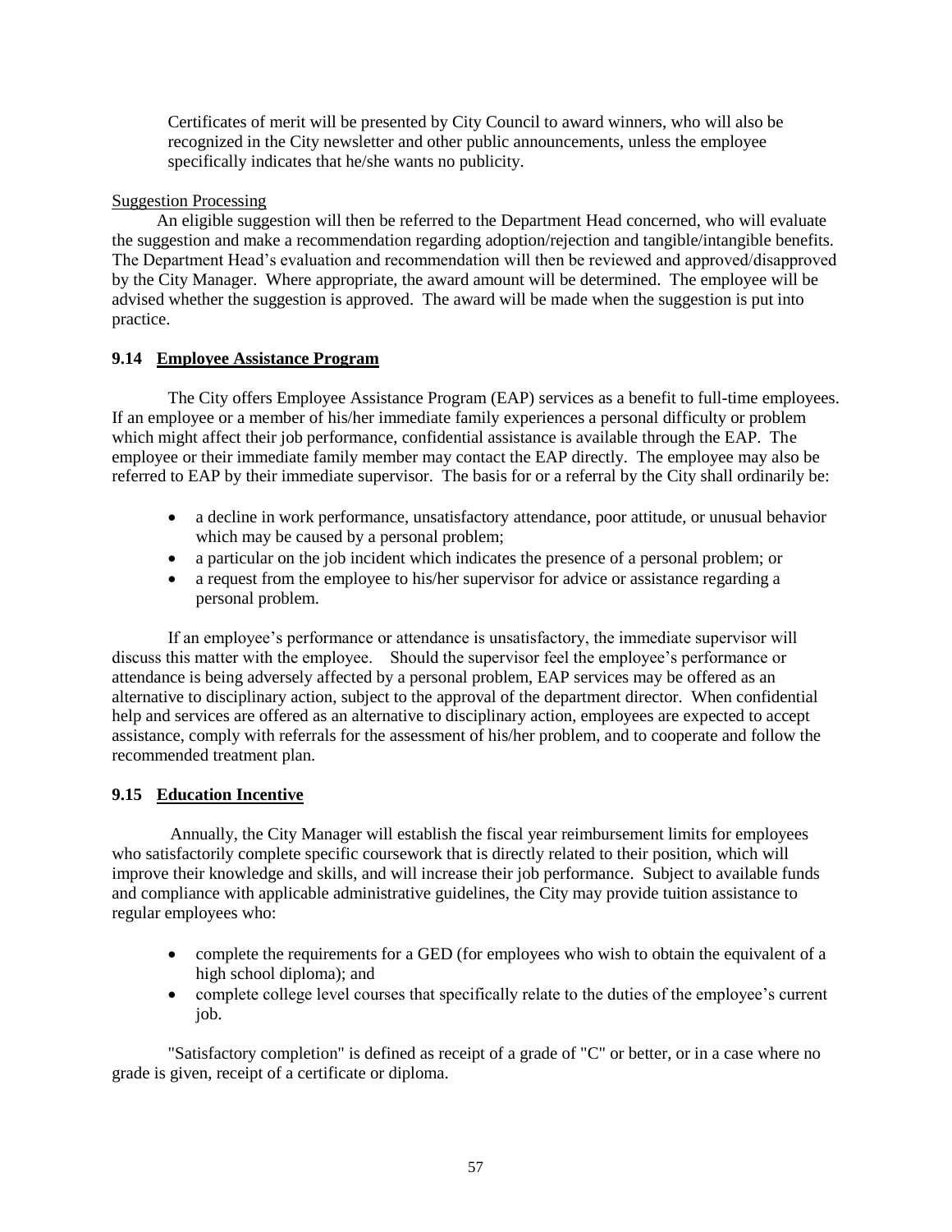Certificates of merit will be presented by City Council to award winners, who will also be recognized in the City newsletter and other public announcements, unless the employee specifically indicates that he/she wants no publicity.

Suggestion Processing

An eligible suggestion will then be referred to the Department Head concerned, who will evaluate the suggestion and make a recommendation regarding adoption/rejection and tangible/intangible benefits. The Department Head's evaluation and recommendation will then be reviewed and approved/disapproved by the City Manager. Where appropriate, the award amount will be determined. The employee will be advised whether the suggestion is approved. The award will be made when the suggestion is put into practice.

### 9.14 Employee Assistance Program

The City offers Employee Assistance Program (EAP) services as a benefit to full-time employees. If an employee or a member of his/her immediate family experiences a personal difficulty or problem which might affect their job performance, confidential assistance is available through the EAP. The employee or their immediate family member may contact the EAP directly. The employee may also be referred to EAP by their immediate supervisor. The basis for or a referral by the City shall ordinarily be:

- a decline in work performance, unsatisfactory attendance, poor attitude, or unusual behavior which may be caused by a personal problem;
- a particular on the job incident which indicates the presence of a personal problem; or
- a request from the employee to his/her supervisor for advice or assistance regarding a personal problem.

If an employee's performance or attendance is unsatisfactory, the immediate supervisor will discuss this matter with the employee. Should the supervisor feel the employee's performance or attendance is being adversely affected by a personal problem, EAP services may be offered as an alternative to disciplinary action, subject to the approval of the department director. When confidential help and services are offered as an alternative to disciplinary action, employees are expected to accept assistance, comply with referrals for the assessment of his/her problem, and to cooperate and follow the recommended treatment plan.

### 9.15 Education Incentive

Annually, the City Manager will establish the fiscal year reimbursement limits for employees who satisfactorily complete specific coursework that is directly related to their position, which will improve their knowledge and skills, and will increase their job performance. Subject to available funds and compliance with applicable administrative guidelines, the City may provide tuition assistance to regular employees who:

- complete the requirements for a GED (for employees who wish to obtain the equivalent of a high school diploma); and
- complete college level courses that specifically relate to the duties of the employee's current job.

"Satisfactory completion" is defined as receipt of a grade of "C" or better, or in a case where no grade is given, receipt of a certificate or diploma.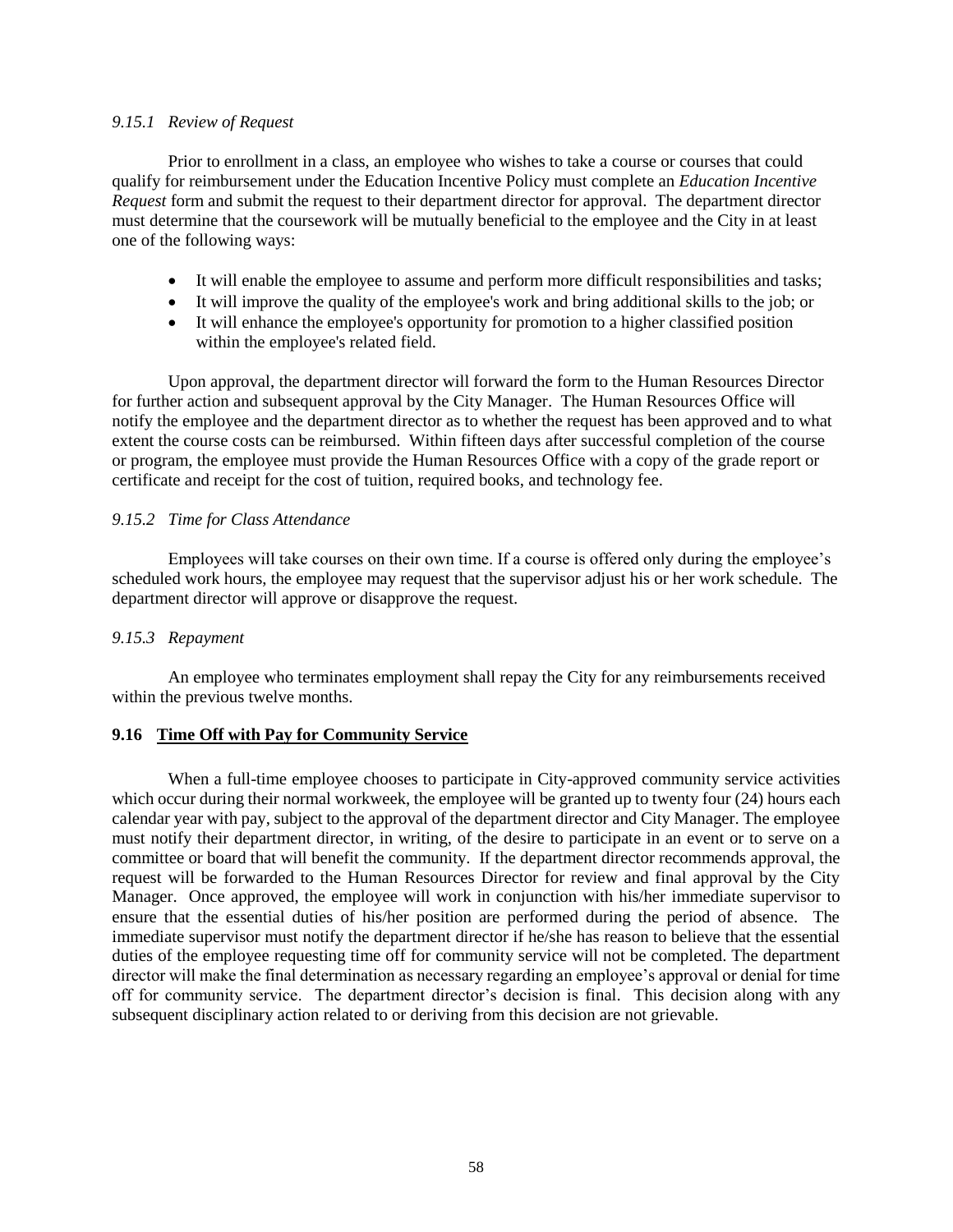#### *9.15.1 Review of Request*

Prior to enrollment in a class, an employee who wishes to take a course or courses that could qualify for reimbursement under the Education Incentive Policy must complete an *Education Incentive Request* form and submit the request to their department director for approval. The department director must determine that the coursework will be mutually beneficial to the employee and the City in at least one of the following ways:

- It will enable the employee to assume and perform more difficult responsibilities and tasks;
- It will improve the quality of the employee's work and bring additional skills to the job; or
- It will enhance the employee's opportunity for promotion to a higher classified position within the employee's related field.

Upon approval, the department director will forward the form to the Human Resources Director for further action and subsequent approval by the City Manager. The Human Resources Office will notify the employee and the department director as to whether the request has been approved and to what extent the course costs can be reimbursed. Within fifteen days after successful completion of the course or program, the employee must provide the Human Resources Office with a copy of the grade report or certificate and receipt for the cost of tuition, required books, and technology fee.

#### *9.15.2 Time for Class Attendance*

Employees will take courses on their own time. If a course is offered only during the employee's scheduled work hours, the employee may request that the supervisor adjust his or her work schedule. The department director will approve or disapprove the request.

#### *9.15.3 Repayment*

An employee who terminates employment shall repay the City for any reimbursements received within the previous twelve months.

### **9.16 Time Off with Pay for Community Service**

When a full-time employee chooses to participate in City-approved community service activities which occur during their normal workweek, the employee will be granted up to twenty four (24) hours each calendar year with pay, subject to the approval of the department director and City Manager. The employee must notify their department director, in writing, of the desire to participate in an event or to serve on a committee or board that will benefit the community. If the department director recommends approval, the request will be forwarded to the Human Resources Director for review and final approval by the City Manager. Once approved, the employee will work in conjunction with his/her immediate supervisor to ensure that the essential duties of his/her position are performed during the period of absence. The immediate supervisor must notify the department director if he/she has reason to believe that the essential duties of the employee requesting time off for community service will not be completed. The department director will make the final determination as necessary regarding an employee's approval or denial for time off for community service. The department director's decision is final. This decision along with any subsequent disciplinary action related to or deriving from this decision are not grievable.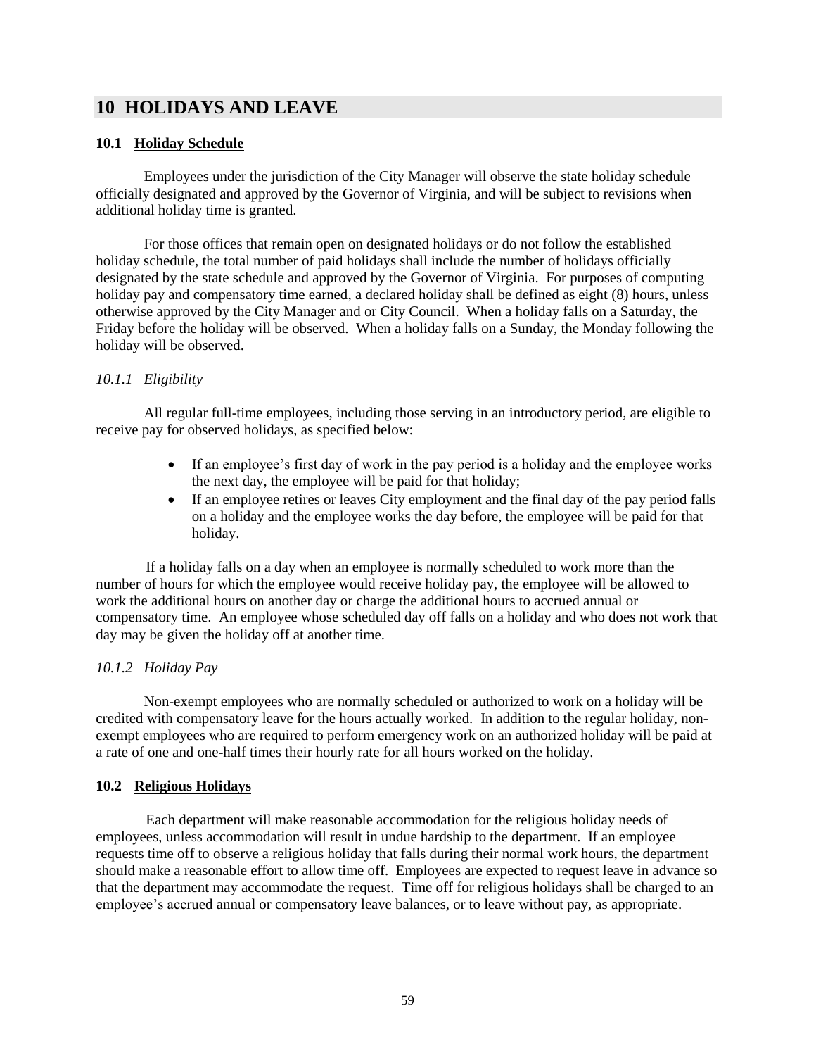# 10 HOLIDAYS AND LEAVE

## 10.1 Holiday Schedule

Employees under the jurisdiction of the City Manager will observe the state holiday schedule officially designated and approved by the Governor of Virginia, and will be subject to revisions when additional holiday time is granted.

For those offices that remain open on designated holidays or do not follow the established holiday schedule, the total number of paid holidays shall include the number of holidays officially designated by the state schedule and approved by the Governor of Virginia. For purposes of computing holiday pay and compensatory time earned, a declared holiday shall be defined as eight (8) hours, unless otherwise approved by the City Manager and or City Council. When a holiday falls on a Saturday, the Friday before the holiday will be observed. When a holiday falls on a Sunday, the Monday following the holiday will be observed.

### *10.1.1 Eligibility*

All regular full-time employees, including those serving in an introductory period, are eligible to receive pay for observed holidays, as specified below:

- If an employee's first day of work in the pay period is a holiday and the employee works the next day, the employee will be paid for that holiday;
- If an employee retires or leaves City employment and the final day of the pay period falls on a holiday and the employee works the day before, the employee will be paid for that holiday.

If a holiday falls on a day when an employee is normally scheduled to work more than the number of hours for which the employee would receive holiday pay, the employee will be allowed to work the additional hours on another day or charge the additional hours to accrued annual or compensatory time. An employee whose scheduled day off falls on a holiday and who does not work that day may be given the holiday off at another time.

### *10.1.2 Holiday Pay*

Non-exempt employees who are normally scheduled or authorized to work on a holiday will be credited with compensatory leave for the hours actually worked. In addition to the regular holiday, non-exempt employees who are required to perform emergency work on an authorized holiday will be paid at a rate of one and one-half times their hourly rate for all hours worked on the holiday.

## 10.2 Religious Holidays

Each department will make reasonable accommodation for the religious holiday needs of employees, unless accommodation will result in undue hardship to the department. If an employee requests time off to observe a religious holiday that falls during their normal work hours, the department should make a reasonable effort to allow time off. Employees are expected to request leave in advance so that the department may accommodate the request. Time off for religious holidays shall be charged to an employee's accrued annual or compensatory leave balances, or to leave without pay, as appropriate.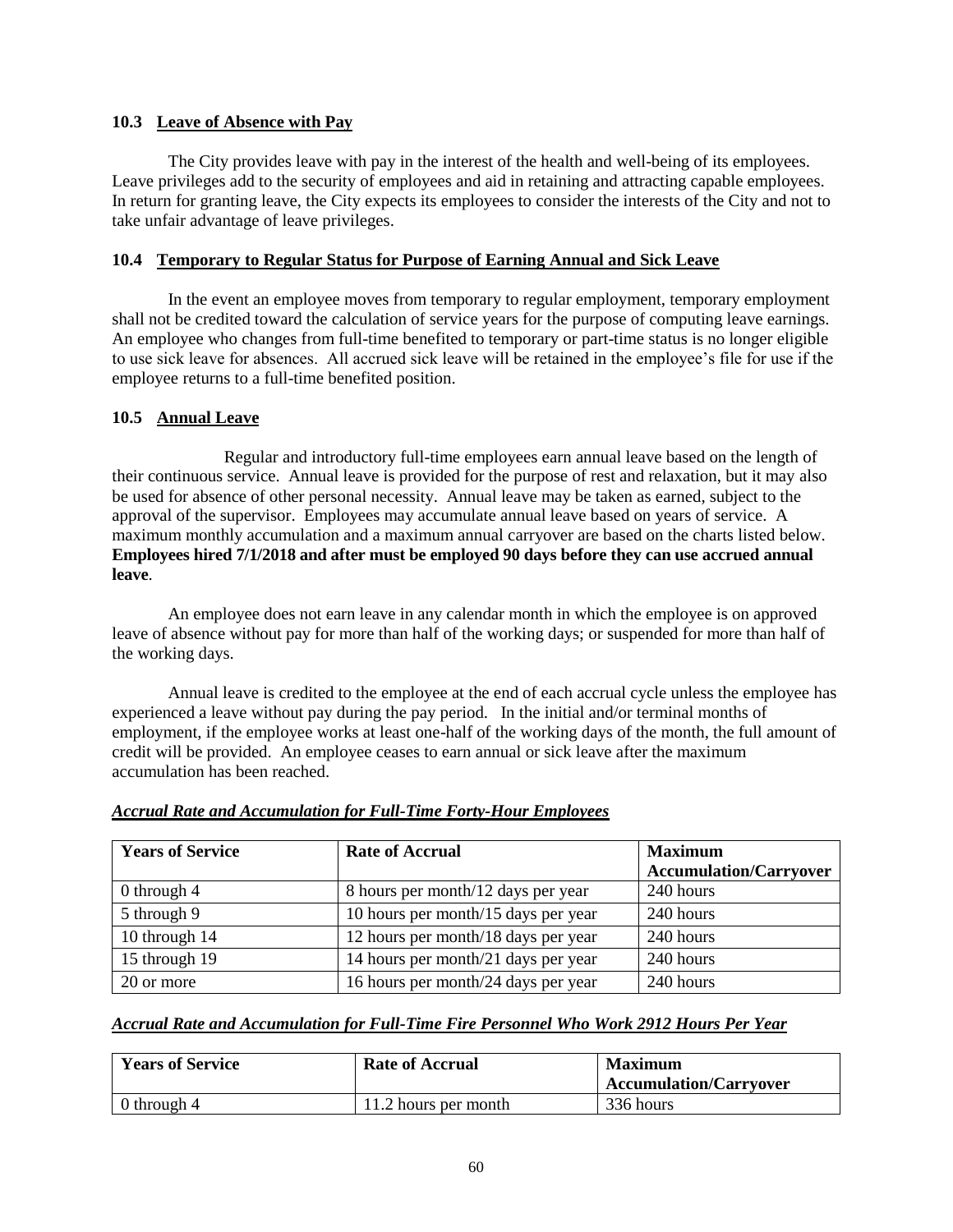### 10.3 Leave of Absence with Pay

The City provides leave with pay in the interest of the health and well-being of its employees. Leave privileges add to the security of employees and aid in retaining and attracting capable employees. In return for granting leave, the City expects its employees to consider the interests of the City and not to take unfair advantage of leave privileges.

### 10.4 Temporary to Regular Status for Purpose of Earning Annual and Sick Leave

In the event an employee moves from temporary to regular employment, temporary employment shall not be credited toward the calculation of service years for the purpose of computing leave earnings. An employee who changes from full-time benefited to temporary or part-time status is no longer eligible to use sick leave for absences. All accrued sick leave will be retained in the employee's file for use if the employee returns to a full-time benefited position.

### 10.5 Annual Leave

Regular and introductory full-time employees earn annual leave based on the length of their continuous service. Annual leave is provided for the purpose of rest and relaxation, but it may also be used for absence of other personal necessity. Annual leave may be taken as earned, subject to the approval of the supervisor. Employees may accumulate annual leave based on years of service. A maximum monthly accumulation and a maximum annual carryover are based on the charts listed below. **Employees hired 7/1/2018 and after must be employed 90 days before they can use accrued annual leave**.

An employee does not earn leave in any calendar month in which the employee is on approved leave of absence without pay for more than half of the working days; or suspended for more than half of the working days.

Annual leave is credited to the employee at the end of each accrual cycle unless the employee has experienced a leave without pay during the pay period. In the initial and/or terminal months of employment, if the employee works at least one-half of the working days of the month, the full amount of credit will be provided. An employee ceases to earn annual or sick leave after the maximum accumulation has been reached.

***Accrual Rate and Accumulation for Full-Time Forty-Hour Employees***

| Years of Service | Rate of Accrual | Maximum Accumulation/Carryover |
|---|---|---|
| 0 through 4 | 8 hours per month/12 days per year | 240 hours |
| 5 through 9 | 10 hours per month/15 days per year | 240 hours |
| 10 through 14 | 12 hours per month/18 days per year | 240 hours |
| 15 through 19 | 14 hours per month/21 days per year | 240 hours |
| 20 or more | 16 hours per month/24 days per year | 240 hours |

***Accrual Rate and Accumulation for Full-Time Fire Personnel Who Work 2912 Hours Per Year***

| Years of Service | Rate of Accrual | Maximum Accumulation/Carryover |
|---|---|---|
| 0 through 4 | 11.2 hours per month | 336 hours |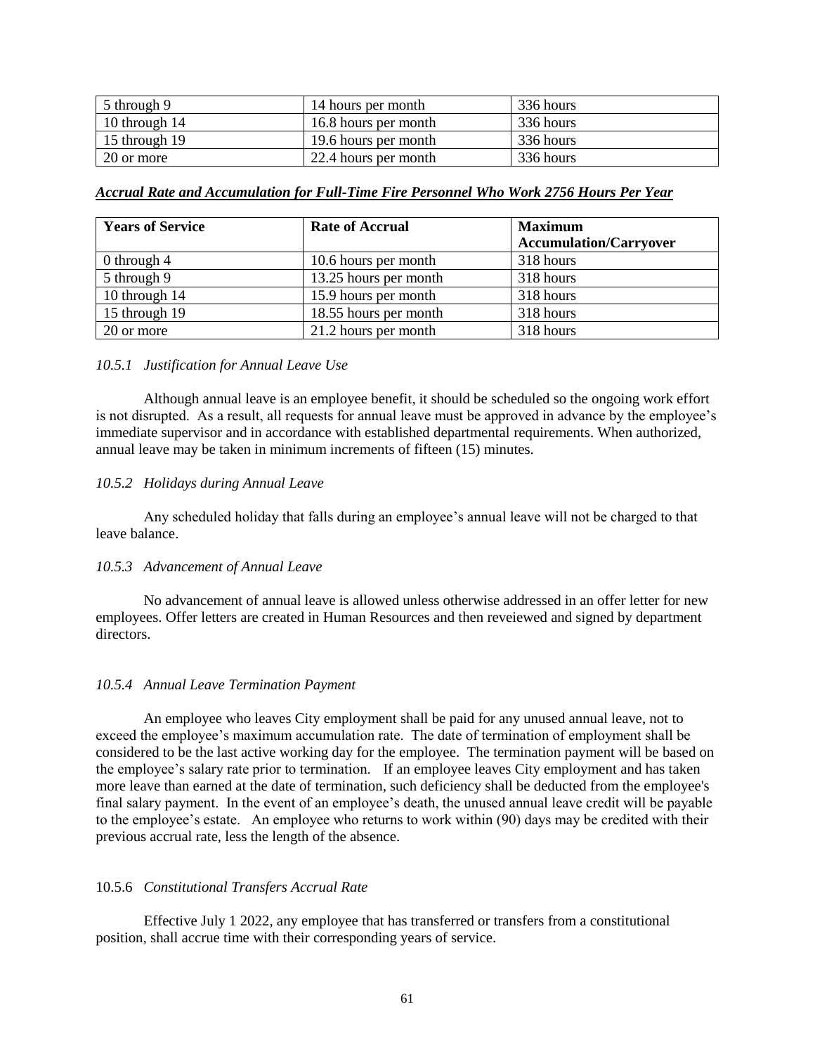| 5 through 9 | 14 hours per month | 336 hours |
|---|---|---|
| 10 through 14 | 16.8 hours per month | 336 hours |
| 15 through 19 | 19.6 hours per month | 336 hours |
| 20 or more | 22.4 hours per month | 336 hours |

***Accrual Rate and Accumulation for Full-Time Fire Personnel Who Work 2756 Hours Per Year***

| Years of Service | Rate of Accrual | Maximum Accumulation/Carryover |
|---|---|---|
| 0 through 4 | 10.6 hours per month | 318 hours |
| 5 through 9 | 13.25 hours per month | 318 hours |
| 10 through 14 | 15.9 hours per month | 318 hours |
| 15 through 19 | 18.55 hours per month | 318 hours |
| 20 or more | 21.2 hours per month | 318 hours |

*10.5.1 Justification for Annual Leave Use*

Although annual leave is an employee benefit, it should be scheduled so the ongoing work effort is not disrupted. As a result, all requests for annual leave must be approved in advance by the employee's immediate supervisor and in accordance with established departmental requirements. When authorized, annual leave may be taken in minimum increments of fifteen (15) minutes.

*10.5.2 Holidays during Annual Leave*

Any scheduled holiday that falls during an employee's annual leave will not be charged to that leave balance.

*10.5.3 Advancement of Annual Leave*

No advancement of annual leave is allowed unless otherwise addressed in an offer letter for new employees. Offer letters are created in Human Resources and then reveiewed and signed by department directors.

*10.5.4 Annual Leave Termination Payment*

An employee who leaves City employment shall be paid for any unused annual leave, not to exceed the employee's maximum accumulation rate. The date of termination of employment shall be considered to be the last active working day for the employee. The termination payment will be based on the employee's salary rate prior to termination. If an employee leaves City employment and has taken more leave than earned at the date of termination, such deficiency shall be deducted from the employee's final salary payment. In the event of an employee's death, the unused annual leave credit will be payable to the employee's estate. An employee who returns to work within (90) days may be credited with their previous accrual rate, less the length of the absence.

10.5.6 *Constitutional Transfers Accrual Rate*

Effective July 1 2022, any employee that has transferred or transfers from a constitutional position, shall accrue time with their corresponding years of service.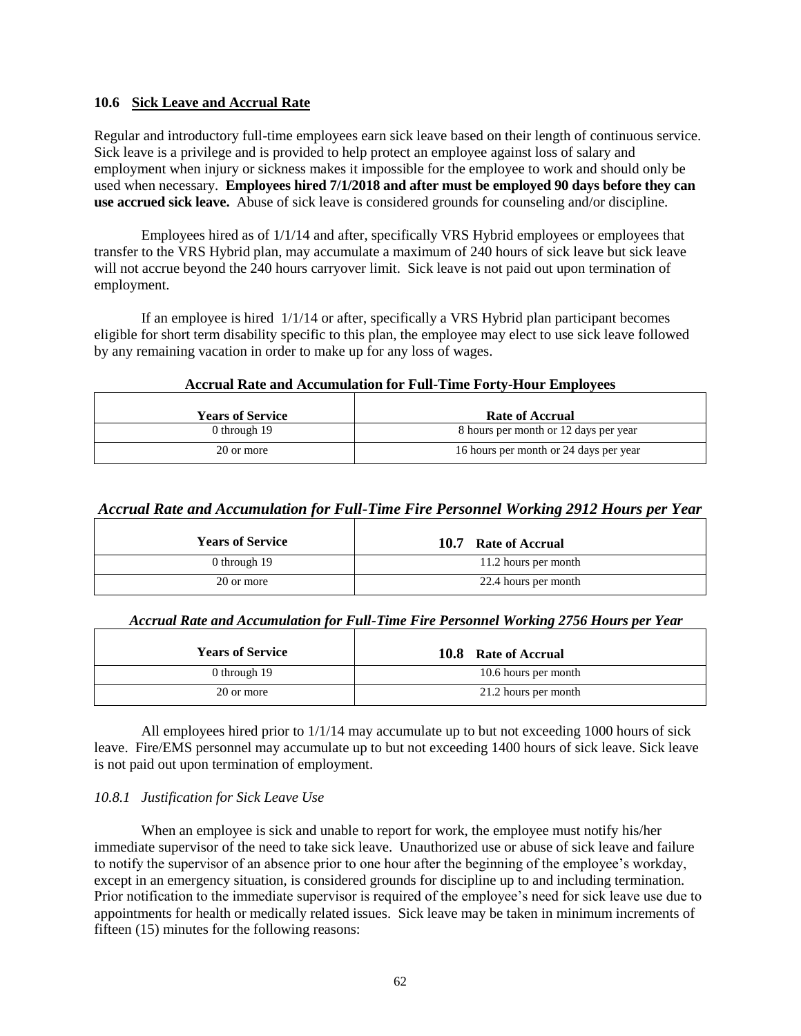### 10.6 Sick Leave and Accrual Rate

Regular and introductory full-time employees earn sick leave based on their length of continuous service. Sick leave is a privilege and is provided to help protect an employee against loss of salary and employment when injury or sickness makes it impossible for the employee to work and should only be used when necessary. **Employees hired 7/1/2018 and after must be employed 90 days before they can use accrued sick leave.** Abuse of sick leave is considered grounds for counseling and/or discipline.

Employees hired as of 1/1/14 and after, specifically VRS Hybrid employees or employees that transfer to the VRS Hybrid plan, may accumulate a maximum of 240 hours of sick leave but sick leave will not accrue beyond the 240 hours carryover limit. Sick leave is not paid out upon termination of employment.

If an employee is hired 1/1/14 or after, specifically a VRS Hybrid plan participant becomes eligible for short term disability specific to this plan, the employee may elect to use sick leave followed by any remaining vacation in order to make up for any loss of wages.

**Accrual Rate and Accumulation for Full-Time Forty-Hour Employees**

| Years of Service | Rate of Accrual |
|---|---|
| 0 through 19 | 8 hours per month or 12 days per year |
| 20 or more | 16 hours per month or 24 days per year |

***Accrual Rate and Accumulation for Full-Time Fire Personnel Working 2912 Hours per Year***

| Years of Service | 10.7 Rate of Accrual |
|---|---|
| 0 through 19 | 11.2 hours per month |
| 20 or more | 22.4 hours per month |

***Accrual Rate and Accumulation for Full-Time Fire Personnel Working 2756 Hours per Year***

| Years of Service | 10.8 Rate of Accrual |
|---|---|
| 0 through 19 | 10.6 hours per month |
| 20 or more | 21.2 hours per month |

All employees hired prior to 1/1/14 may accumulate up to but not exceeding 1000 hours of sick leave. Fire/EMS personnel may accumulate up to but not exceeding 1400 hours of sick leave. Sick leave is not paid out upon termination of employment.

*10.8.1 Justification for Sick Leave Use*

When an employee is sick and unable to report for work, the employee must notify his/her immediate supervisor of the need to take sick leave. Unauthorized use or abuse of sick leave and failure to notify the supervisor of an absence prior to one hour after the beginning of the employee's workday, except in an emergency situation, is considered grounds for discipline up to and including termination. Prior notification to the immediate supervisor is required of the employee's need for sick leave use due to appointments for health or medically related issues. Sick leave may be taken in minimum increments of fifteen (15) minutes for the following reasons: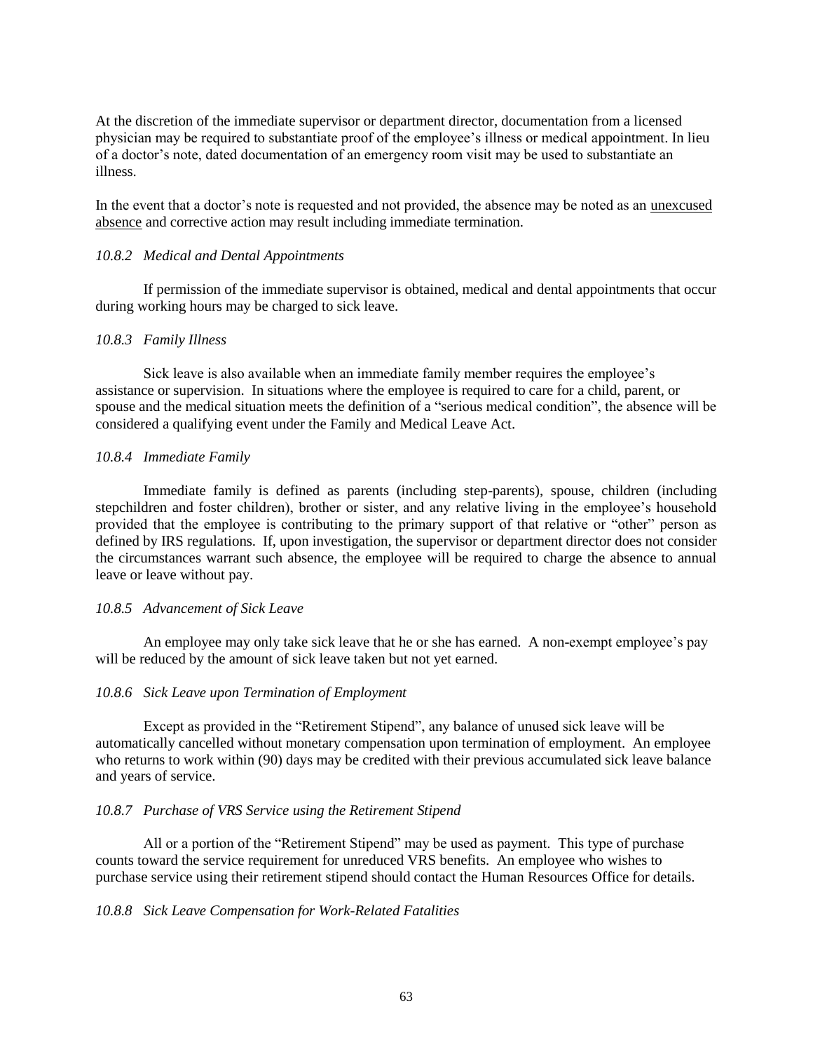At the discretion of the immediate supervisor or department director, documentation from a licensed physician may be required to substantiate proof of the employee's illness or medical appointment. In lieu of a doctor's note, dated documentation of an emergency room visit may be used to substantiate an illness.

In the event that a doctor's note is requested and not provided, the absence may be noted as an <u>unexcused absence</u> and corrective action may result including immediate termination.

*10.8.2 Medical and Dental Appointments*

If permission of the immediate supervisor is obtained, medical and dental appointments that occur during working hours may be charged to sick leave.

*10.8.3 Family Illness*

Sick leave is also available when an immediate family member requires the employee's assistance or supervision. In situations where the employee is required to care for a child, parent, or spouse and the medical situation meets the definition of a "serious medical condition", the absence will be considered a qualifying event under the Family and Medical Leave Act.

*10.8.4 Immediate Family*

Immediate family is defined as parents (including step-parents), spouse, children (including stepchildren and foster children), brother or sister, and any relative living in the employee's household provided that the employee is contributing to the primary support of that relative or "other" person as defined by IRS regulations. If, upon investigation, the supervisor or department director does not consider the circumstances warrant such absence, the employee will be required to charge the absence to annual leave or leave without pay.

*10.8.5 Advancement of Sick Leave*

An employee may only take sick leave that he or she has earned. A non-exempt employee's pay will be reduced by the amount of sick leave taken but not yet earned.

*10.8.6 Sick Leave upon Termination of Employment*

Except as provided in the "Retirement Stipend", any balance of unused sick leave will be automatically cancelled without monetary compensation upon termination of employment. An employee who returns to work within (90) days may be credited with their previous accumulated sick leave balance and years of service.

*10.8.7 Purchase of VRS Service using the Retirement Stipend*

All or a portion of the "Retirement Stipend" may be used as payment. This type of purchase counts toward the service requirement for unreduced VRS benefits. An employee who wishes to purchase service using their retirement stipend should contact the Human Resources Office for details.

*10.8.8 Sick Leave Compensation for Work-Related Fatalities*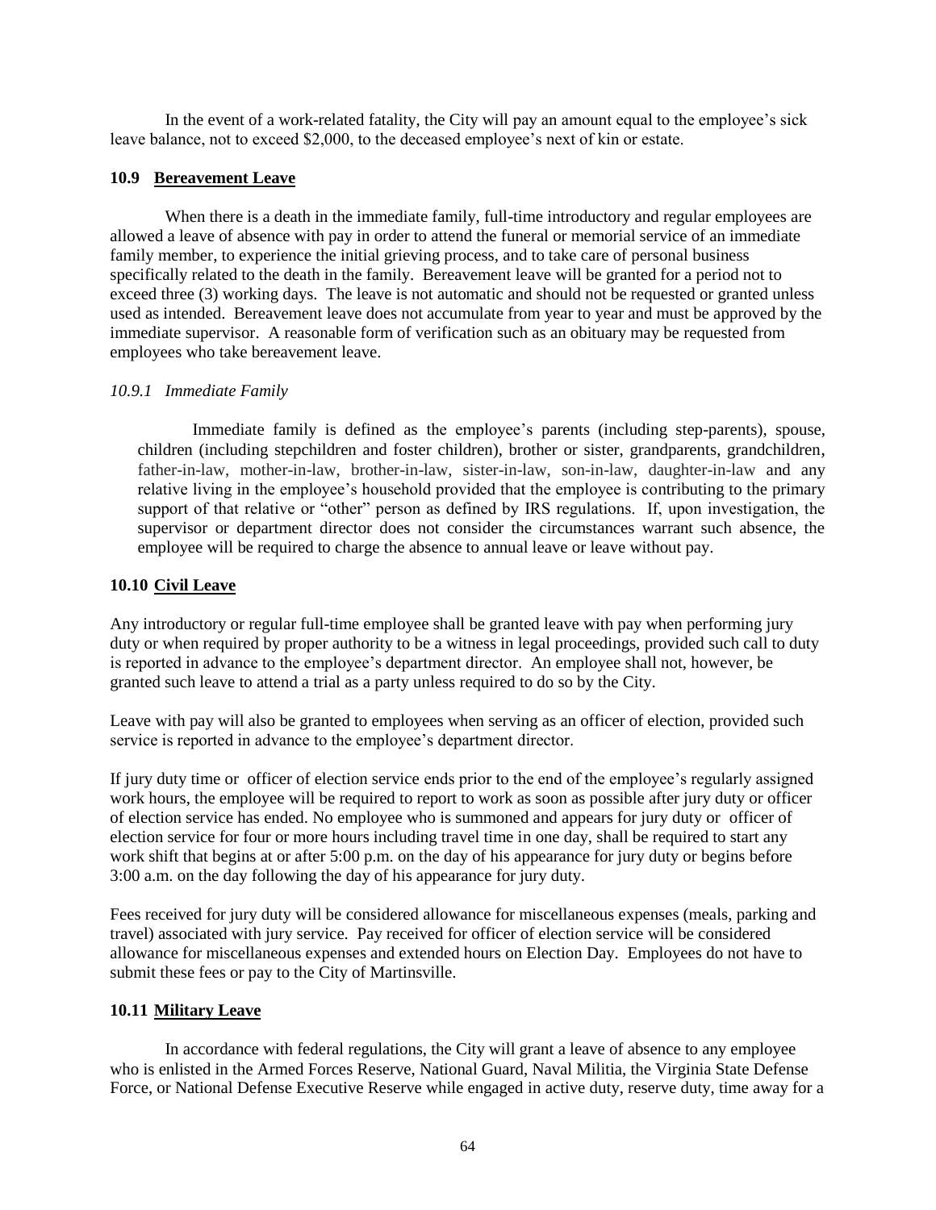In the event of a work-related fatality, the City will pay an amount equal to the employee's sick leave balance, not to exceed $2,000, to the deceased employee's next of kin or estate.

### 10.9 Bereavement Leave

When there is a death in the immediate family, full-time introductory and regular employees are allowed a leave of absence with pay in order to attend the funeral or memorial service of an immediate family member, to experience the initial grieving process, and to take care of personal business specifically related to the death in the family. Bereavement leave will be granted for a period not to exceed three (3) working days. The leave is not automatic and should not be requested or granted unless used as intended. Bereavement leave does not accumulate from year to year and must be approved by the immediate supervisor. A reasonable form of verification such as an obituary may be requested from employees who take bereavement leave.

#### *10.9.1 Immediate Family*

Immediate family is defined as the employee's parents (including step-parents), spouse, children (including stepchildren and foster children), brother or sister, grandparents, grandchildren, father-in-law, mother-in-law, brother-in-law, sister-in-law, son-in-law, daughter-in-law and any relative living in the employee's household provided that the employee is contributing to the primary support of that relative or "other" person as defined by IRS regulations. If, upon investigation, the supervisor or department director does not consider the circumstances warrant such absence, the employee will be required to charge the absence to annual leave or leave without pay.

### 10.10 Civil Leave

Any introductory or regular full-time employee shall be granted leave with pay when performing jury duty or when required by proper authority to be a witness in legal proceedings, provided such call to duty is reported in advance to the employee's department director. An employee shall not, however, be granted such leave to attend a trial as a party unless required to do so by the City.

Leave with pay will also be granted to employees when serving as an officer of election, provided such service is reported in advance to the employee's department director.

If jury duty time or officer of election service ends prior to the end of the employee's regularly assigned work hours, the employee will be required to report to work as soon as possible after jury duty or officer of election service has ended. No employee who is summoned and appears for jury duty or officer of election service for four or more hours including travel time in one day, shall be required to start any work shift that begins at or after 5:00 p.m. on the day of his appearance for jury duty or begins before 3:00 a.m. on the day following the day of his appearance for jury duty.

Fees received for jury duty will be considered allowance for miscellaneous expenses (meals, parking and travel) associated with jury service. Pay received for officer of election service will be considered allowance for miscellaneous expenses and extended hours on Election Day. Employees do not have to submit these fees or pay to the City of Martinsville.

### 10.11 Military Leave

In accordance with federal regulations, the City will grant a leave of absence to any employee who is enlisted in the Armed Forces Reserve, National Guard, Naval Militia, the Virginia State Defense Force, or National Defense Executive Reserve while engaged in active duty, reserve duty, time away for a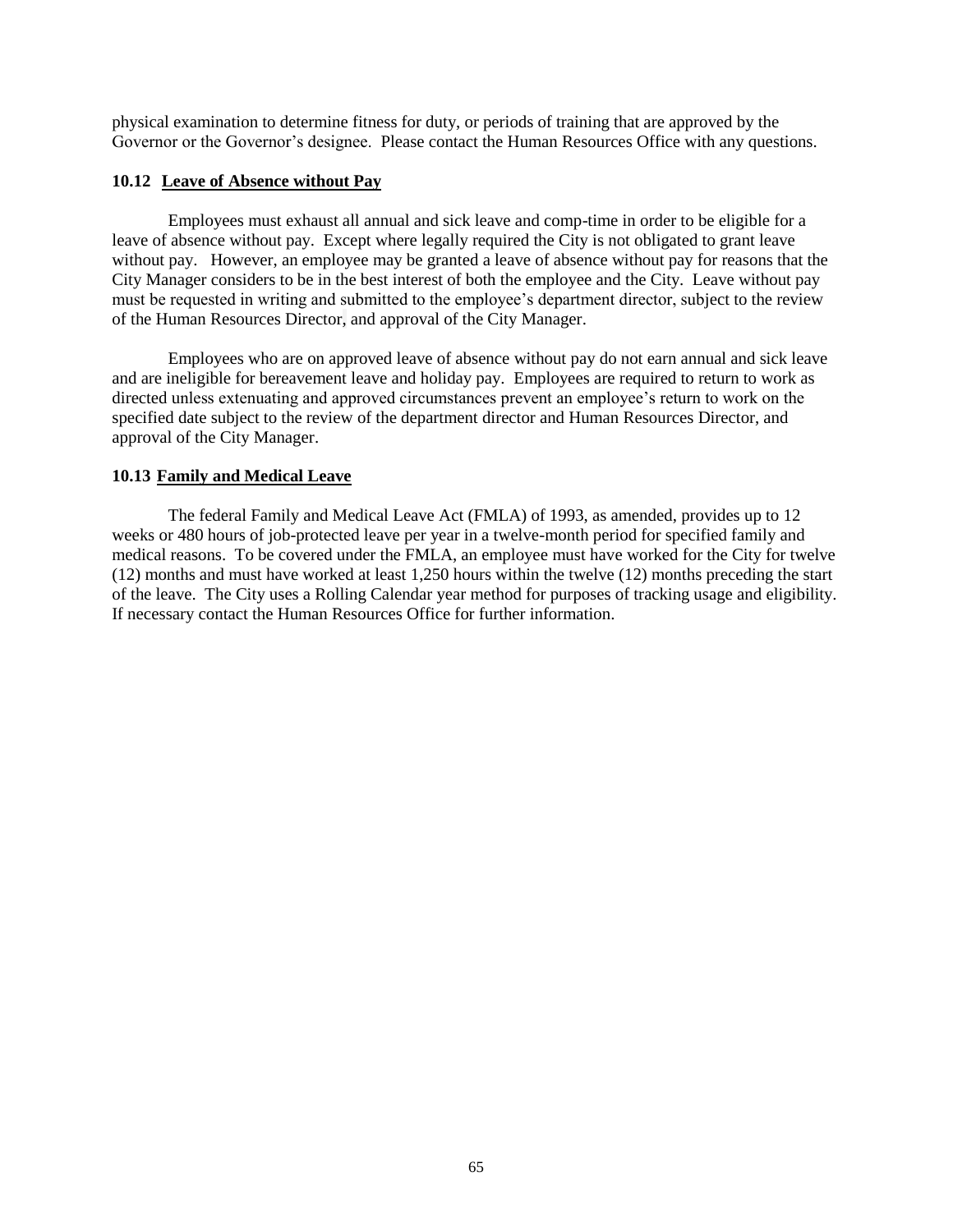physical examination to determine fitness for duty, or periods of training that are approved by the Governor or the Governor's designee. Please contact the Human Resources Office with any questions.

### 10.12 Leave of Absence without Pay

Employees must exhaust all annual and sick leave and comp-time in order to be eligible for a leave of absence without pay. Except where legally required the City is not obligated to grant leave without pay. However, an employee may be granted a leave of absence without pay for reasons that the City Manager considers to be in the best interest of both the employee and the City. Leave without pay must be requested in writing and submitted to the employee's department director, subject to the review of the Human Resources Director, and approval of the City Manager.

Employees who are on approved leave of absence without pay do not earn annual and sick leave and are ineligible for bereavement leave and holiday pay. Employees are required to return to work as directed unless extenuating and approved circumstances prevent an employee's return to work on the specified date subject to the review of the department director and Human Resources Director, and approval of the City Manager.

### 10.13 Family and Medical Leave

The federal Family and Medical Leave Act (FMLA) of 1993, as amended, provides up to 12 weeks or 480 hours of job-protected leave per year in a twelve-month period for specified family and medical reasons. To be covered under the FMLA, an employee must have worked for the City for twelve (12) months and must have worked at least 1,250 hours within the twelve (12) months preceding the start of the leave. The City uses a Rolling Calendar year method for purposes of tracking usage and eligibility. If necessary contact the Human Resources Office for further information.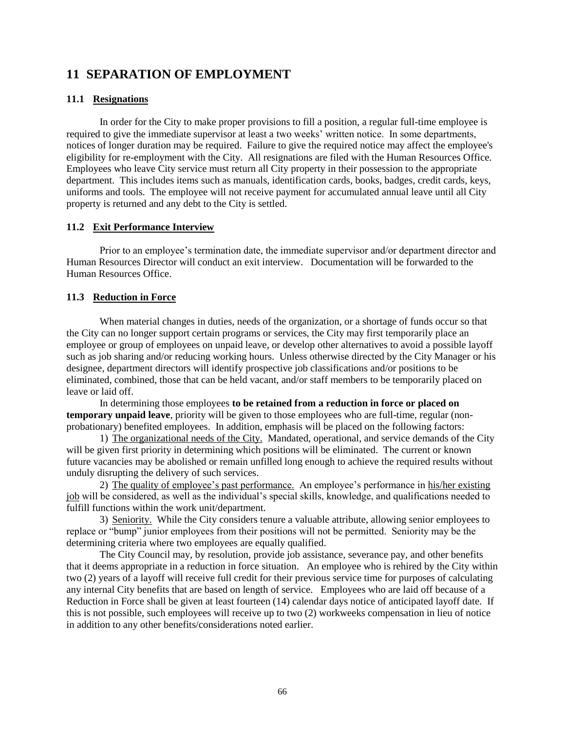# 11 SEPARATION OF EMPLOYMENT

### 11.1 Resignations

In order for the City to make proper provisions to fill a position, a regular full-time employee is required to give the immediate supervisor at least a two weeks' written notice. In some departments, notices of longer duration may be required. Failure to give the required notice may affect the employee's eligibility for re-employment with the City. All resignations are filed with the Human Resources Office. Employees who leave City service must return all City property in their possession to the appropriate department. This includes items such as manuals, identification cards, books, badges, credit cards, keys, uniforms and tools. The employee will not receive payment for accumulated annual leave until all City property is returned and any debt to the City is settled.

### 11.2 Exit Performance Interview

Prior to an employee's termination date, the immediate supervisor and/or department director and Human Resources Director will conduct an exit interview. Documentation will be forwarded to the Human Resources Office.

### 11.3 Reduction in Force

When material changes in duties, needs of the organization, or a shortage of funds occur so that the City can no longer support certain programs or services, the City may first temporarily place an employee or group of employees on unpaid leave, or develop other alternatives to avoid a possible layoff such as job sharing and/or reducing working hours. Unless otherwise directed by the City Manager or his designee, department directors will identify prospective job classifications and/or positions to be eliminated, combined, those that can be held vacant, and/or staff members to be temporarily placed on leave or laid off.

In determining those employees **to be retained from a reduction in force or placed on temporary unpaid leave**, priority will be given to those employees who are full-time, regular (non-probationary) benefited employees. In addition, emphasis will be placed on the following factors:

1) The organizational needs of the City. Mandated, operational, and service demands of the City will be given first priority in determining which positions will be eliminated. The current or known future vacancies may be abolished or remain unfilled long enough to achieve the required results without unduly disrupting the delivery of such services.

2) The quality of employee's past performance. An employee's performance in his/her existing job will be considered, as well as the individual's special skills, knowledge, and qualifications needed to fulfill functions within the work unit/department.

3) Seniority. While the City considers tenure a valuable attribute, allowing senior employees to replace or "bump" junior employees from their positions will not be permitted. Seniority may be the determining criteria where two employees are equally qualified.

The City Council may, by resolution, provide job assistance, severance pay, and other benefits that it deems appropriate in a reduction in force situation. An employee who is rehired by the City within two (2) years of a layoff will receive full credit for their previous service time for purposes of calculating any internal City benefits that are based on length of service. Employees who are laid off because of a Reduction in Force shall be given at least fourteen (14) calendar days notice of anticipated layoff date. If this is not possible, such employees will receive up to two (2) workweeks compensation in lieu of notice in addition to any other benefits/considerations noted earlier.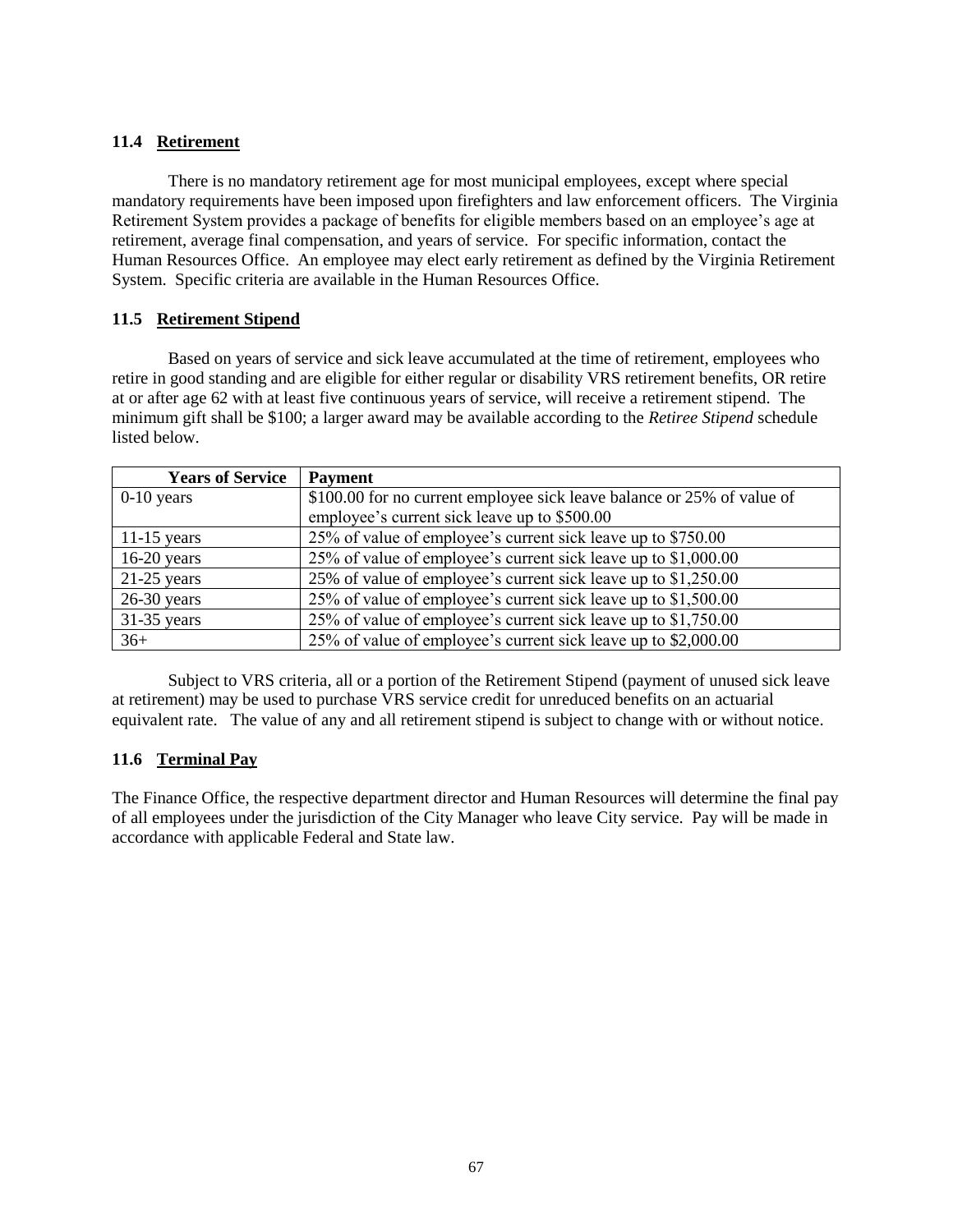### 11.4 Retirement

There is no mandatory retirement age for most municipal employees, except where special mandatory requirements have been imposed upon firefighters and law enforcement officers. The Virginia Retirement System provides a package of benefits for eligible members based on an employee's age at retirement, average final compensation, and years of service. For specific information, contact the Human Resources Office. An employee may elect early retirement as defined by the Virginia Retirement System. Specific criteria are available in the Human Resources Office.

### 11.5 Retirement Stipend

Based on years of service and sick leave accumulated at the time of retirement, employees who retire in good standing and are eligible for either regular or disability VRS retirement benefits, OR retire at or after age 62 with at least five continuous years of service, will receive a retirement stipend. The minimum gift shall be $100; a larger award may be available according to the *Retiree Stipend* schedule listed below.

| Years of Service | Payment |
|---|---|
| 0-10 years | $100.00 for no current employee sick leave balance or 25% of value of employee's current sick leave up to $500.00 |
| 11-15 years | 25% of value of employee's current sick leave up to $750.00 |
| 16-20 years | 25% of value of employee's current sick leave up to $1,000.00 |
| 21-25 years | 25% of value of employee's current sick leave up to $1,250.00 |
| 26-30 years | 25% of value of employee's current sick leave up to $1,500.00 |
| 31-35 years | 25% of value of employee's current sick leave up to $1,750.00 |
| 36+ | 25% of value of employee's current sick leave up to $2,000.00 |

Subject to VRS criteria, all or a portion of the Retirement Stipend (payment of unused sick leave at retirement) may be used to purchase VRS service credit for unreduced benefits on an actuarial equivalent rate. The value of any and all retirement stipend is subject to change with or without notice.

### 11.6 Terminal Pay

The Finance Office, the respective department director and Human Resources will determine the final pay of all employees under the jurisdiction of the City Manager who leave City service. Pay will be made in accordance with applicable Federal and State law.